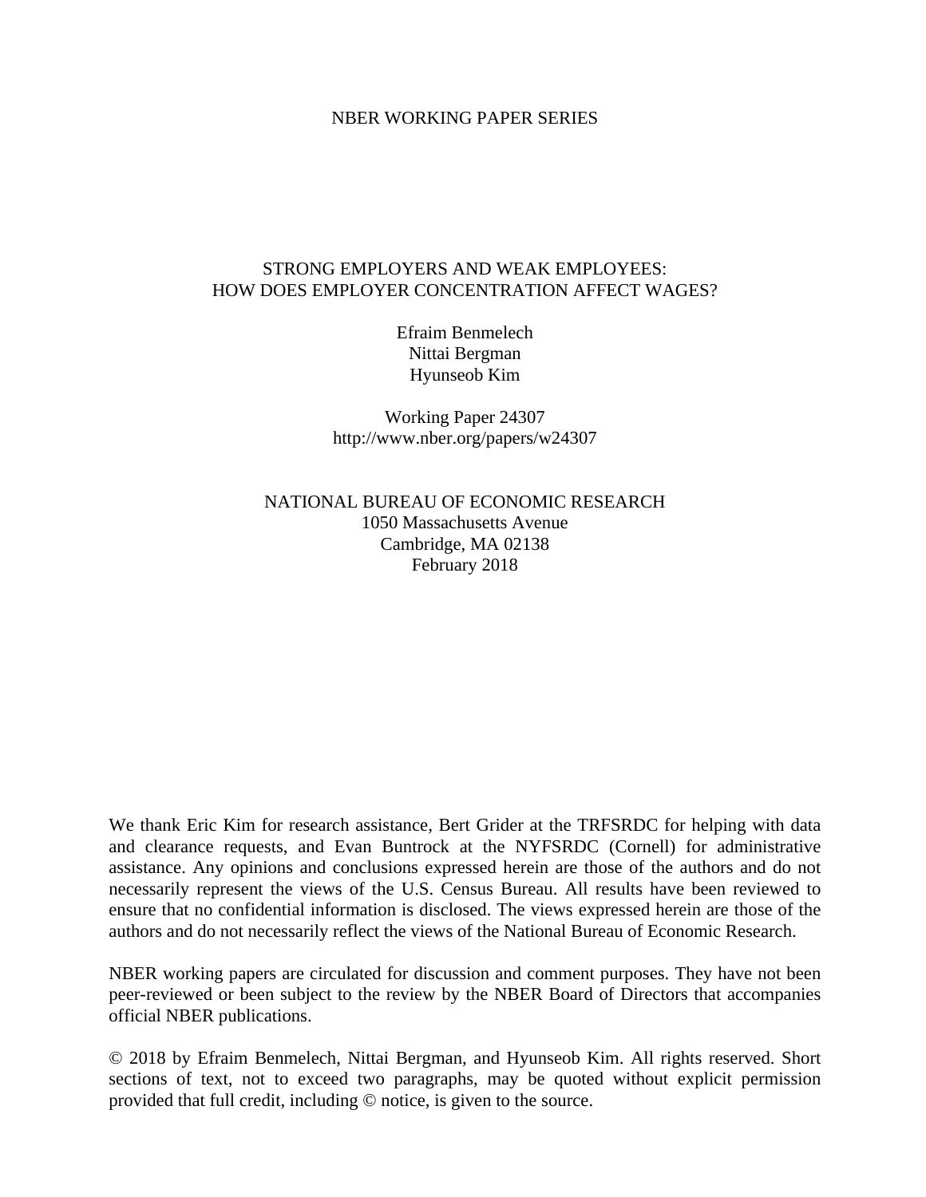NBER WORKING PAPER SERIES

# STRONG EMPLOYERS AND WEAK EMPLOYEES: HOW DOES EMPLOYER CONCENTRATION AFFECT WAGES?

Efraim Benmelech
Nittai Bergman
Hyunseob Kim

Working Paper 24307
http://www.nber.org/papers/w24307

NATIONAL BUREAU OF ECONOMIC RESEARCH
1050 Massachusetts Avenue
Cambridge, MA 02138
February 2018

We thank Eric Kim for research assistance, Bert Grider at the TRFSRDC for helping with data and clearance requests, and Evan Buntrock at the NYFSRDC (Cornell) for administrative assistance. Any opinions and conclusions expressed herein are those of the authors and do not necessarily represent the views of the U.S. Census Bureau. All results have been reviewed to ensure that no confidential information is disclosed. The views expressed herein are those of the authors and do not necessarily reflect the views of the National Bureau of Economic Research.

NBER working papers are circulated for discussion and comment purposes. They have not been peer-reviewed or been subject to the review by the NBER Board of Directors that accompanies official NBER publications.

© 2018 by Efraim Benmelech, Nittai Bergman, and Hyunseob Kim. All rights reserved. Short sections of text, not to exceed two paragraphs, may be quoted without explicit permission provided that full credit, including © notice, is given to the source.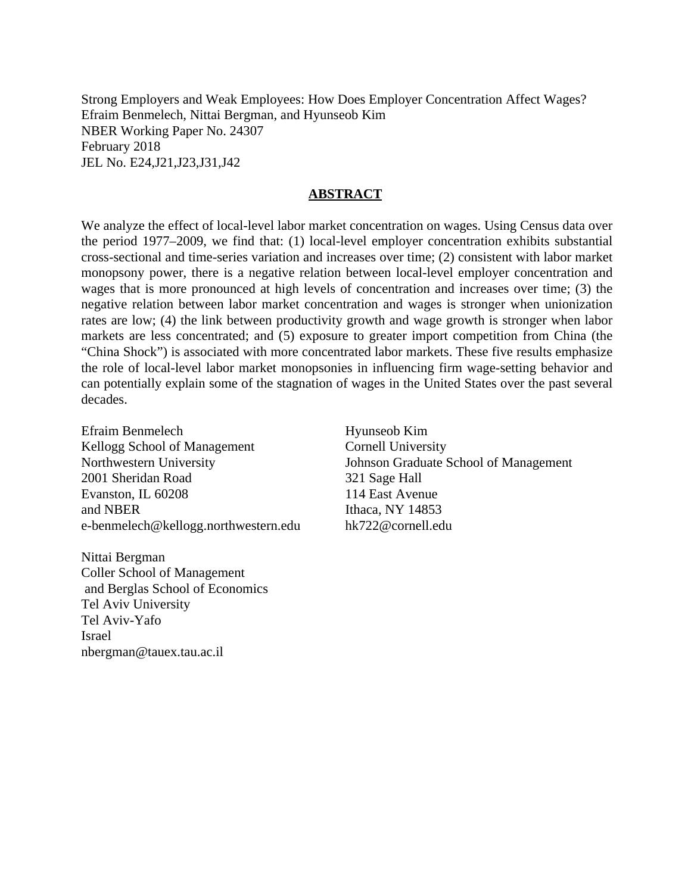Strong Employers and Weak Employees: How Does Employer Concentration Affect Wages?
Efraim Benmelech, Nittai Bergman, and Hyunseob Kim
NBER Working Paper No. 24307
February 2018
JEL No. E24,J21,J23,J31,J42

## ABSTRACT

We analyze the effect of local-level labor market concentration on wages. Using Census data over the period 1977–2009, we find that: (1) local-level employer concentration exhibits substantial cross-sectional and time-series variation and increases over time; (2) consistent with labor market monopsony power, there is a negative relation between local-level employer concentration and wages that is more pronounced at high levels of concentration and increases over time; (3) the negative relation between labor market concentration and wages is stronger when unionization rates are low; (4) the link between productivity growth and wage growth is stronger when labor markets are less concentrated; and (5) exposure to greater import competition from China (the "China Shock") is associated with more concentrated labor markets. These five results emphasize the role of local-level labor market monopsonies in influencing firm wage-setting behavior and can potentially explain some of the stagnation of wages in the United States over the past several decades.

Efraim Benmelech
Kellogg School of Management
Northwestern University
2001 Sheridan Road
Evanston, IL 60208
and NBER
e-benmelech@kellogg.northwestern.edu

Hyunseob Kim
Cornell University
Johnson Graduate School of Management
321 Sage Hall
114 East Avenue
Ithaca, NY 14853
hk722@cornell.edu

Nittai Bergman
Coller School of Management
and Berglas School of Economics
Tel Aviv University
Tel Aviv-Yafo
Israel
nbergman@tauex.tau.ac.il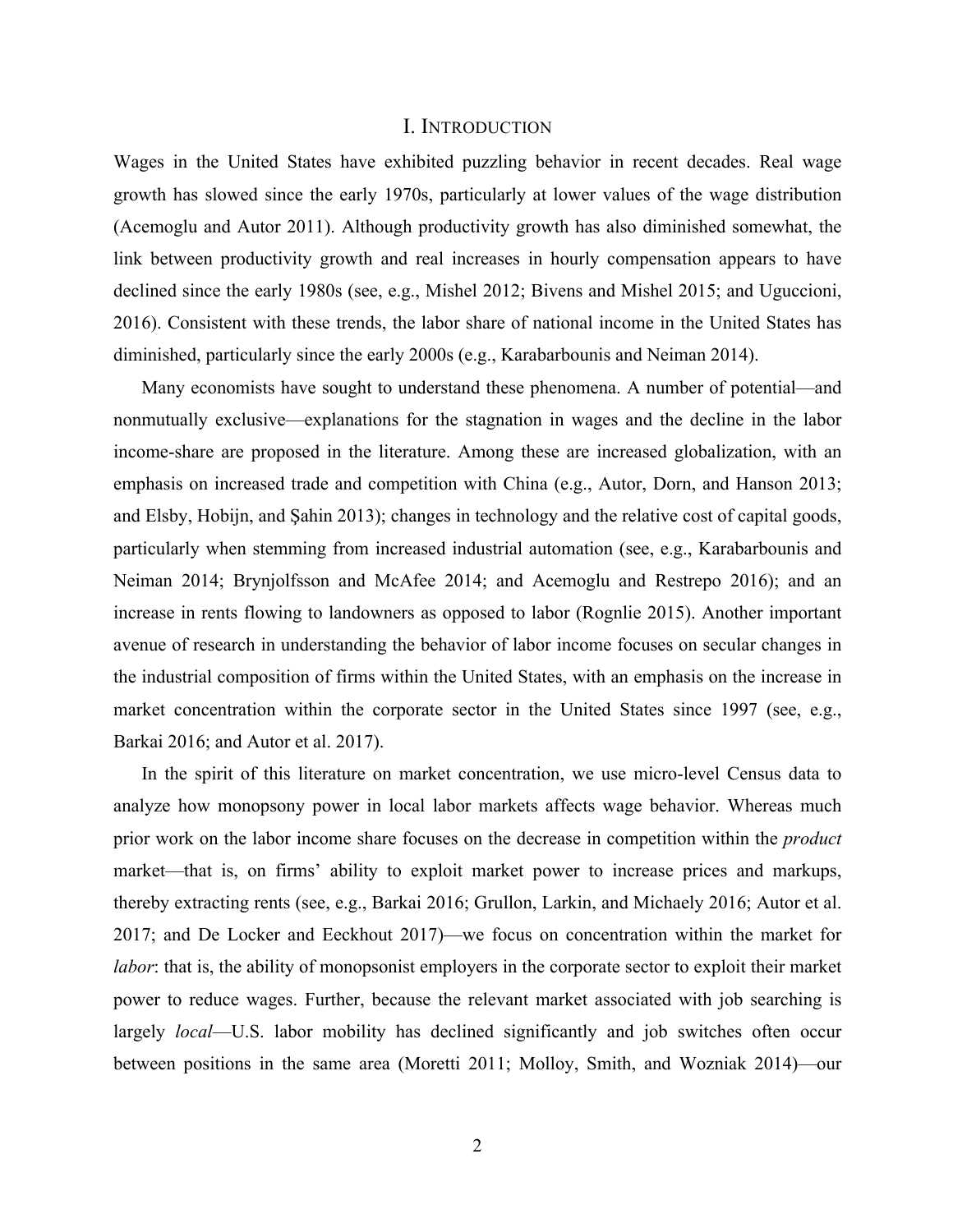# I. Introduction

Wages in the United States have exhibited puzzling behavior in recent decades. Real wage growth has slowed since the early 1970s, particularly at lower values of the wage distribution (Acemoglu and Autor 2011). Although productivity growth has also diminished somewhat, the link between productivity growth and real increases in hourly compensation appears to have declined since the early 1980s (see, e.g., Mishel 2012; Bivens and Mishel 2015; and Uguccioni, 2016). Consistent with these trends, the labor share of national income in the United States has diminished, particularly since the early 2000s (e.g., Karabarbounis and Neiman 2014).

Many economists have sought to understand these phenomena. A number of potential—and nonmutually exclusive—explanations for the stagnation in wages and the decline in the labor income-share are proposed in the literature. Among these are increased globalization, with an emphasis on increased trade and competition with China (e.g., Autor, Dorn, and Hanson 2013; and Elsby, Hobijn, and Şahin 2013); changes in technology and the relative cost of capital goods, particularly when stemming from increased industrial automation (see, e.g., Karabarbounis and Neiman 2014; Brynjolfsson and McAfee 2014; and Acemoglu and Restrepo 2016); and an increase in rents flowing to landowners as opposed to labor (Rognlie 2015). Another important avenue of research in understanding the behavior of labor income focuses on secular changes in the industrial composition of firms within the United States, with an emphasis on the increase in market concentration within the corporate sector in the United States since 1997 (see, e.g., Barkai 2016; and Autor et al. 2017).

In the spirit of this literature on market concentration, we use micro-level Census data to analyze how monopsony power in local labor markets affects wage behavior. Whereas much prior work on the labor income share focuses on the decrease in competition within the *product* market—that is, on firms' ability to exploit market power to increase prices and markups, thereby extracting rents (see, e.g., Barkai 2016; Grullon, Larkin, and Michaely 2016; Autor et al. 2017; and De Locker and Eeckhout 2017)—we focus on concentration within the market for *labor*: that is, the ability of monopsonist employers in the corporate sector to exploit their market power to reduce wages. Further, because the relevant market associated with job searching is largely *local*—U.S. labor mobility has declined significantly and job switches often occur between positions in the same area (Moretti 2011; Molloy, Smith, and Wozniak 2014)—our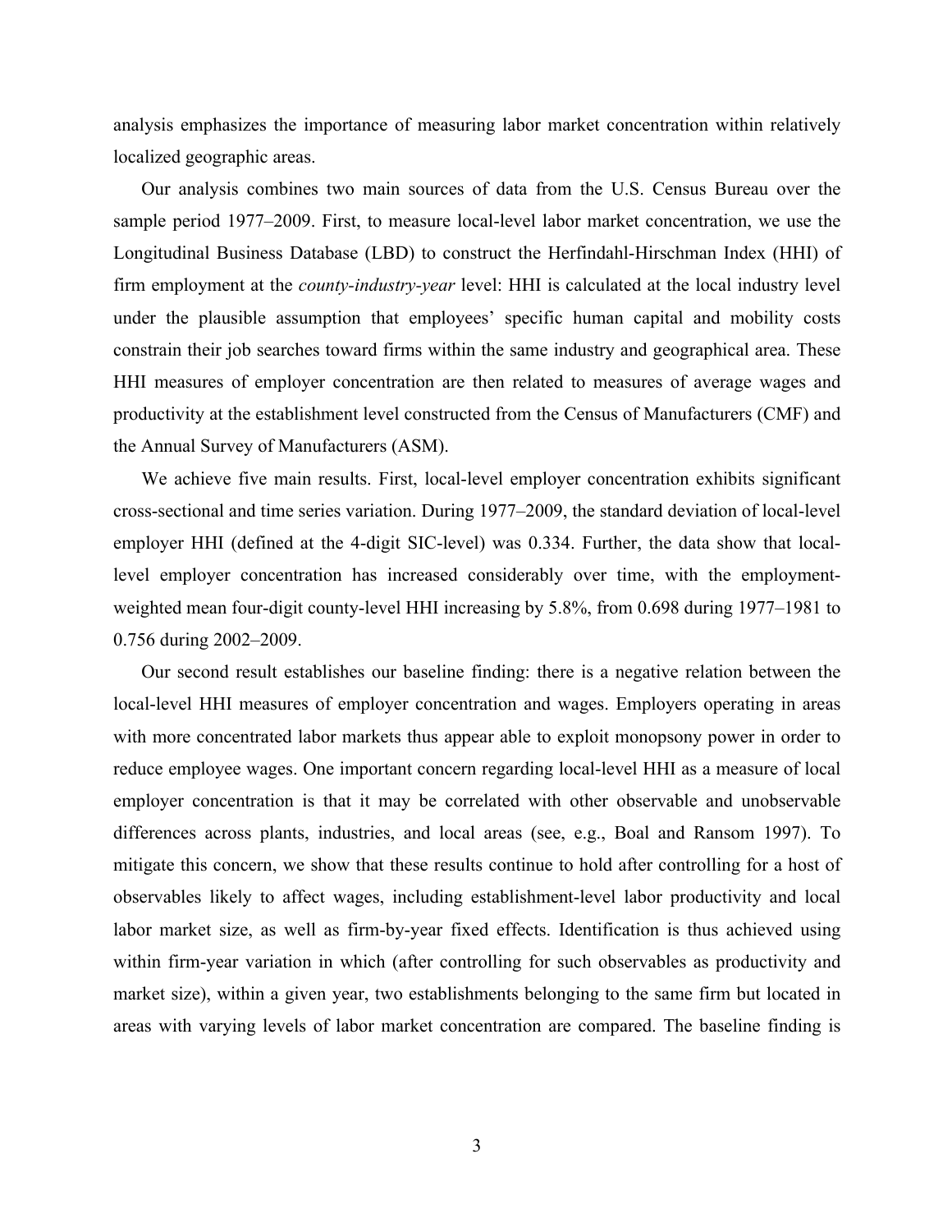analysis emphasizes the importance of measuring labor market concentration within relatively localized geographic areas.

Our analysis combines two main sources of data from the U.S. Census Bureau over the sample period 1977–2009. First, to measure local-level labor market concentration, we use the Longitudinal Business Database (LBD) to construct the Herfindahl-Hirschman Index (HHI) of firm employment at the *county-industry-year* level: HHI is calculated at the local industry level under the plausible assumption that employees' specific human capital and mobility costs constrain their job searches toward firms within the same industry and geographical area. These HHI measures of employer concentration are then related to measures of average wages and productivity at the establishment level constructed from the Census of Manufacturers (CMF) and the Annual Survey of Manufacturers (ASM).

We achieve five main results. First, local-level employer concentration exhibits significant cross-sectional and time series variation. During 1977–2009, the standard deviation of local-level employer HHI (defined at the 4-digit SIC-level) was 0.334. Further, the data show that local-level employer concentration has increased considerably over time, with the employment-weighted mean four-digit county-level HHI increasing by 5.8%, from 0.698 during 1977–1981 to 0.756 during 2002–2009.

Our second result establishes our baseline finding: there is a negative relation between the local-level HHI measures of employer concentration and wages. Employers operating in areas with more concentrated labor markets thus appear able to exploit monopsony power in order to reduce employee wages. One important concern regarding local-level HHI as a measure of local employer concentration is that it may be correlated with other observable and unobservable differences across plants, industries, and local areas (see, e.g., Boal and Ransom 1997). To mitigate this concern, we show that these results continue to hold after controlling for a host of observables likely to affect wages, including establishment-level labor productivity and local labor market size, as well as firm-by-year fixed effects. Identification is thus achieved using within firm-year variation in which (after controlling for such observables as productivity and market size), within a given year, two establishments belonging to the same firm but located in areas with varying levels of labor market concentration are compared. The baseline finding is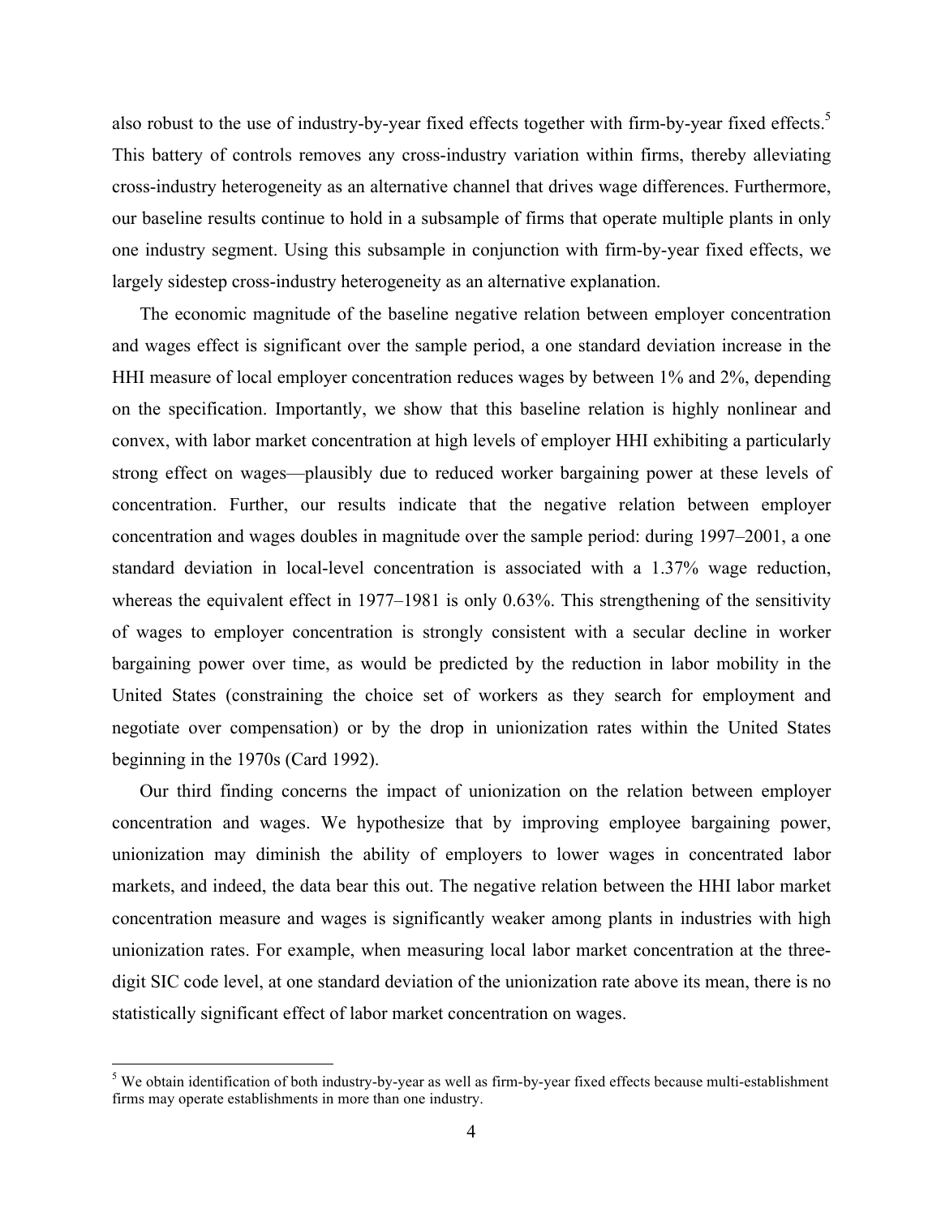also robust to the use of industry-by-year fixed effects together with firm-by-year fixed effects.[5] This battery of controls removes any cross-industry variation within firms, thereby alleviating cross-industry heterogeneity as an alternative channel that drives wage differences. Furthermore, our baseline results continue to hold in a subsample of firms that operate multiple plants in only one industry segment. Using this subsample in conjunction with firm-by-year fixed effects, we largely sidestep cross-industry heterogeneity as an alternative explanation.

The economic magnitude of the baseline negative relation between employer concentration and wages effect is significant over the sample period, a one standard deviation increase in the HHI measure of local employer concentration reduces wages by between 1% and 2%, depending on the specification. Importantly, we show that this baseline relation is highly nonlinear and convex, with labor market concentration at high levels of employer HHI exhibiting a particularly strong effect on wages—plausibly due to reduced worker bargaining power at these levels of concentration. Further, our results indicate that the negative relation between employer concentration and wages doubles in magnitude over the sample period: during 1997–2001, a one standard deviation in local-level concentration is associated with a 1.37% wage reduction, whereas the equivalent effect in 1977–1981 is only 0.63%. This strengthening of the sensitivity of wages to employer concentration is strongly consistent with a secular decline in worker bargaining power over time, as would be predicted by the reduction in labor mobility in the United States (constraining the choice set of workers as they search for employment and negotiate over compensation) or by the drop in unionization rates within the United States beginning in the 1970s (Card 1992).

Our third finding concerns the impact of unionization on the relation between employer concentration and wages. We hypothesize that by improving employee bargaining power, unionization may diminish the ability of employers to lower wages in concentrated labor markets, and indeed, the data bear this out. The negative relation between the HHI labor market concentration measure and wages is significantly weaker among plants in industries with high unionization rates. For example, when measuring local labor market concentration at the three-digit SIC code level, at one standard deviation of the unionization rate above its mean, there is no statistically significant effect of labor market concentration on wages.

[5] We obtain identification of both industry-by-year as well as firm-by-year fixed effects because multi-establishment firms may operate establishments in more than one industry.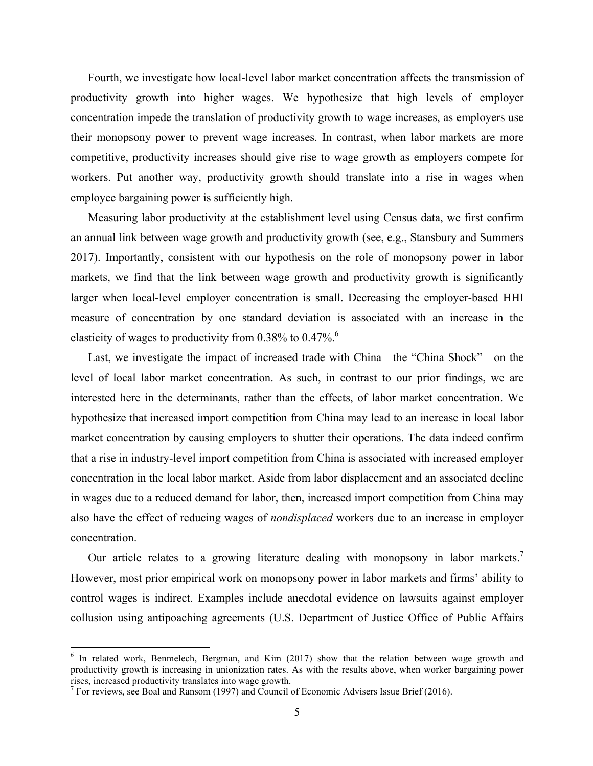Fourth, we investigate how local-level labor market concentration affects the transmission of productivity growth into higher wages. We hypothesize that high levels of employer concentration impede the translation of productivity growth to wage increases, as employers use their monopsony power to prevent wage increases. In contrast, when labor markets are more competitive, productivity increases should give rise to wage growth as employers compete for workers. Put another way, productivity growth should translate into a rise in wages when employee bargaining power is sufficiently high.

Measuring labor productivity at the establishment level using Census data, we first confirm an annual link between wage growth and productivity growth (see, e.g., Stansbury and Summers 2017). Importantly, consistent with our hypothesis on the role of monopsony power in labor markets, we find that the link between wage growth and productivity growth is significantly larger when local-level employer concentration is small. Decreasing the employer-based HHI measure of concentration by one standard deviation is associated with an increase in the elasticity of wages to productivity from 0.38% to 0.47%.[6]

Last, we investigate the impact of increased trade with China—the "China Shock"—on the level of local labor market concentration. As such, in contrast to our prior findings, we are interested here in the determinants, rather than the effects, of labor market concentration. We hypothesize that increased import competition from China may lead to an increase in local labor market concentration by causing employers to shutter their operations. The data indeed confirm that a rise in industry-level import competition from China is associated with increased employer concentration in the local labor market. Aside from labor displacement and an associated decline in wages due to a reduced demand for labor, then, increased import competition from China may also have the effect of reducing wages of *nondisplaced* workers due to an increase in employer concentration.

Our article relates to a growing literature dealing with monopsony in labor markets.[7] However, most prior empirical work on monopsony power in labor markets and firms' ability to control wages is indirect. Examples include anecdotal evidence on lawsuits against employer collusion using antipoaching agreements (U.S. Department of Justice Office of Public Affairs

[6] In related work, Benmelech, Bergman, and Kim (2017) show that the relation between wage growth and productivity growth is increasing in unionization rates. As with the results above, when worker bargaining power rises, increased productivity translates into wage growth.

[7] For reviews, see Boal and Ransom (1997) and Council of Economic Advisers Issue Brief (2016).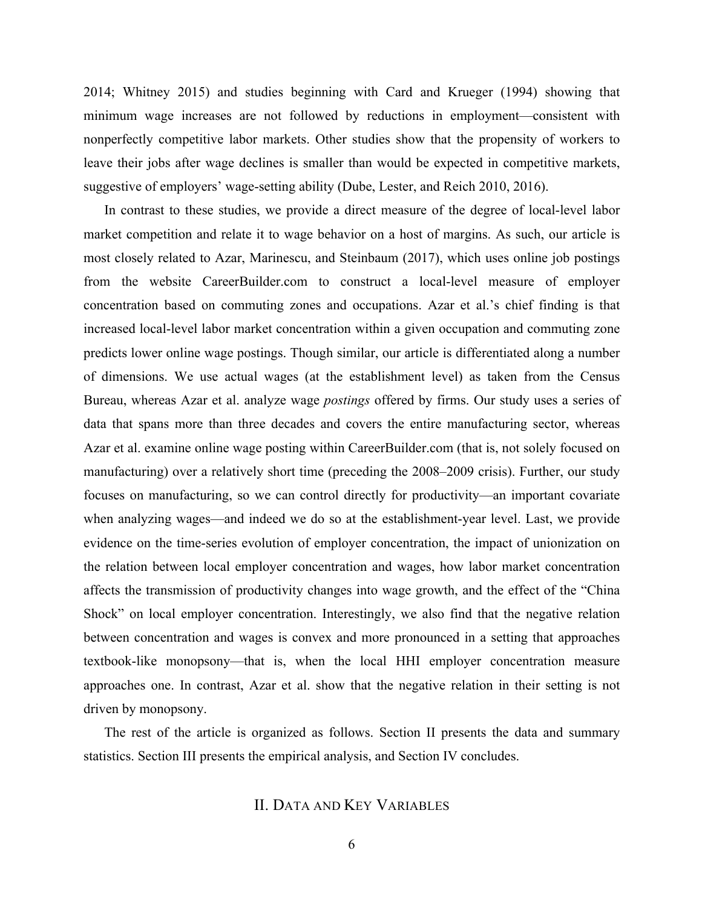2014; Whitney 2015) and studies beginning with Card and Krueger (1994) showing that minimum wage increases are not followed by reductions in employment—consistent with nonperfectly competitive labor markets. Other studies show that the propensity of workers to leave their jobs after wage declines is smaller than would be expected in competitive markets, suggestive of employers' wage-setting ability (Dube, Lester, and Reich 2010, 2016).

In contrast to these studies, we provide a direct measure of the degree of local-level labor market competition and relate it to wage behavior on a host of margins. As such, our article is most closely related to Azar, Marinescu, and Steinbaum (2017), which uses online job postings from the website CareerBuilder.com to construct a local-level measure of employer concentration based on commuting zones and occupations. Azar et al.'s chief finding is that increased local-level labor market concentration within a given occupation and commuting zone predicts lower online wage postings. Though similar, our article is differentiated along a number of dimensions. We use actual wages (at the establishment level) as taken from the Census Bureau, whereas Azar et al. analyze wage *postings* offered by firms. Our study uses a series of data that spans more than three decades and covers the entire manufacturing sector, whereas Azar et al. examine online wage posting within CareerBuilder.com (that is, not solely focused on manufacturing) over a relatively short time (preceding the 2008–2009 crisis). Further, our study focuses on manufacturing, so we can control directly for productivity—an important covariate when analyzing wages—and indeed we do so at the establishment-year level. Last, we provide evidence on the time-series evolution of employer concentration, the impact of unionization on the relation between local employer concentration and wages, how labor market concentration affects the transmission of productivity changes into wage growth, and the effect of the "China Shock" on local employer concentration. Interestingly, we also find that the negative relation between concentration and wages is convex and more pronounced in a setting that approaches textbook-like monopsony—that is, when the local HHI employer concentration measure approaches one. In contrast, Azar et al. show that the negative relation in their setting is not driven by monopsony.

The rest of the article is organized as follows. Section II presents the data and summary statistics. Section III presents the empirical analysis, and Section IV concludes.

## II. Data and Key Variables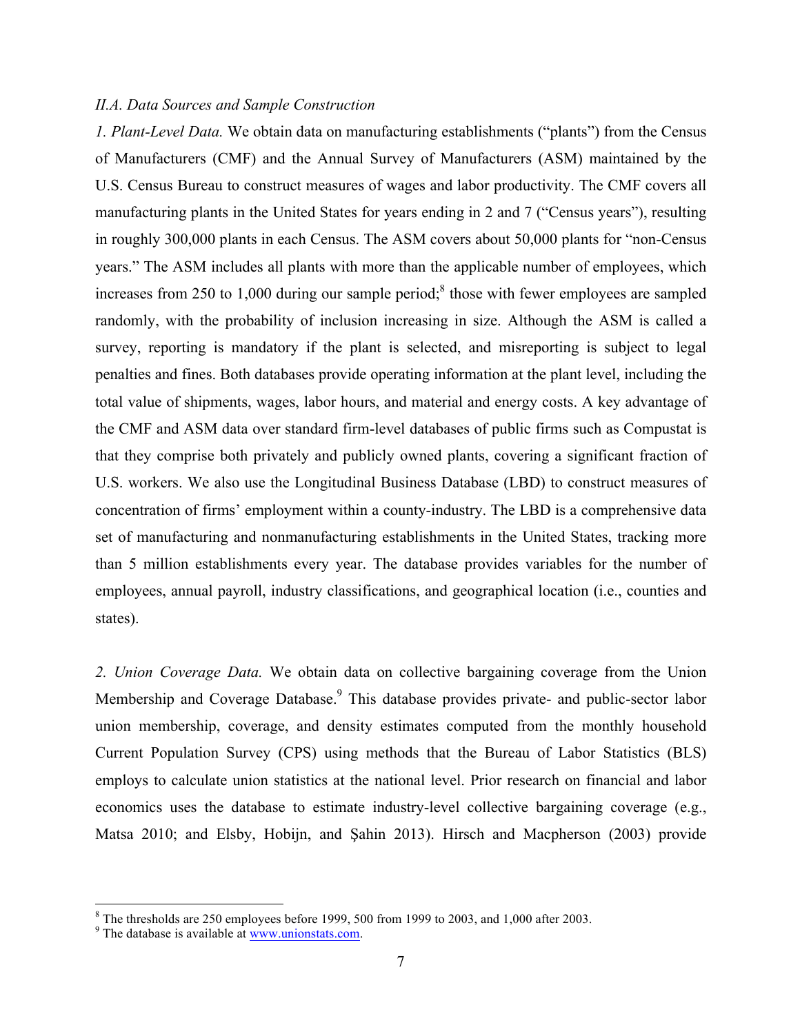*II.A. Data Sources and Sample Construction*

*1. Plant-Level Data.* We obtain data on manufacturing establishments ("plants") from the Census of Manufacturers (CMF) and the Annual Survey of Manufacturers (ASM) maintained by the U.S. Census Bureau to construct measures of wages and labor productivity. The CMF covers all manufacturing plants in the United States for years ending in 2 and 7 ("Census years"), resulting in roughly 300,000 plants in each Census. The ASM covers about 50,000 plants for "non-Census years." The ASM includes all plants with more than the applicable number of employees, which increases from 250 to 1,000 during our sample period;[8] those with fewer employees are sampled randomly, with the probability of inclusion increasing in size. Although the ASM is called a survey, reporting is mandatory if the plant is selected, and misreporting is subject to legal penalties and fines. Both databases provide operating information at the plant level, including the total value of shipments, wages, labor hours, and material and energy costs. A key advantage of the CMF and ASM data over standard firm-level databases of public firms such as Compustat is that they comprise both privately and publicly owned plants, covering a significant fraction of U.S. workers. We also use the Longitudinal Business Database (LBD) to construct measures of concentration of firms' employment within a county-industry. The LBD is a comprehensive data set of manufacturing and nonmanufacturing establishments in the United States, tracking more than 5 million establishments every year. The database provides variables for the number of employees, annual payroll, industry classifications, and geographical location (i.e., counties and states).

*2. Union Coverage Data.* We obtain data on collective bargaining coverage from the Union Membership and Coverage Database.[9] This database provides private- and public-sector labor union membership, coverage, and density estimates computed from the monthly household Current Population Survey (CPS) using methods that the Bureau of Labor Statistics (BLS) employs to calculate union statistics at the national level. Prior research on financial and labor economics uses the database to estimate industry-level collective bargaining coverage (e.g., Matsa 2010; and Elsby, Hobijn, and Şahin 2013). Hirsch and Macpherson (2003) provide

---

[8] The thresholds are 250 employees before 1999, 500 from 1999 to 2003, and 1,000 after 2003.

[9] The database is available at www.unionstats.com.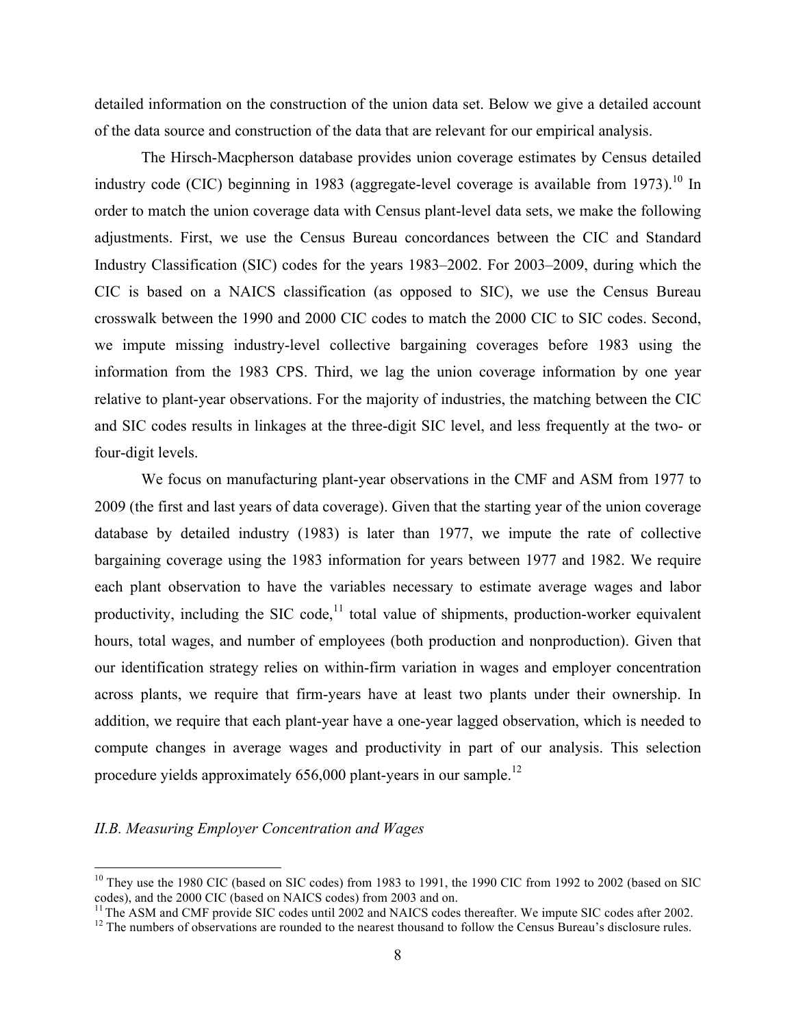detailed information on the construction of the union data set. Below we give a detailed account of the data source and construction of the data that are relevant for our empirical analysis.

The Hirsch-Macpherson database provides union coverage estimates by Census detailed industry code (CIC) beginning in 1983 (aggregate-level coverage is available from 1973).[10] In order to match the union coverage data with Census plant-level data sets, we make the following adjustments. First, we use the Census Bureau concordances between the CIC and Standard Industry Classification (SIC) codes for the years 1983–2002. For 2003–2009, during which the CIC is based on a NAICS classification (as opposed to SIC), we use the Census Bureau crosswalk between the 1990 and 2000 CIC codes to match the 2000 CIC to SIC codes. Second, we impute missing industry-level collective bargaining coverages before 1983 using the information from the 1983 CPS. Third, we lag the union coverage information by one year relative to plant-year observations. For the majority of industries, the matching between the CIC and SIC codes results in linkages at the three-digit SIC level, and less frequently at the two- or four-digit levels.

We focus on manufacturing plant-year observations in the CMF and ASM from 1977 to 2009 (the first and last years of data coverage). Given that the starting year of the union coverage database by detailed industry (1983) is later than 1977, we impute the rate of collective bargaining coverage using the 1983 information for years between 1977 and 1982. We require each plant observation to have the variables necessary to estimate average wages and labor productivity, including the SIC code,[11] total value of shipments, production-worker equivalent hours, total wages, and number of employees (both production and nonproduction). Given that our identification strategy relies on within-firm variation in wages and employer concentration across plants, we require that firm-years have at least two plants under their ownership. In addition, we require that each plant-year have a one-year lagged observation, which is needed to compute changes in average wages and productivity in part of our analysis. This selection procedure yields approximately 656,000 plant-years in our sample.[12]

### *II.B. Measuring Employer Concentration and Wages*

---

[10] They use the 1980 CIC (based on SIC codes) from 1983 to 1991, the 1990 CIC from 1992 to 2002 (based on SIC codes), and the 2000 CIC (based on NAICS codes) from 2003 and on.

[11] The ASM and CMF provide SIC codes until 2002 and NAICS codes thereafter. We impute SIC codes after 2002.

[12] The numbers of observations are rounded to the nearest thousand to follow the Census Bureau's disclosure rules.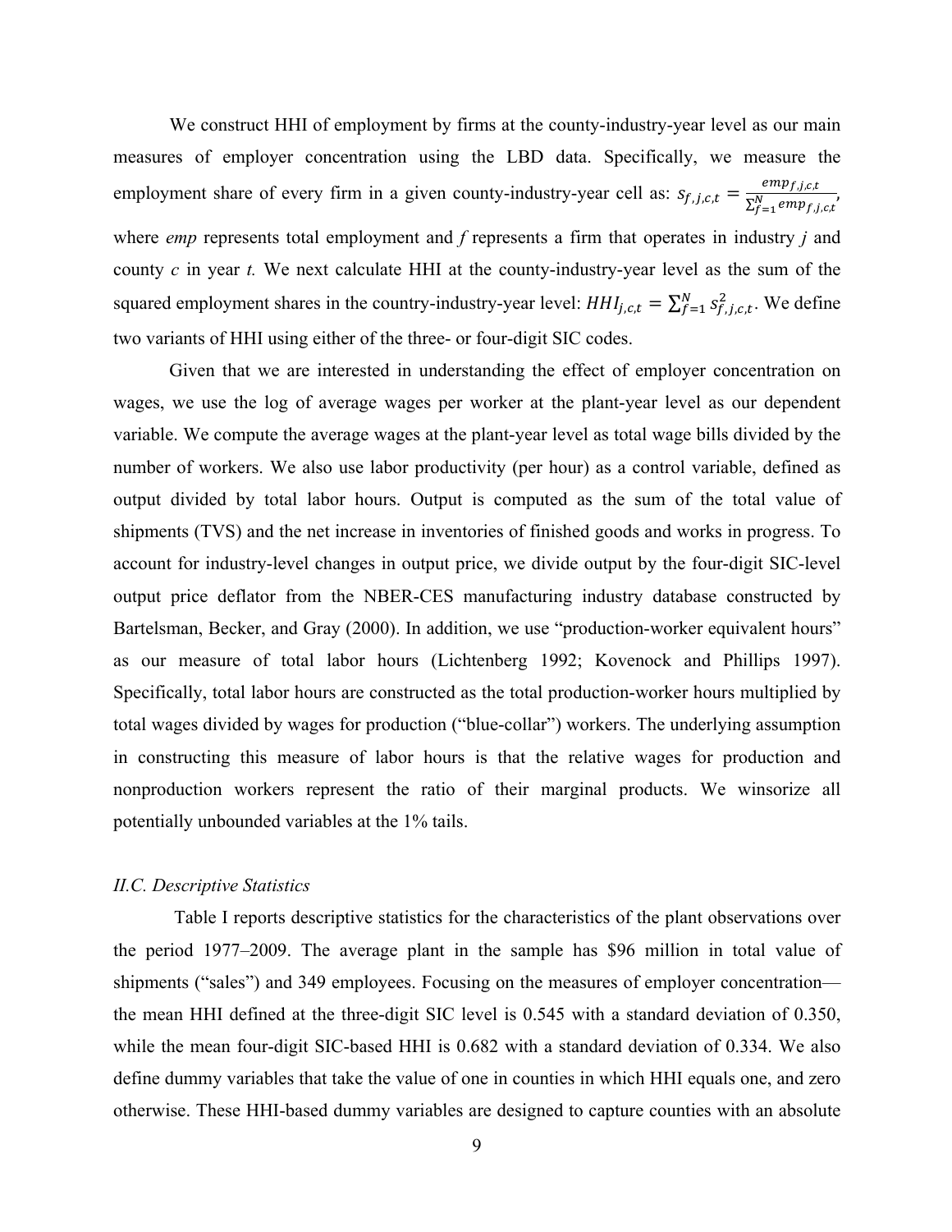We construct HHI of employment by firms at the county-industry-year level as our main measures of employer concentration using the LBD data. Specifically, we measure the employment share of every firm in a given county-industry-year cell as: $s_{f,j,c,t} = \frac{emp_{f,j,c,t}}{\sum_{f=1}^{N} emp_{f,j,c,t}}$, where *emp* represents total employment and *f* represents a firm that operates in industry *j* and county *c* in year *t.* We next calculate HHI at the county-industry-year level as the sum of the squared employment shares in the country-industry-year level: $HHI_{j,c,t} = \sum_{f=1}^{N} s_{f,j,c,t}^{2}$. We define two variants of HHI using either of the three- or four-digit SIC codes.

Given that we are interested in understanding the effect of employer concentration on wages, we use the log of average wages per worker at the plant-year level as our dependent variable. We compute the average wages at the plant-year level as total wage bills divided by the number of workers. We also use labor productivity (per hour) as a control variable, defined as output divided by total labor hours. Output is computed as the sum of the total value of shipments (TVS) and the net increase in inventories of finished goods and works in progress. To account for industry-level changes in output price, we divide output by the four-digit SIC-level output price deflator from the NBER-CES manufacturing industry database constructed by Bartelsman, Becker, and Gray (2000). In addition, we use "production-worker equivalent hours" as our measure of total labor hours (Lichtenberg 1992; Kovenock and Phillips 1997). Specifically, total labor hours are constructed as the total production-worker hours multiplied by total wages divided by wages for production ("blue-collar") workers. The underlying assumption in constructing this measure of labor hours is that the relative wages for production and nonproduction workers represent the ratio of their marginal products. We winsorize all potentially unbounded variables at the 1% tails.

### *II.C. Descriptive Statistics*

Table I reports descriptive statistics for the characteristics of the plant observations over the period 1977–2009. The average plant in the sample has \$96 million in total value of shipments ("sales") and 349 employees. Focusing on the measures of employer concentration—the mean HHI defined at the three-digit SIC level is 0.545 with a standard deviation of 0.350, while the mean four-digit SIC-based HHI is 0.682 with a standard deviation of 0.334. We also define dummy variables that take the value of one in counties in which HHI equals one, and zero otherwise. These HHI-based dummy variables are designed to capture counties with an absolute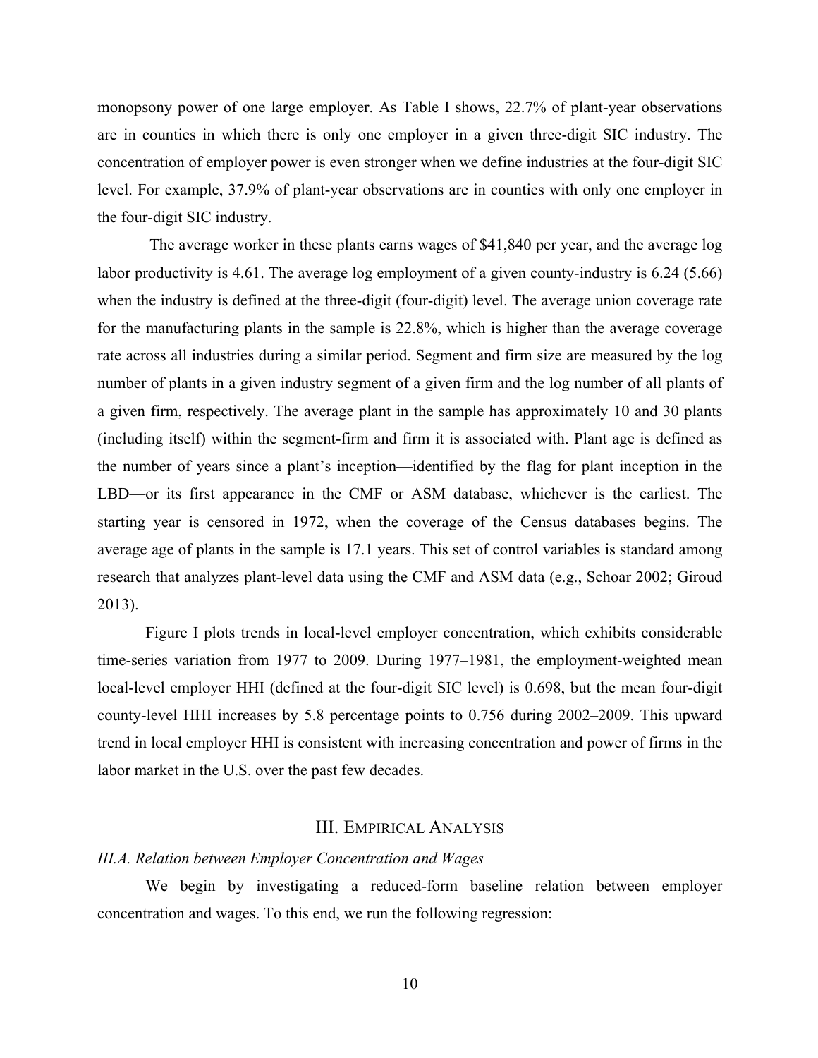monopsony power of one large employer. As Table I shows, 22.7% of plant-year observations are in counties in which there is only one employer in a given three-digit SIC industry. The concentration of employer power is even stronger when we define industries at the four-digit SIC level. For example, 37.9% of plant-year observations are in counties with only one employer in the four-digit SIC industry.

The average worker in these plants earns wages of $41,840 per year, and the average log labor productivity is 4.61. The average log employment of a given county-industry is 6.24 (5.66) when the industry is defined at the three-digit (four-digit) level. The average union coverage rate for the manufacturing plants in the sample is 22.8%, which is higher than the average coverage rate across all industries during a similar period. Segment and firm size are measured by the log number of plants in a given industry segment of a given firm and the log number of all plants of a given firm, respectively. The average plant in the sample has approximately 10 and 30 plants (including itself) within the segment-firm and firm it is associated with. Plant age is defined as the number of years since a plant's inception—identified by the flag for plant inception in the LBD—or its first appearance in the CMF or ASM database, whichever is the earliest. The starting year is censored in 1972, when the coverage of the Census databases begins. The average age of plants in the sample is 17.1 years. This set of control variables is standard among research that analyzes plant-level data using the CMF and ASM data (e.g., Schoar 2002; Giroud 2013).

Figure I plots trends in local-level employer concentration, which exhibits considerable time-series variation from 1977 to 2009. During 1977–1981, the employment-weighted mean local-level employer HHI (defined at the four-digit SIC level) is 0.698, but the mean four-digit county-level HHI increases by 5.8 percentage points to 0.756 during 2002–2009. This upward trend in local employer HHI is consistent with increasing concentration and power of firms in the labor market in the U.S. over the past few decades.

## III. Empirical Analysis

### *III.A. Relation between Employer Concentration and Wages*

We begin by investigating a reduced-form baseline relation between employer concentration and wages. To this end, we run the following regression: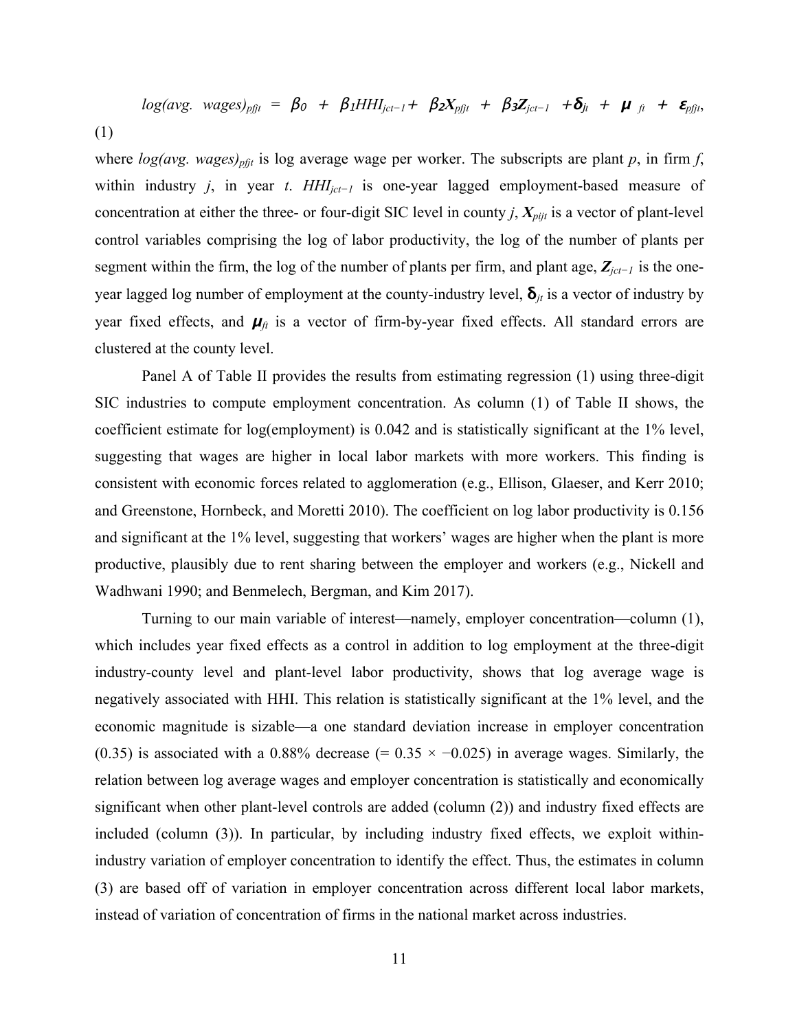$$log(avg.\ wages)_{pfjt} = \beta_0 + \beta_1 HHI_{jct-1} + \beta_2 \boldsymbol{X}_{pfjt} + \beta_3 \boldsymbol{Z}_{jct-1} + \boldsymbol{\delta}_{jt} + \boldsymbol{\mu}_{ft} + \boldsymbol{\varepsilon}_{pfjt}, \quad (1)$$

where $log(avg.\ wages)_{pfjt}$ is log average wage per worker. The subscripts are plant *p*, in firm *f*, within industry *j*, in year *t*. $HHI_{jct-1}$ is one-year lagged employment-based measure of concentration at either the three- or four-digit SIC level in county *j*, $\boldsymbol{X}_{pijt}$ is a vector of plant-level control variables comprising the log of labor productivity, the log of the number of plants per segment within the firm, the log of the number of plants per firm, and plant age, $\boldsymbol{Z}_{jct-1}$ is the one-year lagged log number of employment at the county-industry level, $\boldsymbol{\delta}_{jt}$ is a vector of industry by year fixed effects, and $\boldsymbol{\mu}_{ft}$ is a vector of firm-by-year fixed effects. All standard errors are clustered at the county level.

Panel A of Table II provides the results from estimating regression (1) using three-digit SIC industries to compute employment concentration. As column (1) of Table II shows, the coefficient estimate for log(employment) is 0.042 and is statistically significant at the 1% level, suggesting that wages are higher in local labor markets with more workers. This finding is consistent with economic forces related to agglomeration (e.g., Ellison, Glaeser, and Kerr 2010; and Greenstone, Hornbeck, and Moretti 2010). The coefficient on log labor productivity is 0.156 and significant at the 1% level, suggesting that workers' wages are higher when the plant is more productive, plausibly due to rent sharing between the employer and workers (e.g., Nickell and Wadhwani 1990; and Benmelech, Bergman, and Kim 2017).

Turning to our main variable of interest—namely, employer concentration—column (1), which includes year fixed effects as a control in addition to log employment at the three-digit industry-county level and plant-level labor productivity, shows that log average wage is negatively associated with HHI. This relation is statistically significant at the 1% level, and the economic magnitude is sizable—a one standard deviation increase in employer concentration (0.35) is associated with a 0.88% decrease (= 0.35 × −0.025) in average wages. Similarly, the relation between log average wages and employer concentration is statistically and economically significant when other plant-level controls are added (column (2)) and industry fixed effects are included (column (3)). In particular, by including industry fixed effects, we exploit within-industry variation of employer concentration to identify the effect. Thus, the estimates in column (3) are based off of variation in employer concentration across different local labor markets, instead of variation of concentration of firms in the national market across industries.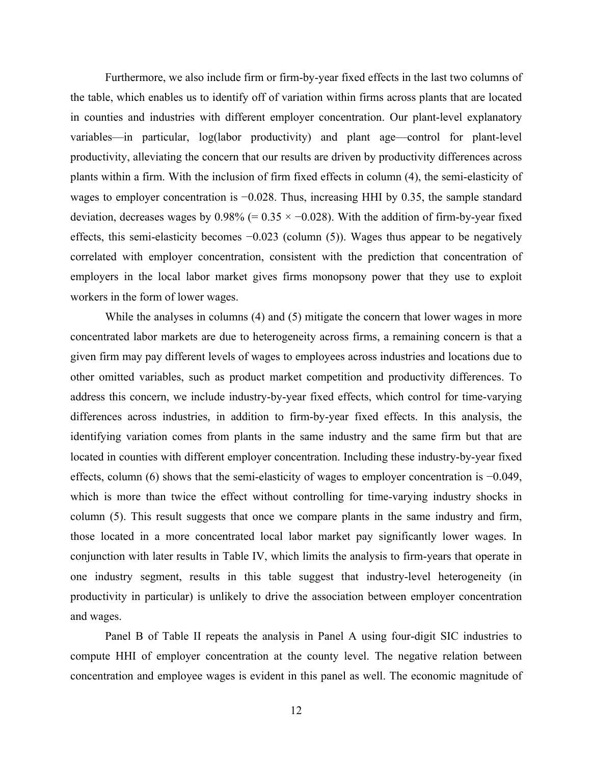Furthermore, we also include firm or firm-by-year fixed effects in the last two columns of the table, which enables us to identify off of variation within firms across plants that are located in counties and industries with different employer concentration. Our plant-level explanatory variables—in particular, log(labor productivity) and plant age—control for plant-level productivity, alleviating the concern that our results are driven by productivity differences across plants within a firm. With the inclusion of firm fixed effects in column (4), the semi-elasticity of wages to employer concentration is −0.028. Thus, increasing HHI by 0.35, the sample standard deviation, decreases wages by 0.98% (= 0.35 × −0.028). With the addition of firm-by-year fixed effects, this semi-elasticity becomes −0.023 (column (5)). Wages thus appear to be negatively correlated with employer concentration, consistent with the prediction that concentration of employers in the local labor market gives firms monopsony power that they use to exploit workers in the form of lower wages.

While the analyses in columns (4) and (5) mitigate the concern that lower wages in more concentrated labor markets are due to heterogeneity across firms, a remaining concern is that a given firm may pay different levels of wages to employees across industries and locations due to other omitted variables, such as product market competition and productivity differences. To address this concern, we include industry-by-year fixed effects, which control for time-varying differences across industries, in addition to firm-by-year fixed effects. In this analysis, the identifying variation comes from plants in the same industry and the same firm but that are located in counties with different employer concentration. Including these industry-by-year fixed effects, column (6) shows that the semi-elasticity of wages to employer concentration is −0.049, which is more than twice the effect without controlling for time-varying industry shocks in column (5). This result suggests that once we compare plants in the same industry and firm, those located in a more concentrated local labor market pay significantly lower wages. In conjunction with later results in Table IV, which limits the analysis to firm-years that operate in one industry segment, results in this table suggest that industry-level heterogeneity (in productivity in particular) is unlikely to drive the association between employer concentration and wages.

Panel B of Table II repeats the analysis in Panel A using four-digit SIC industries to compute HHI of employer concentration at the county level. The negative relation between concentration and employee wages is evident in this panel as well. The economic magnitude of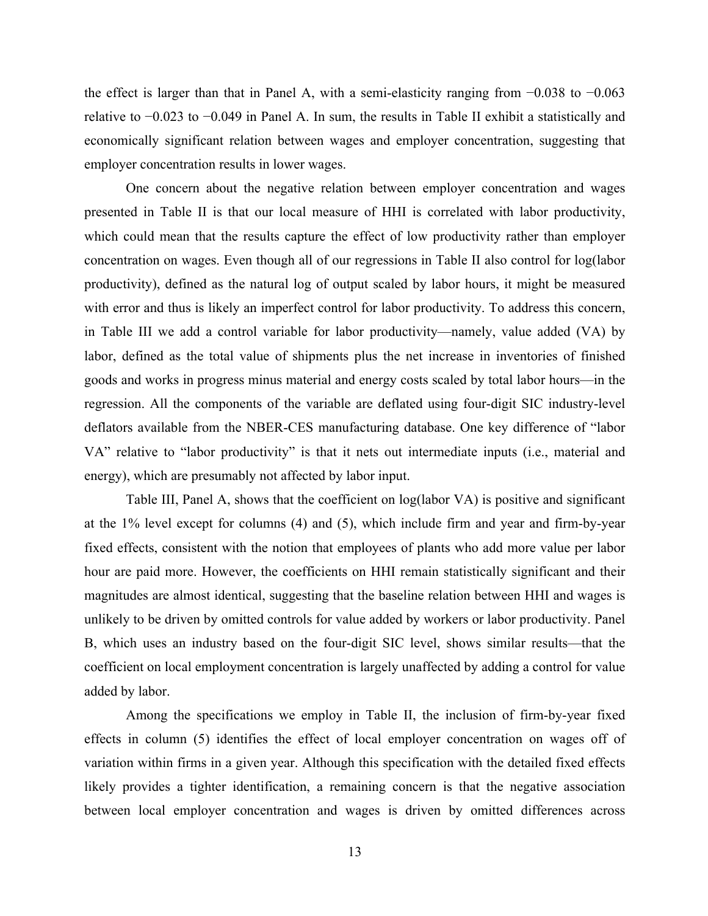the effect is larger than that in Panel A, with a semi-elasticity ranging from −0.038 to −0.063 relative to −0.023 to −0.049 in Panel A. In sum, the results in Table II exhibit a statistically and economically significant relation between wages and employer concentration, suggesting that employer concentration results in lower wages.

One concern about the negative relation between employer concentration and wages presented in Table II is that our local measure of HHI is correlated with labor productivity, which could mean that the results capture the effect of low productivity rather than employer concentration on wages. Even though all of our regressions in Table II also control for log(labor productivity), defined as the natural log of output scaled by labor hours, it might be measured with error and thus is likely an imperfect control for labor productivity. To address this concern, in Table III we add a control variable for labor productivity—namely, value added (VA) by labor, defined as the total value of shipments plus the net increase in inventories of finished goods and works in progress minus material and energy costs scaled by total labor hours—in the regression. All the components of the variable are deflated using four-digit SIC industry-level deflators available from the NBER-CES manufacturing database. One key difference of "labor VA" relative to "labor productivity" is that it nets out intermediate inputs (i.e., material and energy), which are presumably not affected by labor input.

Table III, Panel A, shows that the coefficient on log(labor VA) is positive and significant at the 1% level except for columns (4) and (5), which include firm and year and firm-by-year fixed effects, consistent with the notion that employees of plants who add more value per labor hour are paid more. However, the coefficients on HHI remain statistically significant and their magnitudes are almost identical, suggesting that the baseline relation between HHI and wages is unlikely to be driven by omitted controls for value added by workers or labor productivity. Panel B, which uses an industry based on the four-digit SIC level, shows similar results—that the coefficient on local employment concentration is largely unaffected by adding a control for value added by labor.

Among the specifications we employ in Table II, the inclusion of firm-by-year fixed effects in column (5) identifies the effect of local employer concentration on wages off of variation within firms in a given year. Although this specification with the detailed fixed effects likely provides a tighter identification, a remaining concern is that the negative association between local employer concentration and wages is driven by omitted differences across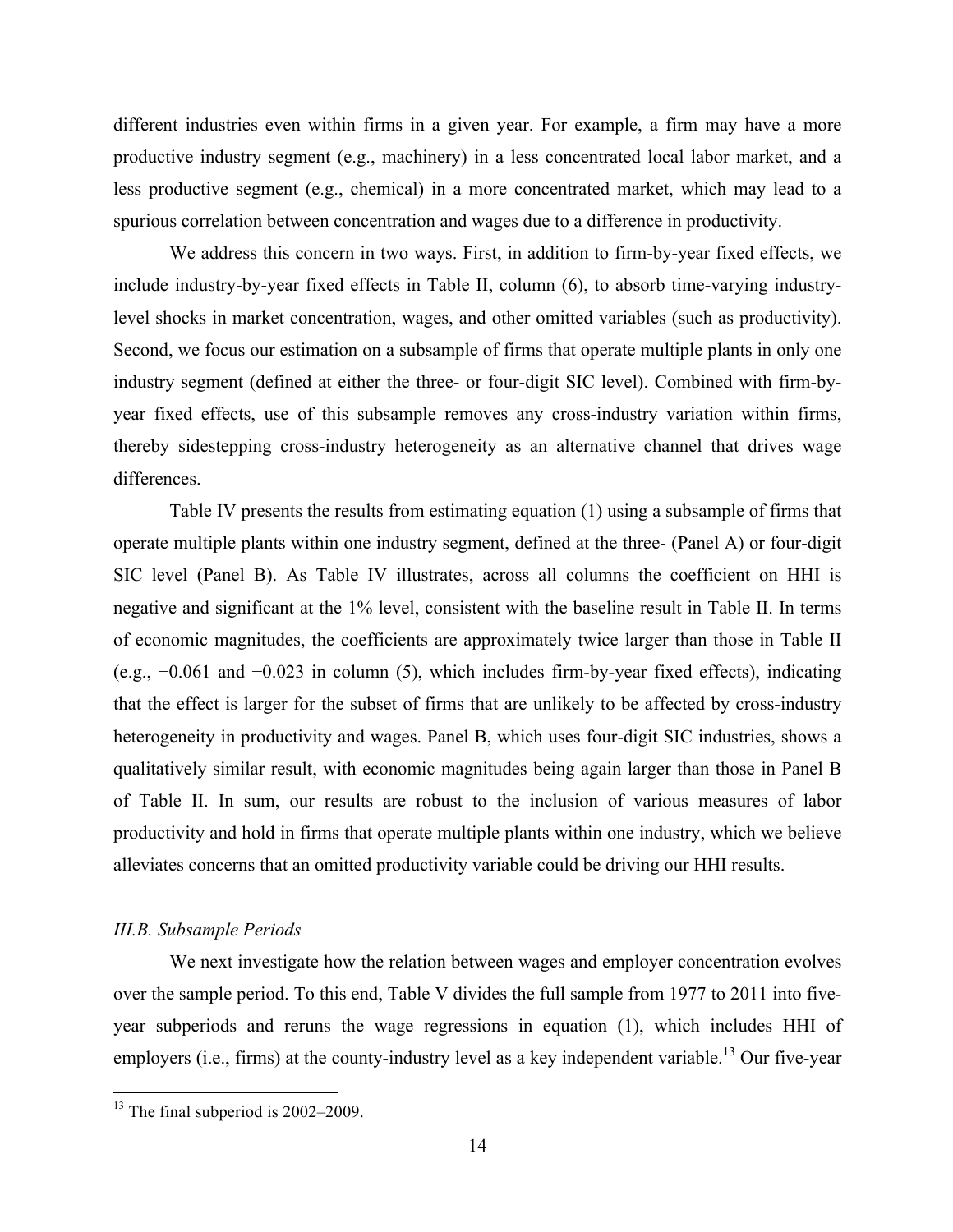different industries even within firms in a given year. For example, a firm may have a more productive industry segment (e.g., machinery) in a less concentrated local labor market, and a less productive segment (e.g., chemical) in a more concentrated market, which may lead to a spurious correlation between concentration and wages due to a difference in productivity.

We address this concern in two ways. First, in addition to firm-by-year fixed effects, we include industry-by-year fixed effects in Table II, column (6), to absorb time-varying industry-level shocks in market concentration, wages, and other omitted variables (such as productivity). Second, we focus our estimation on a subsample of firms that operate multiple plants in only one industry segment (defined at either the three- or four-digit SIC level). Combined with firm-by-year fixed effects, use of this subsample removes any cross-industry variation within firms, thereby sidestepping cross-industry heterogeneity as an alternative channel that drives wage differences.

Table IV presents the results from estimating equation (1) using a subsample of firms that operate multiple plants within one industry segment, defined at the three- (Panel A) or four-digit SIC level (Panel B). As Table IV illustrates, across all columns the coefficient on HHI is negative and significant at the 1% level, consistent with the baseline result in Table II. In terms of economic magnitudes, the coefficients are approximately twice larger than those in Table II (e.g., −0.061 and −0.023 in column (5), which includes firm-by-year fixed effects), indicating that the effect is larger for the subset of firms that are unlikely to be affected by cross-industry heterogeneity in productivity and wages. Panel B, which uses four-digit SIC industries, shows a qualitatively similar result, with economic magnitudes being again larger than those in Panel B of Table II. In sum, our results are robust to the inclusion of various measures of labor productivity and hold in firms that operate multiple plants within one industry, which we believe alleviates concerns that an omitted productivity variable could be driving our HHI results.

### *III.B. Subsample Periods*

We next investigate how the relation between wages and employer concentration evolves over the sample period. To this end, Table V divides the full sample from 1977 to 2011 into five-year subperiods and reruns the wage regressions in equation (1), which includes HHI of employers (i.e., firms) at the county-industry level as a key independent variable.[13] Our five-year

[13] The final subperiod is 2002–2009.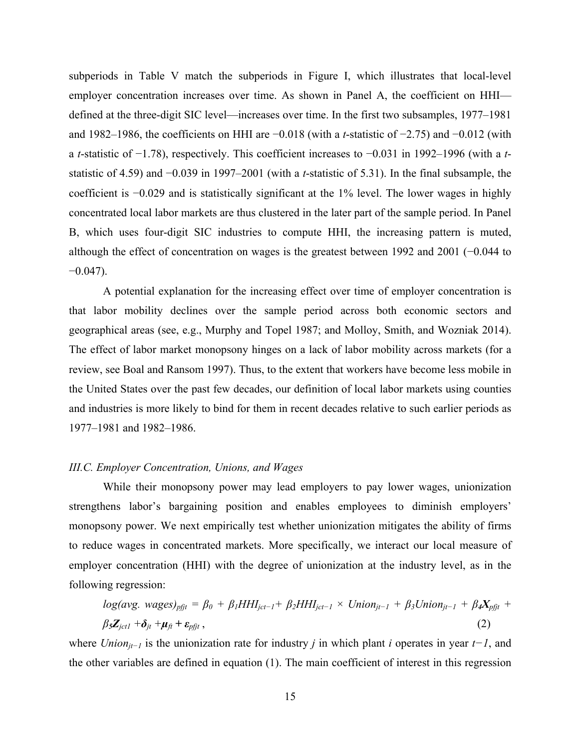subperiods in Table V match the subperiods in Figure I, which illustrates that local-level employer concentration increases over time. As shown in Panel A, the coefficient on HHI—defined at the three-digit SIC level—increases over time. In the first two subsamples, 1977–1981 and 1982–1986, the coefficients on HHI are −0.018 (with a *t*-statistic of −2.75) and −0.012 (with a *t*-statistic of −1.78), respectively. This coefficient increases to −0.031 in 1992–1996 (with a *t*-statistic of 4.59) and −0.039 in 1997–2001 (with a *t*-statistic of 5.31). In the final subsample, the coefficient is −0.029 and is statistically significant at the 1% level. The lower wages in highly concentrated local labor markets are thus clustered in the later part of the sample period. In Panel B, which uses four-digit SIC industries to compute HHI, the increasing pattern is muted, although the effect of concentration on wages is the greatest between 1992 and 2001 (−0.044 to −0.047).

A potential explanation for the increasing effect over time of employer concentration is that labor mobility declines over the sample period across both economic sectors and geographical areas (see, e.g., Murphy and Topel 1987; and Molloy, Smith, and Wozniak 2014). The effect of labor market monopsony hinges on a lack of labor mobility across markets (for a review, see Boal and Ransom 1997). Thus, to the extent that workers have become less mobile in the United States over the past few decades, our definition of local labor markets using counties and industries is more likely to bind for them in recent decades relative to such earlier periods as 1977–1981 and 1982–1986.

### *III.C. Employer Concentration, Unions, and Wages*

While their monopsony power may lead employers to pay lower wages, unionization strengthens labor's bargaining position and enables employees to diminish employers' monopsony power. We next empirically test whether unionization mitigates the ability of firms to reduce wages in concentrated markets. More specifically, we interact our local measure of employer concentration (HHI) with the degree of unionization at the industry level, as in the following regression:

$$log(avg.\ wages)_{pfjt} = \beta_0 + \beta_1 HHI_{jct-1} + \beta_2 HHI_{jct-1} \times Union_{jt-1} + \beta_3 Union_{jt-1} + \beta_4 \boldsymbol{X}_{pfjt} + \beta_5 \boldsymbol{Z}_{jct1} + \boldsymbol{\delta}_{jt} + \boldsymbol{\mu}_{ft} + \boldsymbol{\varepsilon}_{pfjt}\ , \quad (2)$$

where $Union_{jt-1}$ is the unionization rate for industry $j$ in which plant $i$ operates in year $t-1$, and the other variables are defined in equation (1). The main coefficient of interest in this regression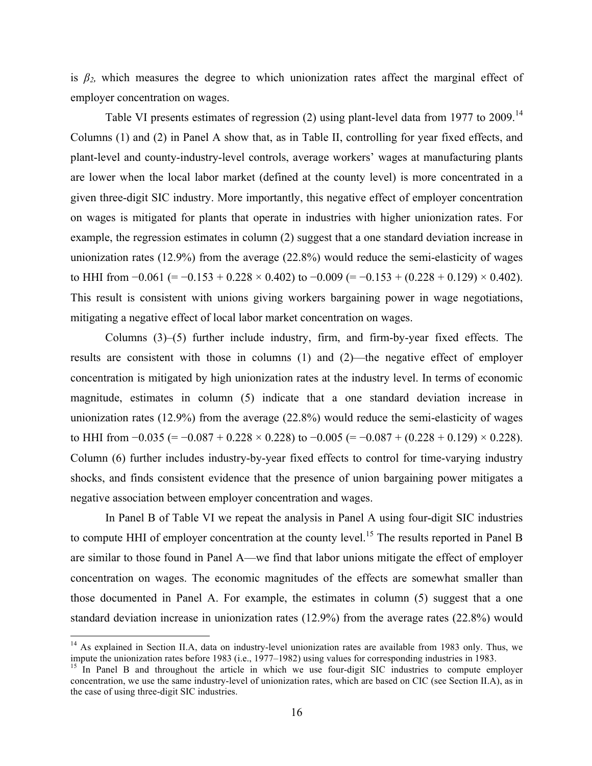is $\beta_2$, which measures the degree to which unionization rates affect the marginal effect of employer concentration on wages.

Table VI presents estimates of regression (2) using plant-level data from 1977 to 2009.[14] Columns (1) and (2) in Panel A show that, as in Table II, controlling for year fixed effects, and plant-level and county-industry-level controls, average workers' wages at manufacturing plants are lower when the local labor market (defined at the county level) is more concentrated in a given three-digit SIC industry. More importantly, this negative effect of employer concentration on wages is mitigated for plants that operate in industries with higher unionization rates. For example, the regression estimates in column (2) suggest that a one standard deviation increase in unionization rates (12.9%) from the average (22.8%) would reduce the semi-elasticity of wages to HHI from −0.061 (= −0.153 + 0.228 × 0.402) to −0.009 (= −0.153 + (0.228 + 0.129) × 0.402). This result is consistent with unions giving workers bargaining power in wage negotiations, mitigating a negative effect of local labor market concentration on wages.

Columns (3)–(5) further include industry, firm, and firm-by-year fixed effects. The results are consistent with those in columns (1) and (2)—the negative effect of employer concentration is mitigated by high unionization rates at the industry level. In terms of economic magnitude, estimates in column (5) indicate that a one standard deviation increase in unionization rates (12.9%) from the average (22.8%) would reduce the semi-elasticity of wages to HHI from −0.035 (= −0.087 + 0.228 × 0.228) to −0.005 (= −0.087 + (0.228 + 0.129) × 0.228). Column (6) further includes industry-by-year fixed effects to control for time-varying industry shocks, and finds consistent evidence that the presence of union bargaining power mitigates a negative association between employer concentration and wages.

In Panel B of Table VI we repeat the analysis in Panel A using four-digit SIC industries to compute HHI of employer concentration at the county level.[15] The results reported in Panel B are similar to those found in Panel A—we find that labor unions mitigate the effect of employer concentration on wages. The economic magnitudes of the effects are somewhat smaller than those documented in Panel A. For example, the estimates in column (5) suggest that a one standard deviation increase in unionization rates (12.9%) from the average rates (22.8%) would

---

[14] As explained in Section II.A, data on industry-level unionization rates are available from 1983 only. Thus, we impute the unionization rates before 1983 (i.e., 1977–1982) using values for corresponding industries in 1983.

[15] In Panel B and throughout the article in which we use four-digit SIC industries to compute employer concentration, we use the same industry-level of unionization rates, which are based on CIC (see Section II.A), as in the case of using three-digit SIC industries.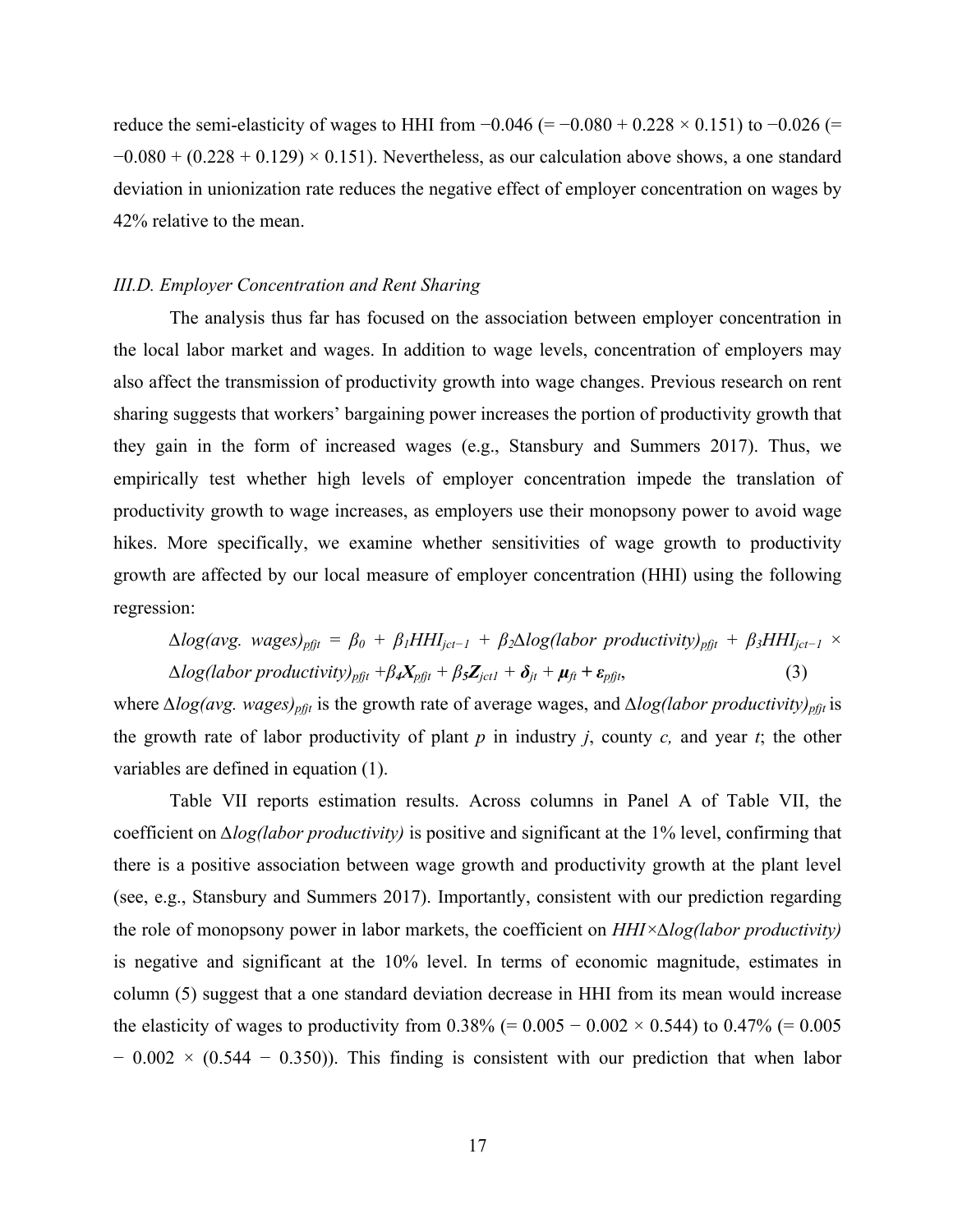reduce the semi-elasticity of wages to HHI from −0.046 (= −0.080 + 0.228 × 0.151) to −0.026 (= −0.080 + (0.228 + 0.129) × 0.151). Nevertheless, as our calculation above shows, a one standard deviation in unionization rate reduces the negative effect of employer concentration on wages by 42% relative to the mean.

### *III.D. Employer Concentration and Rent Sharing*

The analysis thus far has focused on the association between employer concentration in the local labor market and wages. In addition to wage levels, concentration of employers may also affect the transmission of productivity growth into wage changes. Previous research on rent sharing suggests that workers' bargaining power increases the portion of productivity growth that they gain in the form of increased wages (e.g., Stansbury and Summers 2017). Thus, we empirically test whether high levels of employer concentration impede the translation of productivity growth to wage increases, as employers use their monopsony power to avoid wage hikes. More specifically, we examine whether sensitivities of wage growth to productivity growth are affected by our local measure of employer concentration (HHI) using the following regression:

$$\Delta log(avg.\ wages)_{pfjt} = \beta_0 + \beta_1 HHI_{jct-1} + \beta_2 \Delta log(labor\ productivity)_{pfjt} + \beta_3 HHI_{jct-1} \times \Delta log(labor\ productivity)_{pfjt} + \beta_4 \boldsymbol{X}_{pfjt} + \beta_5 \boldsymbol{Z}_{jct1} + \boldsymbol{\delta}_{jt} + \boldsymbol{\mu}_{ft} + \boldsymbol{\varepsilon}_{pfjt}, \quad (3)$$

where $\Delta log(avg.\ wages)_{pfjt}$ is the growth rate of average wages, and $\Delta log(labor\ productivity)_{pfjt}$ is the growth rate of labor productivity of plant $p$ in industry $j$, county $c$, and year $t$; the other variables are defined in equation (1).

Table VII reports estimation results. Across columns in Panel A of Table VII, the coefficient on $\Delta log(labor\ productivity)$ is positive and significant at the 1% level, confirming that there is a positive association between wage growth and productivity growth at the plant level (see, e.g., Stansbury and Summers 2017). Importantly, consistent with our prediction regarding the role of monopsony power in labor markets, the coefficient on $HHI \times \Delta log(labor\ productivity)$ is negative and significant at the 10% level. In terms of economic magnitude, estimates in column (5) suggest that a one standard deviation decrease in HHI from its mean would increase the elasticity of wages to productivity from 0.38% (= 0.005 − 0.002 × 0.544) to 0.47% (= 0.005 − 0.002 × (0.544 − 0.350)). This finding is consistent with our prediction that when labor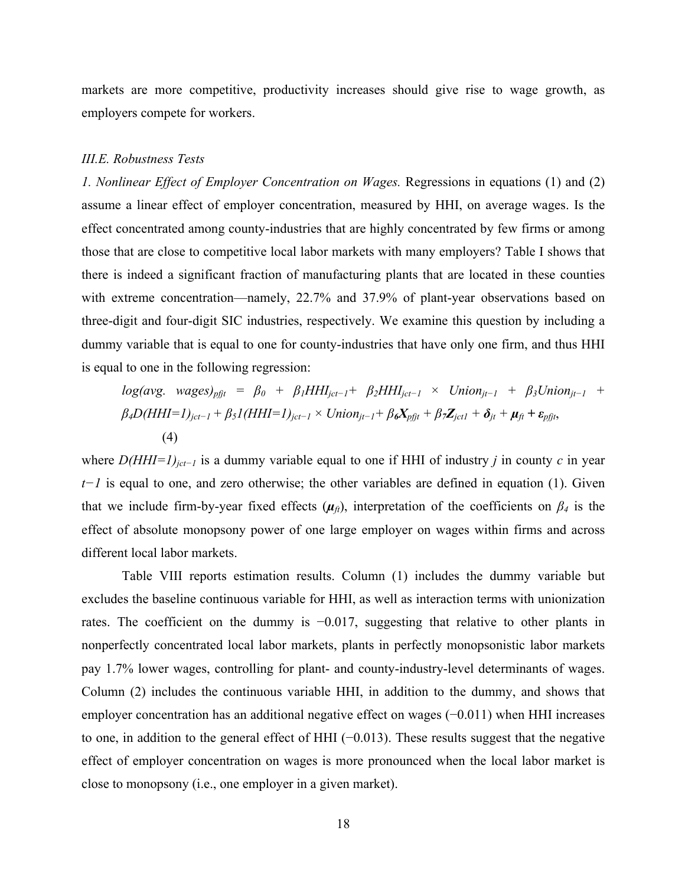markets are more competitive, productivity increases should give rise to wage growth, as employers compete for workers.

### III.E. Robustness Tests

*1. Nonlinear Effect of Employer Concentration on Wages.* Regressions in equations (1) and (2) assume a linear effect of employer concentration, measured by HHI, on average wages. Is the effect concentrated among county-industries that are highly concentrated by few firms or among those that are close to competitive local labor markets with many employers? Table I shows that there is indeed a significant fraction of manufacturing plants that are located in these counties with extreme concentration—namely, 22.7% and 37.9% of plant-year observations based on three-digit and four-digit SIC industries, respectively. We examine this question by including a dummy variable that is equal to one for county-industries that have only one firm, and thus HHI is equal to one in the following regression:

$$log(avg.\ wages)_{pfjt} = \beta_0 + \beta_1 HHI_{jct-1} + \beta_2 HHI_{jct-1} \times Union_{jt-1} + \beta_3 Union_{jt-1} + \beta_4 D(HHI{=}1)_{jct-1} + \beta_5 1(HHI{=}1)_{jct-1} \times Union_{jt-1} + \beta_6 \boldsymbol{X}_{pfjt} + \beta_7 \boldsymbol{Z}_{jct1} + \boldsymbol{\delta}_{jt} + \boldsymbol{\mu}_{ft} + \boldsymbol{\varepsilon}_{pfjt}, \quad (4)$$

where $D(HHI{=}1)_{jct-1}$ is a dummy variable equal to one if HHI of industry $j$ in county $c$ in year $t-1$ is equal to one, and zero otherwise; the other variables are defined in equation (1). Given that we include firm-by-year fixed effects ($\boldsymbol{\mu}_{ft}$), interpretation of the coefficients on $\beta_4$ is the effect of absolute monopsony power of one large employer on wages within firms and across different local labor markets.

Table VIII reports estimation results. Column (1) includes the dummy variable but excludes the baseline continuous variable for HHI, as well as interaction terms with unionization rates. The coefficient on the dummy is −0.017, suggesting that relative to other plants in nonperfectly concentrated local labor markets, plants in perfectly monopsonistic labor markets pay 1.7% lower wages, controlling for plant- and county-industry-level determinants of wages. Column (2) includes the continuous variable HHI, in addition to the dummy, and shows that employer concentration has an additional negative effect on wages (−0.011) when HHI increases to one, in addition to the general effect of HHI (−0.013). These results suggest that the negative effect of employer concentration on wages is more pronounced when the local labor market is close to monopsony (i.e., one employer in a given market).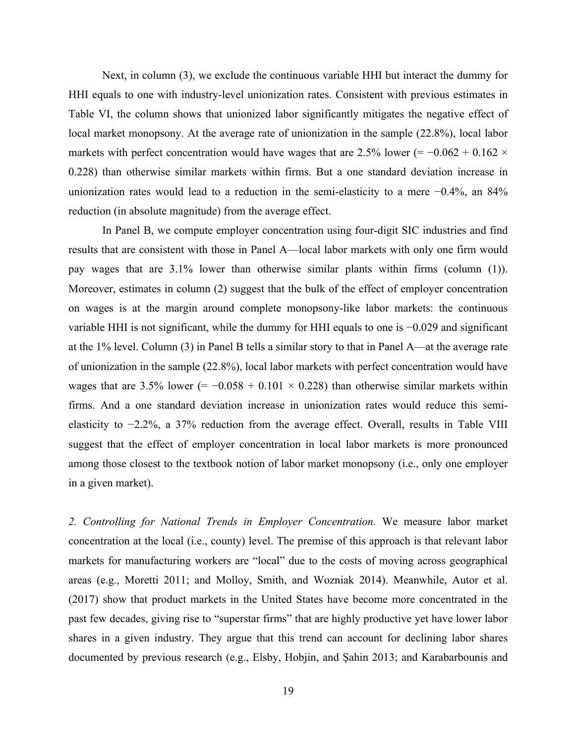Next, in column (3), we exclude the continuous variable HHI but interact the dummy for HHI equals to one with industry-level unionization rates. Consistent with previous estimates in Table VI, the column shows that unionized labor significantly mitigates the negative effect of local market monopsony. At the average rate of unionization in the sample (22.8%), local labor markets with perfect concentration would have wages that are 2.5% lower (= −0.062 + 0.162 × 0.228) than otherwise similar markets within firms. But a one standard deviation increase in unionization rates would lead to a reduction in the semi-elasticity to a mere −0.4%, an 84% reduction (in absolute magnitude) from the average effect.

In Panel B, we compute employer concentration using four-digit SIC industries and find results that are consistent with those in Panel A—local labor markets with only one firm would pay wages that are 3.1% lower than otherwise similar plants within firms (column (1)). Moreover, estimates in column (2) suggest that the bulk of the effect of employer concentration on wages is at the margin around complete monopsony-like labor markets: the continuous variable HHI is not significant, while the dummy for HHI equals to one is −0.029 and significant at the 1% level. Column (3) in Panel B tells a similar story to that in Panel A—at the average rate of unionization in the sample (22.8%), local labor markets with perfect concentration would have wages that are 3.5% lower (= −0.058 + 0.101 × 0.228) than otherwise similar markets within firms. And a one standard deviation increase in unionization rates would reduce this semi-elasticity to −2.2%, a 37% reduction from the average effect. Overall, results in Table VIII suggest that the effect of employer concentration in local labor markets is more pronounced among those closest to the textbook notion of labor market monopsony (i.e., only one employer in a given market).

*2. Controlling for National Trends in Employer Concentration.* We measure labor market concentration at the local (i.e., county) level. The premise of this approach is that relevant labor markets for manufacturing workers are "local" due to the costs of moving across geographical areas (e.g., Moretti 2011; and Molloy, Smith, and Wozniak 2014). Meanwhile, Autor et al. (2017) show that product markets in the United States have become more concentrated in the past few decades, giving rise to "superstar firms" that are highly productive yet have lower labor shares in a given industry. They argue that this trend can account for declining labor shares documented by previous research (e.g., Elsby, Hobjin, and Şahin 2013; and Karabarbounis and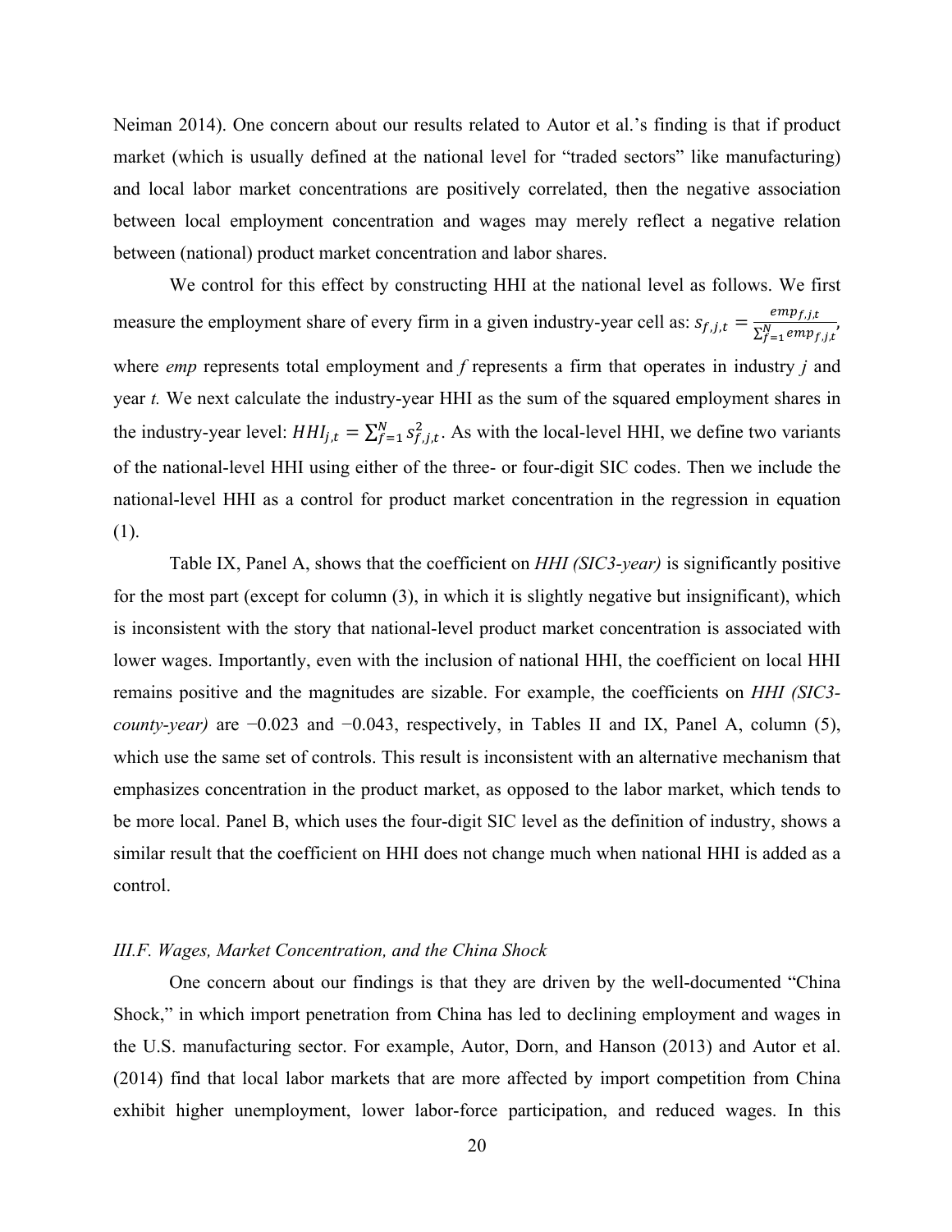Neiman 2014). One concern about our results related to Autor et al.'s finding is that if product market (which is usually defined at the national level for "traded sectors" like manufacturing) and local labor market concentrations are positively correlated, then the negative association between local employment concentration and wages may merely reflect a negative relation between (national) product market concentration and labor shares.

We control for this effect by constructing HHI at the national level as follows. We first measure the employment share of every firm in a given industry-year cell as: $s_{f,j,t} = \frac{emp_{f,j,t}}{\sum_{f=1}^{N} emp_{f,j,t}}$, where *emp* represents total employment and *f* represents a firm that operates in industry *j* and year *t.* We next calculate the industry-year HHI as the sum of the squared employment shares in the industry-year level: $HHI_{j,t} = \sum_{f=1}^{N} s_{f,j,t}^{2}$. As with the local-level HHI, we define two variants of the national-level HHI using either of the three- or four-digit SIC codes. Then we include the national-level HHI as a control for product market concentration in the regression in equation (1).

Table IX, Panel A, shows that the coefficient on *HHI (SIC3-year)* is significantly positive for the most part (except for column (3), in which it is slightly negative but insignificant), which is inconsistent with the story that national-level product market concentration is associated with lower wages. Importantly, even with the inclusion of national HHI, the coefficient on local HHI remains positive and the magnitudes are sizable. For example, the coefficients on *HHI (SIC3-county-year)* are −0.023 and −0.043, respectively, in Tables II and IX, Panel A, column (5), which use the same set of controls. This result is inconsistent with an alternative mechanism that emphasizes concentration in the product market, as opposed to the labor market, which tends to be more local. Panel B, which uses the four-digit SIC level as the definition of industry, shows a similar result that the coefficient on HHI does not change much when national HHI is added as a control.

### *III.F. Wages, Market Concentration, and the China Shock*

One concern about our findings is that they are driven by the well-documented "China Shock," in which import penetration from China has led to declining employment and wages in the U.S. manufacturing sector. For example, Autor, Dorn, and Hanson (2013) and Autor et al. (2014) find that local labor markets that are more affected by import competition from China exhibit higher unemployment, lower labor-force participation, and reduced wages. In this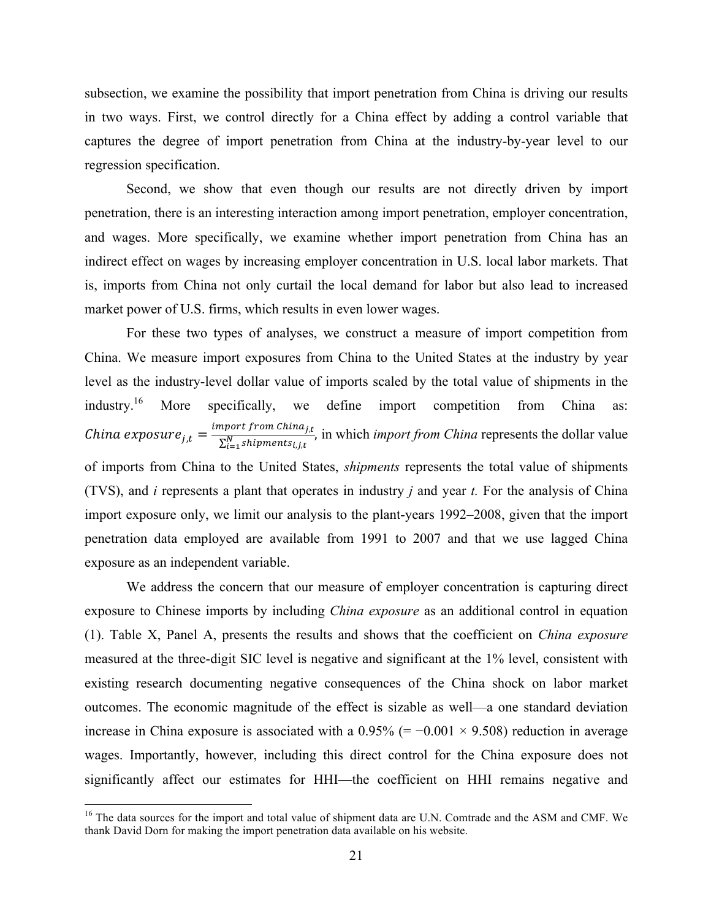subsection, we examine the possibility that import penetration from China is driving our results in two ways. First, we control directly for a China effect by adding a control variable that captures the degree of import penetration from China at the industry-by-year level to our regression specification.

Second, we show that even though our results are not directly driven by import penetration, there is an interesting interaction among import penetration, employer concentration, and wages. More specifically, we examine whether import penetration from China has an indirect effect on wages by increasing employer concentration in U.S. local labor markets. That is, imports from China not only curtail the local demand for labor but also lead to increased market power of U.S. firms, which results in even lower wages.

For these two types of analyses, we construct a measure of import competition from China. We measure import exposures from China to the United States at the industry by year level as the industry-level dollar value of imports scaled by the total value of shipments in the industry.[16] More specifically, we define import competition from China as: $China\ exposure_{j,t} = \frac{import\ from\ China_{j,t}}{\sum_{i=1}^{N} shipments_{i,j,t}}$, in which *import from China* represents the dollar value of imports from China to the United States, *shipments* represents the total value of shipments (TVS), and *i* represents a plant that operates in industry *j* and year *t.* For the analysis of China import exposure only, we limit our analysis to the plant-years 1992–2008, given that the import penetration data employed are available from 1991 to 2007 and that we use lagged China exposure as an independent variable.

We address the concern that our measure of employer concentration is capturing direct exposure to Chinese imports by including *China exposure* as an additional control in equation (1). Table X, Panel A, presents the results and shows that the coefficient on *China exposure* measured at the three-digit SIC level is negative and significant at the 1% level, consistent with existing research documenting negative consequences of the China shock on labor market outcomes. The economic magnitude of the effect is sizable as well—a one standard deviation increase in China exposure is associated with a 0.95% (= −0.001 × 9.508) reduction in average wages. Importantly, however, including this direct control for the China exposure does not significantly affect our estimates for HHI—the coefficient on HHI remains negative and

[16] The data sources for the import and total value of shipment data are U.N. Comtrade and the ASM and CMF. We thank David Dorn for making the import penetration data available on his website.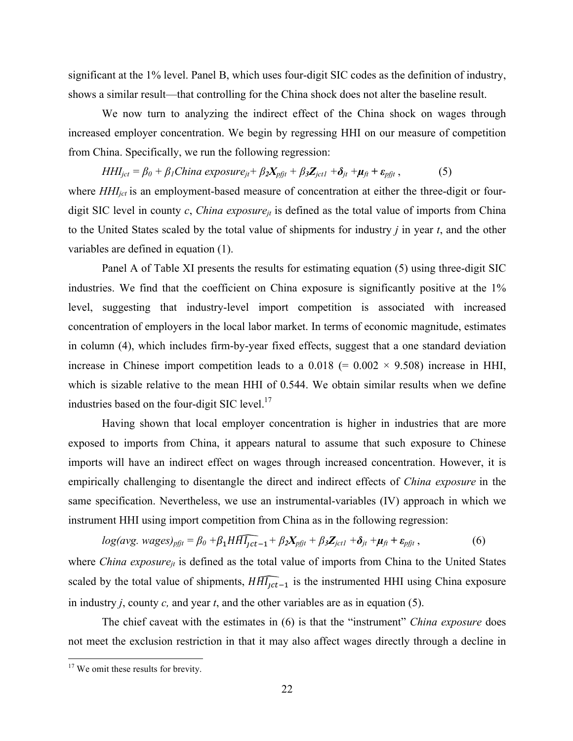significant at the 1% level. Panel B, which uses four-digit SIC codes as the definition of industry, shows a similar result—that controlling for the China shock does not alter the baseline result.

We now turn to analyzing the indirect effect of the China shock on wages through increased employer concentration. We begin by regressing HHI on our measure of competition from China. Specifically, we run the following regression:

$$HHI_{jct} = \beta_0 + \beta_1 China\ exposure_{jt} + \beta_2 \boldsymbol{X}_{pfjt} + \beta_3 \boldsymbol{Z}_{jct1} + \boldsymbol{\delta}_{jt} + \boldsymbol{\mu}_{ft} + \boldsymbol{\varepsilon}_{pfjt}\,, \qquad (5)$$

where $HHI_{jct}$ is an employment-based measure of concentration at either the three-digit or four-digit SIC level in county $c$, $China\ exposure_{jt}$ is defined as the total value of imports from China to the United States scaled by the total value of shipments for industry $j$ in year $t$, and the other variables are defined in equation (1).

Panel A of Table XI presents the results for estimating equation (5) using three-digit SIC industries. We find that the coefficient on China exposure is significantly positive at the 1% level, suggesting that industry-level import competition is associated with increased concentration of employers in the local labor market. In terms of economic magnitude, estimates in column (4), which includes firm-by-year fixed effects, suggest that a one standard deviation increase in Chinese import competition leads to a 0.018 (= 0.002 × 9.508) increase in HHI, which is sizable relative to the mean HHI of 0.544. We obtain similar results when we define industries based on the four-digit SIC level.[17]

Having shown that local employer concentration is higher in industries that are more exposed to imports from China, it appears natural to assume that such exposure to Chinese imports will have an indirect effect on wages through increased concentration. However, it is empirically challenging to disentangle the direct and indirect effects of *China exposure* in the same specification. Nevertheless, we use an instrumental-variables (IV) approach in which we instrument HHI using import competition from China as in the following regression:

$$log(avg.\ wages)_{pfjt} = \beta_0 + \beta_1 \widehat{HHI_{jct-1}} + \beta_2 \boldsymbol{X}_{pfjt} + \beta_3 \boldsymbol{Z}_{jct1} + \boldsymbol{\delta}_{jt} + \boldsymbol{\mu}_{ft} + \boldsymbol{\varepsilon}_{pfjt}\,, \qquad (6)$$

where $China\ exposure_{jt}$ is defined as the total value of imports from China to the United States scaled by the total value of shipments, $\widehat{HHI_{jct-1}}$ is the instrumented HHI using China exposure in industry $j$, county $c$, and year $t$, and the other variables are as in equation (5).

The chief caveat with the estimates in (6) is that the "instrument" *China exposure* does not meet the exclusion restriction in that it may also affect wages directly through a decline in

[17] We omit these results for brevity.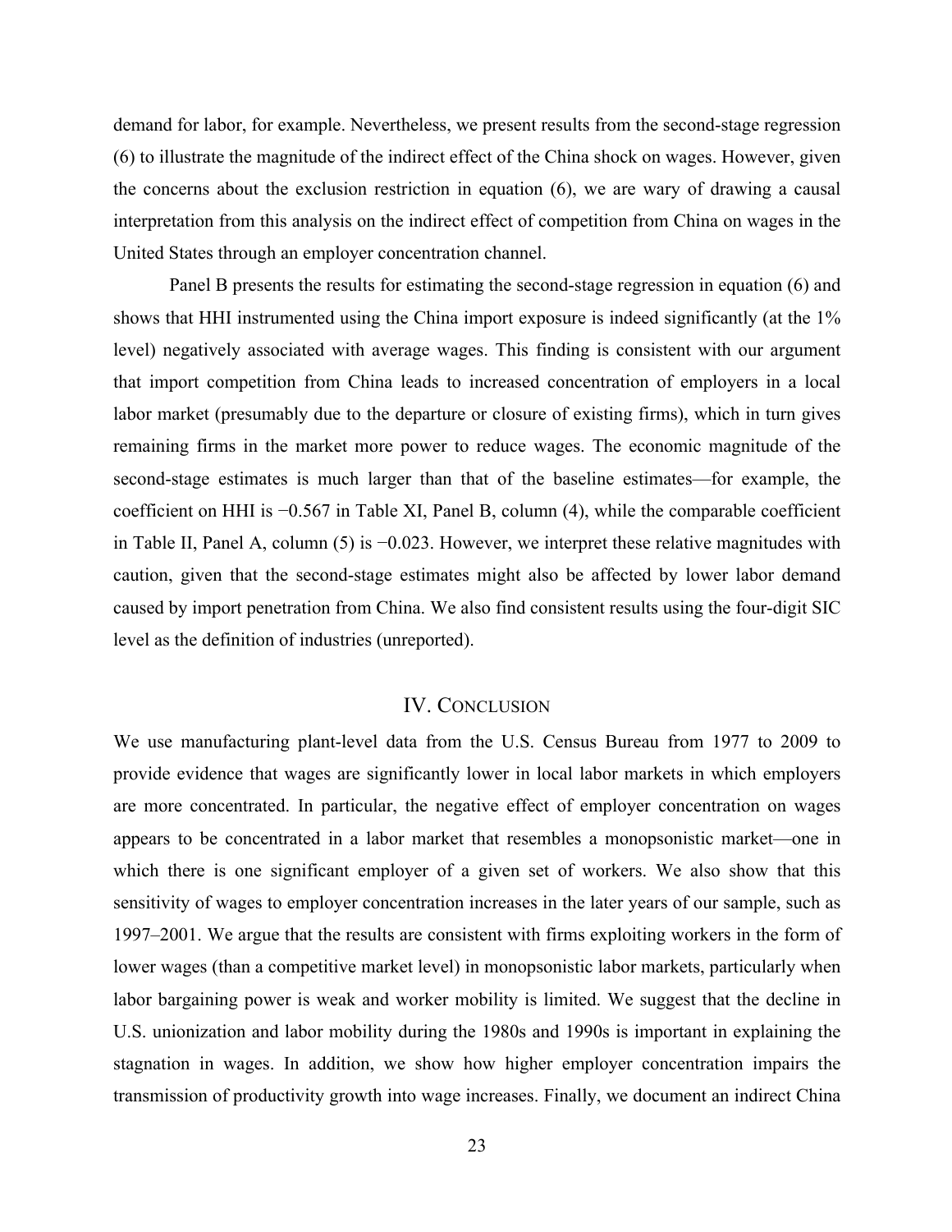demand for labor, for example. Nevertheless, we present results from the second-stage regression (6) to illustrate the magnitude of the indirect effect of the China shock on wages. However, given the concerns about the exclusion restriction in equation (6), we are wary of drawing a causal interpretation from this analysis on the indirect effect of competition from China on wages in the United States through an employer concentration channel.

Panel B presents the results for estimating the second-stage regression in equation (6) and shows that HHI instrumented using the China import exposure is indeed significantly (at the 1% level) negatively associated with average wages. This finding is consistent with our argument that import competition from China leads to increased concentration of employers in a local labor market (presumably due to the departure or closure of existing firms), which in turn gives remaining firms in the market more power to reduce wages. The economic magnitude of the second-stage estimates is much larger than that of the baseline estimates—for example, the coefficient on HHI is −0.567 in Table XI, Panel B, column (4), while the comparable coefficient in Table II, Panel A, column (5) is −0.023. However, we interpret these relative magnitudes with caution, given that the second-stage estimates might also be affected by lower labor demand caused by import penetration from China. We also find consistent results using the four-digit SIC level as the definition of industries (unreported).

## IV. Conclusion

We use manufacturing plant-level data from the U.S. Census Bureau from 1977 to 2009 to provide evidence that wages are significantly lower in local labor markets in which employers are more concentrated. In particular, the negative effect of employer concentration on wages appears to be concentrated in a labor market that resembles a monopsonistic market—one in which there is one significant employer of a given set of workers. We also show that this sensitivity of wages to employer concentration increases in the later years of our sample, such as 1997–2001. We argue that the results are consistent with firms exploiting workers in the form of lower wages (than a competitive market level) in monopsonistic labor markets, particularly when labor bargaining power is weak and worker mobility is limited. We suggest that the decline in U.S. unionization and labor mobility during the 1980s and 1990s is important in explaining the stagnation in wages. In addition, we show how higher employer concentration impairs the transmission of productivity growth into wage increases. Finally, we document an indirect China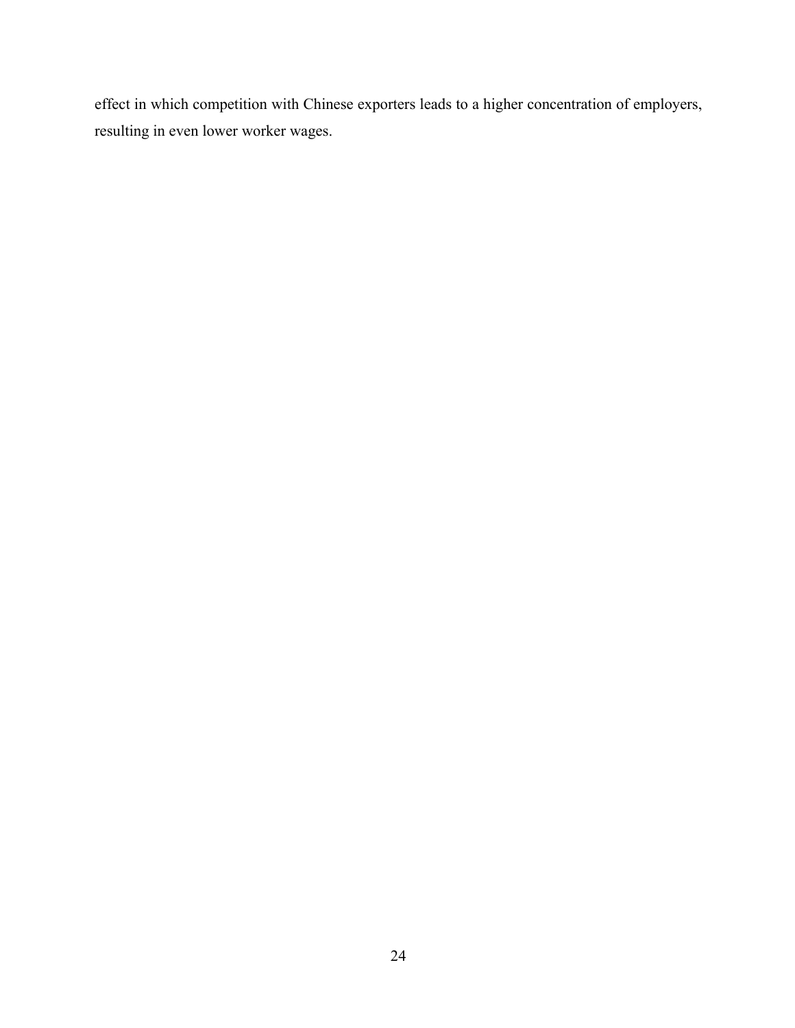effect in which competition with Chinese exporters leads to a higher concentration of employers, resulting in even lower worker wages.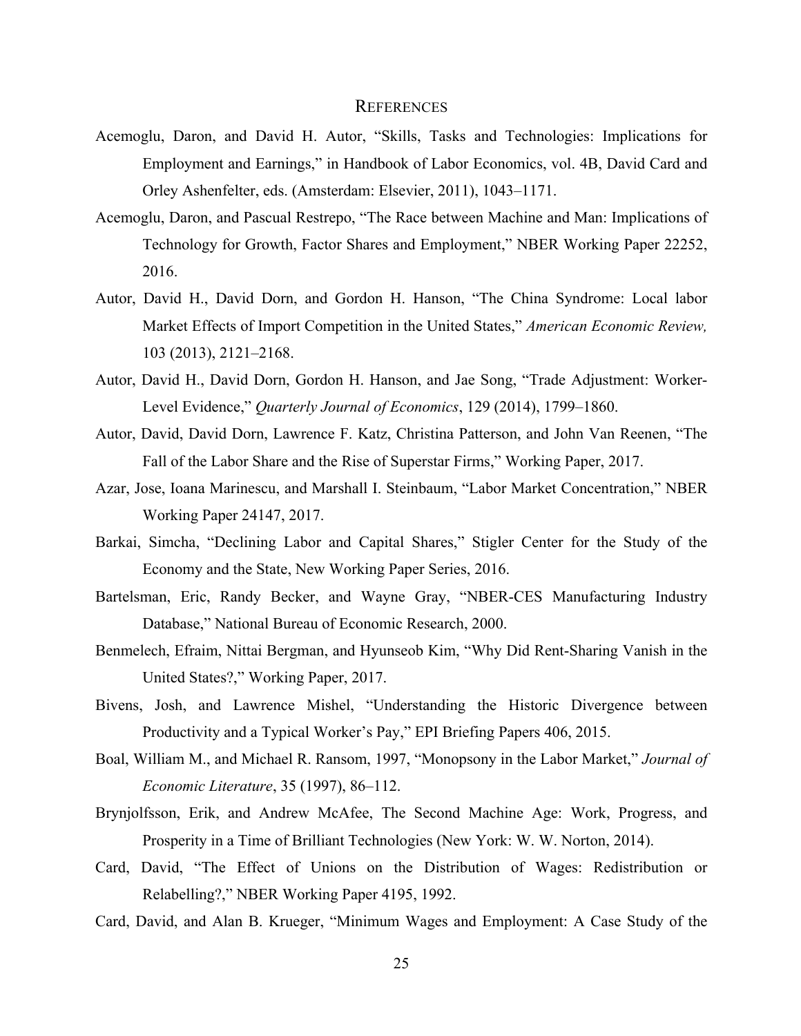# REFERENCES

Acemoglu, Daron, and David H. Autor, "Skills, Tasks and Technologies: Implications for Employment and Earnings," in Handbook of Labor Economics, vol. 4B, David Card and Orley Ashenfelter, eds. (Amsterdam: Elsevier, 2011), 1043–1171.

Acemoglu, Daron, and Pascual Restrepo, "The Race between Machine and Man: Implications of Technology for Growth, Factor Shares and Employment," NBER Working Paper 22252, 2016.

Autor, David H., David Dorn, and Gordon H. Hanson, "The China Syndrome: Local labor Market Effects of Import Competition in the United States," *American Economic Review,* 103 (2013), 2121–2168.

Autor, David H., David Dorn, Gordon H. Hanson, and Jae Song, "Trade Adjustment: Worker-Level Evidence," *Quarterly Journal of Economics*, 129 (2014), 1799–1860.

Autor, David, David Dorn, Lawrence F. Katz, Christina Patterson, and John Van Reenen, "The Fall of the Labor Share and the Rise of Superstar Firms," Working Paper, 2017.

Azar, Jose, Ioana Marinescu, and Marshall I. Steinbaum, "Labor Market Concentration," NBER Working Paper 24147, 2017.

Barkai, Simcha, "Declining Labor and Capital Shares," Stigler Center for the Study of the Economy and the State, New Working Paper Series, 2016.

Bartelsman, Eric, Randy Becker, and Wayne Gray, "NBER-CES Manufacturing Industry Database," National Bureau of Economic Research, 2000.

Benmelech, Efraim, Nittai Bergman, and Hyunseob Kim, "Why Did Rent-Sharing Vanish in the United States?," Working Paper, 2017.

Bivens, Josh, and Lawrence Mishel, "Understanding the Historic Divergence between Productivity and a Typical Worker's Pay," EPI Briefing Papers 406, 2015.

Boal, William M., and Michael R. Ransom, 1997, "Monopsony in the Labor Market," *Journal of Economic Literature*, 35 (1997), 86–112.

Brynjolfsson, Erik, and Andrew McAfee, The Second Machine Age: Work, Progress, and Prosperity in a Time of Brilliant Technologies (New York: W. W. Norton, 2014).

Card, David, "The Effect of Unions on the Distribution of Wages: Redistribution or Relabelling?," NBER Working Paper 4195, 1992.

Card, David, and Alan B. Krueger, "Minimum Wages and Employment: A Case Study of the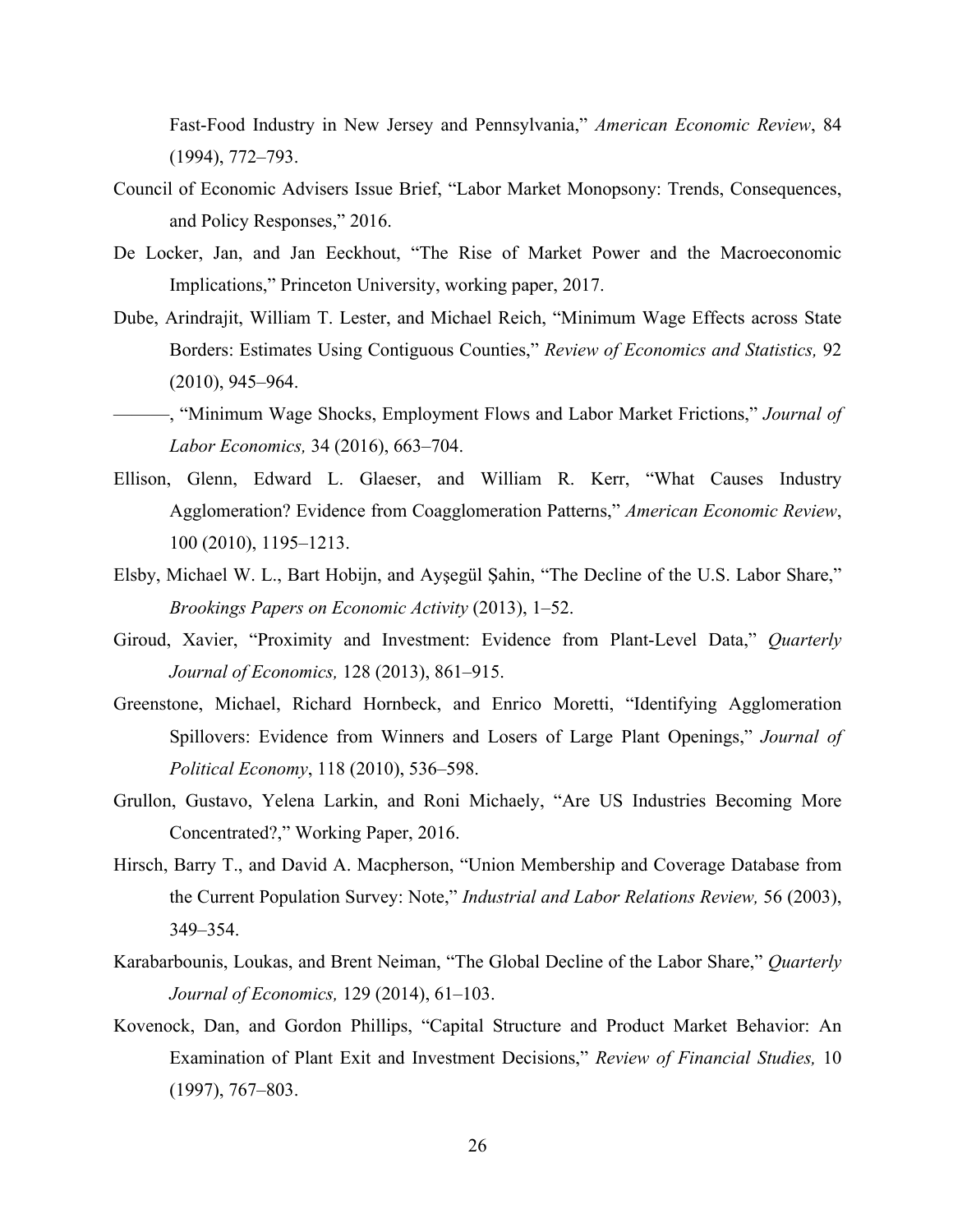Fast-Food Industry in New Jersey and Pennsylvania," *American Economic Review*, 84 (1994), 772–793.

Council of Economic Advisers Issue Brief, "Labor Market Monopsony: Trends, Consequences, and Policy Responses," 2016.

De Locker, Jan, and Jan Eeckhout, "The Rise of Market Power and the Macroeconomic Implications," Princeton University, working paper, 2017.

Dube, Arindrajit, William T. Lester, and Michael Reich, "Minimum Wage Effects across State Borders: Estimates Using Contiguous Counties," *Review of Economics and Statistics,* 92 (2010), 945–964.

———, "Minimum Wage Shocks, Employment Flows and Labor Market Frictions," *Journal of Labor Economics,* 34 (2016), 663–704.

Ellison, Glenn, Edward L. Glaeser, and William R. Kerr, "What Causes Industry Agglomeration? Evidence from Coagglomeration Patterns," *American Economic Review*, 100 (2010), 1195–1213.

Elsby, Michael W. L., Bart Hobijn, and Ayşegül Şahin, "The Decline of the U.S. Labor Share," *Brookings Papers on Economic Activity* (2013), 1–52.

Giroud, Xavier, "Proximity and Investment: Evidence from Plant-Level Data," *Quarterly Journal of Economics,* 128 (2013), 861–915.

Greenstone, Michael, Richard Hornbeck, and Enrico Moretti, "Identifying Agglomeration Spillovers: Evidence from Winners and Losers of Large Plant Openings," *Journal of Political Economy*, 118 (2010), 536–598.

Grullon, Gustavo, Yelena Larkin, and Roni Michaely, "Are US Industries Becoming More Concentrated?," Working Paper, 2016.

Hirsch, Barry T., and David A. Macpherson, "Union Membership and Coverage Database from the Current Population Survey: Note," *Industrial and Labor Relations Review,* 56 (2003), 349–354.

Karabarbounis, Loukas, and Brent Neiman, "The Global Decline of the Labor Share," *Quarterly Journal of Economics,* 129 (2014), 61–103.

Kovenock, Dan, and Gordon Phillips, "Capital Structure and Product Market Behavior: An Examination of Plant Exit and Investment Decisions," *Review of Financial Studies,* 10 (1997), 767–803.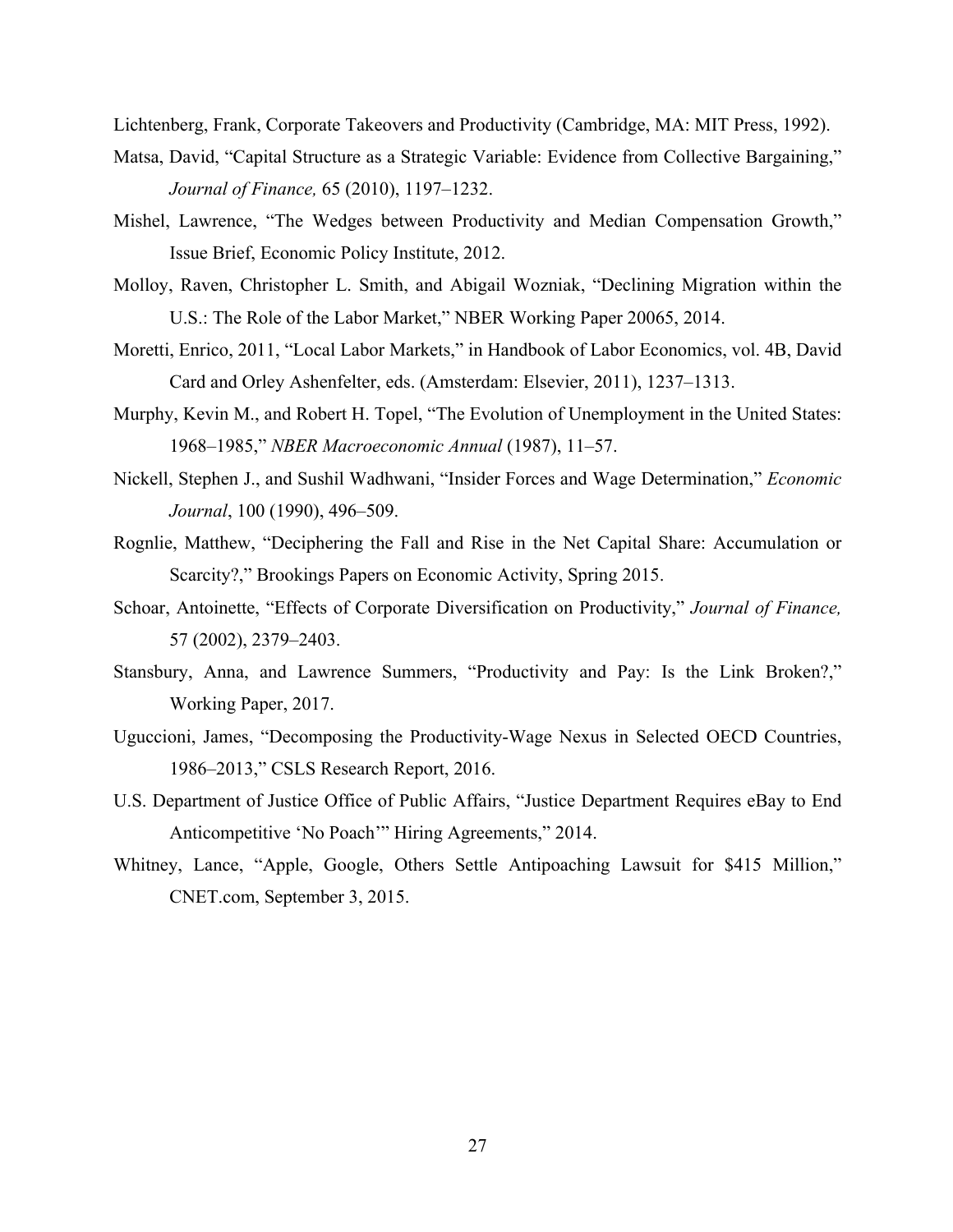Lichtenberg, Frank, Corporate Takeovers and Productivity (Cambridge, MA: MIT Press, 1992).

Matsa, David, "Capital Structure as a Strategic Variable: Evidence from Collective Bargaining," *Journal of Finance,* 65 (2010), 1197–1232.

Mishel, Lawrence, "The Wedges between Productivity and Median Compensation Growth," Issue Brief, Economic Policy Institute, 2012.

Molloy, Raven, Christopher L. Smith, and Abigail Wozniak, "Declining Migration within the U.S.: The Role of the Labor Market," NBER Working Paper 20065, 2014.

Moretti, Enrico, 2011, "Local Labor Markets," in Handbook of Labor Economics, vol. 4B, David Card and Orley Ashenfelter, eds. (Amsterdam: Elsevier, 2011), 1237–1313.

Murphy, Kevin M., and Robert H. Topel, "The Evolution of Unemployment in the United States: 1968–1985," *NBER Macroeconomic Annual* (1987), 11–57.

Nickell, Stephen J., and Sushil Wadhwani, "Insider Forces and Wage Determination," *Economic Journal*, 100 (1990), 496–509.

Rognlie, Matthew, "Deciphering the Fall and Rise in the Net Capital Share: Accumulation or Scarcity?," Brookings Papers on Economic Activity, Spring 2015.

Schoar, Antoinette, "Effects of Corporate Diversification on Productivity," *Journal of Finance,* 57 (2002), 2379–2403.

Stansbury, Anna, and Lawrence Summers, "Productivity and Pay: Is the Link Broken?," Working Paper, 2017.

Uguccioni, James, "Decomposing the Productivity-Wage Nexus in Selected OECD Countries, 1986–2013," CSLS Research Report, 2016.

U.S. Department of Justice Office of Public Affairs, "Justice Department Requires eBay to End Anticompetitive 'No Poach'" Hiring Agreements," 2014.

Whitney, Lance, "Apple, Google, Others Settle Antipoaching Lawsuit for $415 Million," CNET.com, September 3, 2015.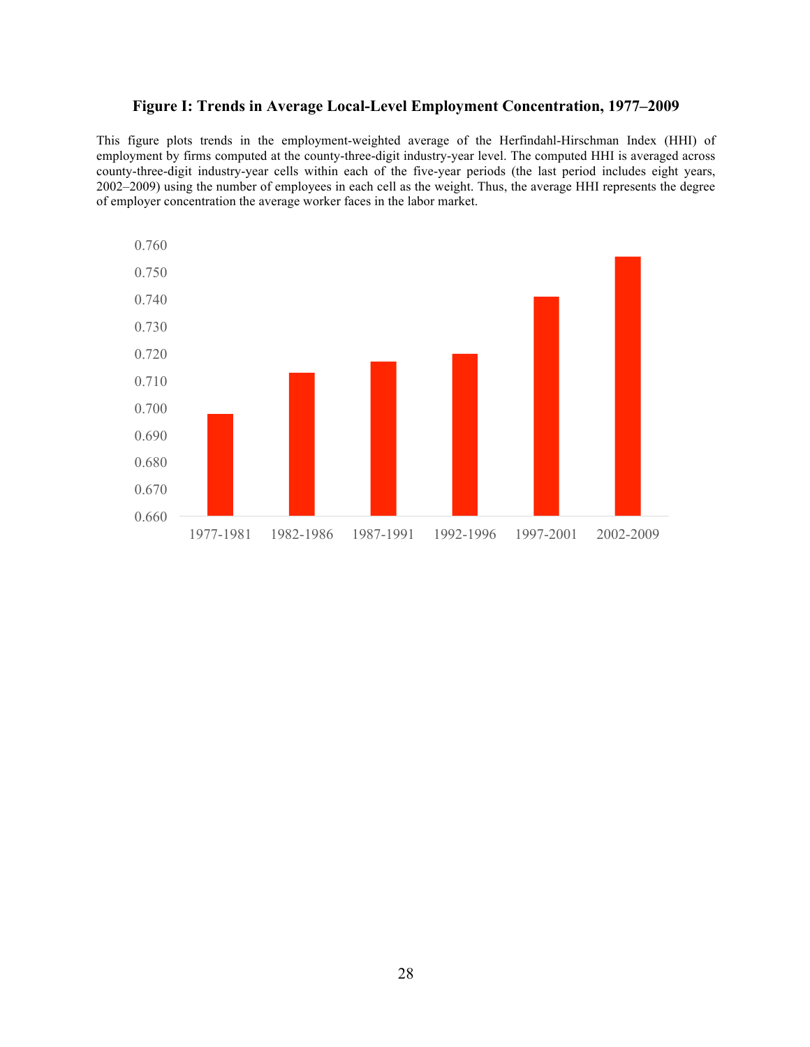**Figure I: Trends in Average Local-Level Employment Concentration, 1977–2009**

This figure plots trends in the employment-weighted average of the Herfindahl-Hirschman Index (HHI) of employment by firms computed at the county-three-digit industry-year level. The computed HHI is averaged across county-three-digit industry-year cells within each of the five-year periods (the last period includes eight years, 2002–2009) using the number of employees in each cell as the weight. Thus, the average HHI represents the degree of employer concentration the average worker faces in the labor market.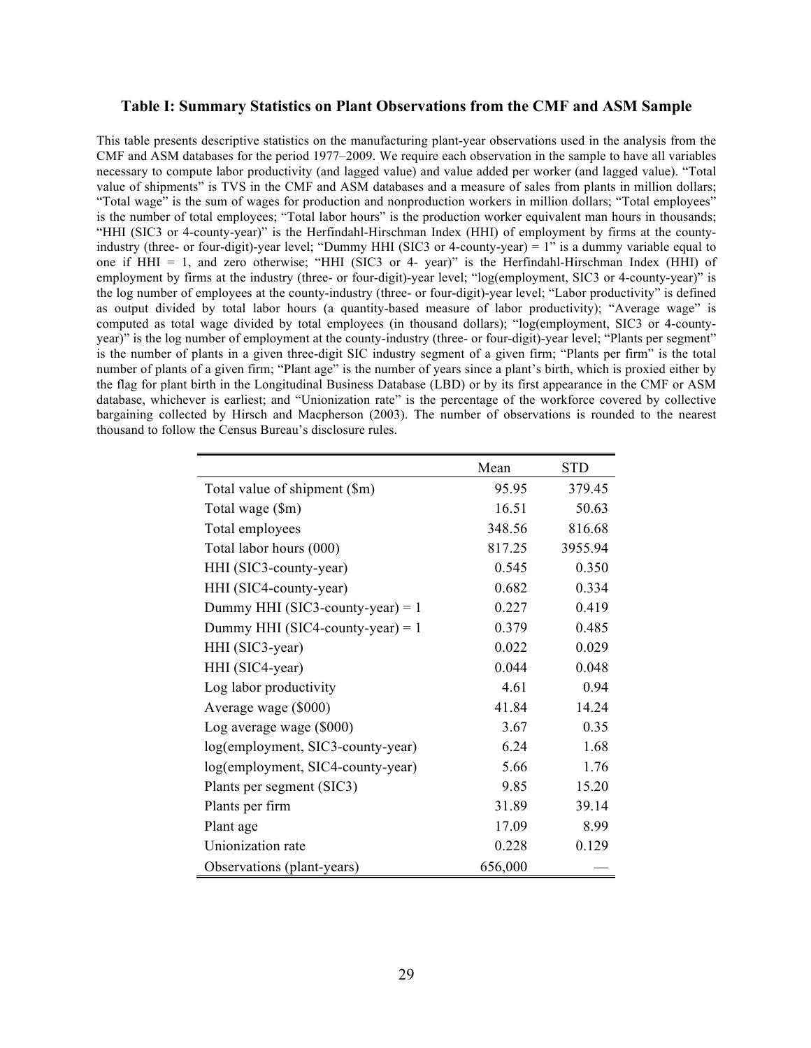### Table I: Summary Statistics on Plant Observations from the CMF and ASM Sample

This table presents descriptive statistics on the manufacturing plant-year observations used in the analysis from the CMF and ASM databases for the period 1977–2009. We require each observation in the sample to have all variables necessary to compute labor productivity (and lagged value) and value added per worker (and lagged value). "Total value of shipments" is TVS in the CMF and ASM databases and a measure of sales from plants in million dollars; "Total wage" is the sum of wages for production and nonproduction workers in million dollars; "Total employees" is the number of total employees; "Total labor hours" is the production worker equivalent man hours in thousands; "HHI (SIC3 or 4-county-year)" is the Herfindahl-Hirschman Index (HHI) of employment by firms at the county-industry (three- or four-digit)-year level; "Dummy HHI (SIC3 or 4-county-year) = 1" is a dummy variable equal to one if HHI = 1, and zero otherwise; "HHI (SIC3 or 4- year)" is the Herfindahl-Hirschman Index (HHI) of employment by firms at the industry (three- or four-digit)-year level; "log(employment, SIC3 or 4-county-year)" is the log number of employees at the county-industry (three- or four-digit)-year level; "Labor productivity" is defined as output divided by total labor hours (a quantity-based measure of labor productivity); "Average wage" is computed as total wage divided by total employees (in thousand dollars); "log(employment, SIC3 or 4-county-year)" is the log number of employment at the county-industry (three- or four-digit)-year level; "Plants per segment" is the number of plants in a given three-digit SIC industry segment of a given firm; "Plants per firm" is the total number of plants of a given firm; "Plant age" is the number of years since a plant's birth, which is proxied either by the flag for plant birth in the Longitudinal Business Database (LBD) or by its first appearance in the CMF or ASM database, whichever is earliest; and "Unionization rate" is the percentage of the workforce covered by collective bargaining collected by Hirsch and Macpherson (2003). The number of observations is rounded to the nearest thousand to follow the Census Bureau's disclosure rules.

| | Mean | STD |
|---|---|---|
| Total value of shipment ($m) | 95.95 | 379.45 |
| Total wage ($m) | 16.51 | 50.63 |
| Total employees | 348.56 | 816.68 |
| Total labor hours (000) | 817.25 | 3955.94 |
| HHI (SIC3-county-year) | 0.545 | 0.350 |
| HHI (SIC4-county-year) | 0.682 | 0.334 |
| Dummy HHI (SIC3-county-year) = 1 | 0.227 | 0.419 |
| Dummy HHI (SIC4-county-year) = 1 | 0.379 | 0.485 |
| HHI (SIC3-year) | 0.022 | 0.029 |
| HHI (SIC4-year) | 0.044 | 0.048 |
| Log labor productivity | 4.61 | 0.94 |
| Average wage ($000) | 41.84 | 14.24 |
| Log average wage ($000) | 3.67 | 0.35 |
| log(employment, SIC3-county-year) | 6.24 | 1.68 |
| log(employment, SIC4-county-year) | 5.66 | 1.76 |
| Plants per segment (SIC3) | 9.85 | 15.20 |
| Plants per firm | 31.89 | 39.14 |
| Plant age | 17.09 | 8.99 |
| Unionization rate | 0.228 | 0.129 |
| Observations (plant-years) | 656,000 | — |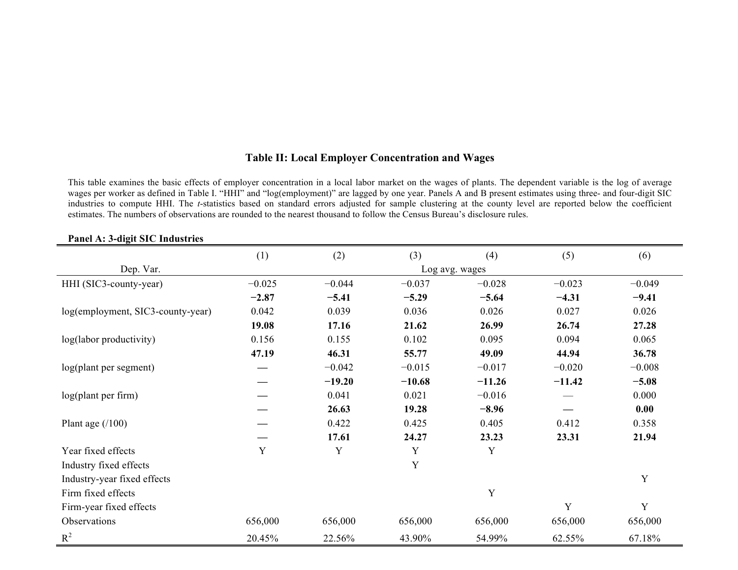## Table II: Local Employer Concentration and Wages

This table examines the basic effects of employer concentration in a local labor market on the wages of plants. The dependent variable is the log of average wages per worker as defined in Table I. "HHI" and "log(employment)" are lagged by one year. Panels A and B present estimates using three- and four-digit SIC industries to compute HHI. The *t*-statistics based on standard errors adjusted for sample clustering at the county level are reported below the coefficient estimates. The numbers of observations are rounded to the nearest thousand to follow the Census Bureau's disclosure rules.

**Panel A: 3-digit SIC Industries**

| | (1) | (2) | (3) | (4) | (5) | (6) |
|---|---|---|---|---|---|---|
| Dep. Var. | | | Log avg. wages | | | |
| HHI (SIC3-county-year) | −0.025 | −0.044 | −0.037 | −0.028 | −0.023 | −0.049 |
| | **−2.87** | **−5.41** | **−5.29** | **−5.64** | **−4.31** | **−9.41** |
| log(employment, SIC3-county-year) | 0.042 | 0.039 | 0.036 | 0.026 | 0.027 | 0.026 |
| | **19.08** | **17.16** | **21.62** | **26.99** | **26.74** | **27.28** |
| log(labor productivity) | 0.156 | 0.155 | 0.102 | 0.095 | 0.094 | 0.065 |
| | **47.19** | **46.31** | **55.77** | **49.09** | **44.94** | **36.78** |
| log(plant per segment) | — | −0.042 | −0.015 | −0.017 | −0.020 | −0.008 |
| | — | **−19.20** | **−10.68** | **−11.26** | **−11.42** | **−5.08** |
| log(plant per firm) | — | 0.041 | 0.021 | −0.016 | — | 0.000 |
| | — | **26.63** | **19.28** | **−8.96** | — | **0.00** |
| Plant age (/100) | — | 0.422 | 0.425 | 0.405 | 0.412 | 0.358 |
| | — | **17.61** | **24.27** | **23.23** | **23.31** | **21.94** |
| Year fixed effects | Y | Y | Y | Y | | |
| Industry fixed effects | | | Y | | | |
| Industry-year fixed effects | | | | | | Y |
| Firm fixed effects | | | | Y | | |
| Firm-year fixed effects | | | | | Y | Y |
| Observations | 656,000 | 656,000 | 656,000 | 656,000 | 656,000 | 656,000 |
| $R^2$ | 20.45% | 22.56% | 43.90% | 54.99% | 62.55% | 67.18% |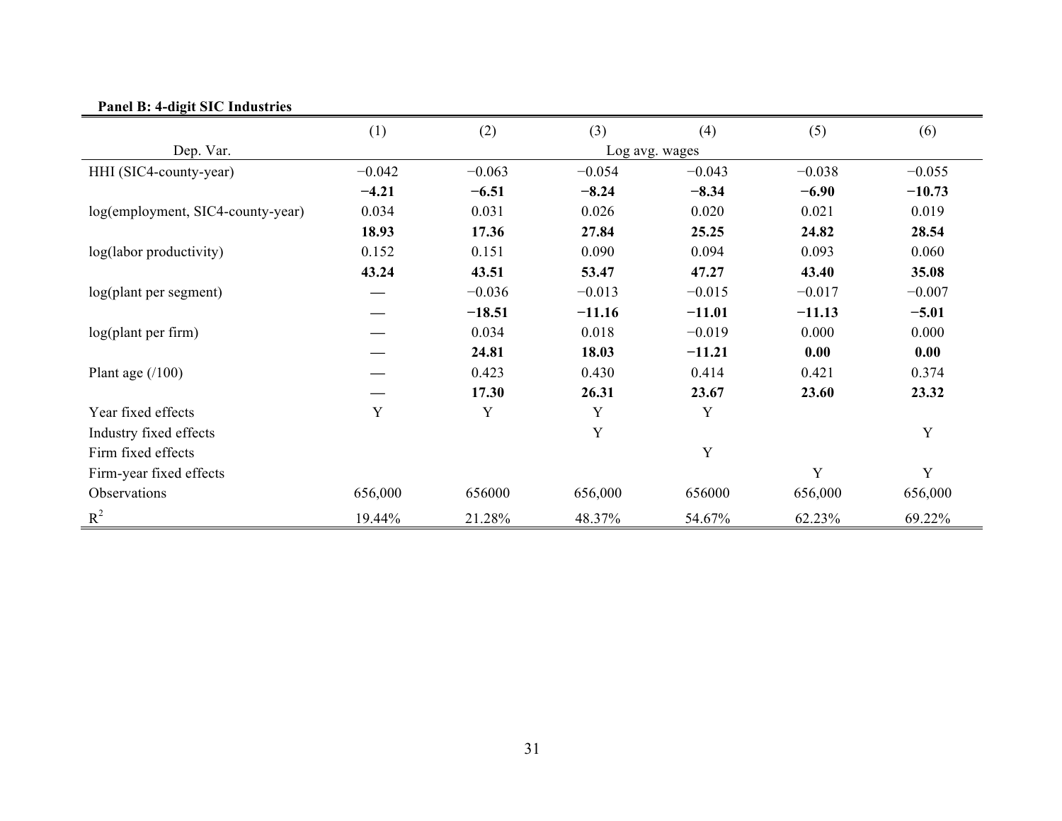**Panel B: 4-digit SIC Industries**

| | (1) | (2) | (3) | (4) | (5) | (6) |
|---|---|---|---|---|---|---|
| Dep. Var. | | | Log avg. wages | | | |
| HHI (SIC4-county-year) | −0.042 | −0.063 | −0.054 | −0.043 | −0.038 | −0.055 |
| | **−4.21** | **−6.51** | **−8.24** | **−8.34** | **−6.90** | **−10.73** |
| log(employment, SIC4-county-year) | 0.034 | 0.031 | 0.026 | 0.020 | 0.021 | 0.019 |
| | **18.93** | **17.36** | **27.84** | **25.25** | **24.82** | **28.54** |
| log(labor productivity) | 0.152 | 0.151 | 0.090 | 0.094 | 0.093 | 0.060 |
| | **43.24** | **43.51** | **53.47** | **47.27** | **43.40** | **35.08** |
| log(plant per segment) | — | −0.036 | −0.013 | −0.015 | −0.017 | −0.007 |
| | — | **−18.51** | **−11.16** | **−11.01** | **−11.13** | **−5.01** |
| log(plant per firm) | — | 0.034 | 0.018 | −0.019 | 0.000 | 0.000 |
| | — | **24.81** | **18.03** | **−11.21** | **0.00** | **0.00** |
| Plant age (/100) | — | 0.423 | 0.430 | 0.414 | 0.421 | 0.374 |
| | — | **17.30** | **26.31** | **23.67** | **23.60** | **23.32** |
| Year fixed effects | Y | Y | Y | Y | | |
| Industry fixed effects | | | Y | | | Y |
| Firm fixed effects | | | | Y | | |
| Firm-year fixed effects | | | | | Y | Y |
| Observations | 656,000 | 656000 | 656,000 | 656000 | 656,000 | 656,000 |
| $R^2$ | 19.44% | 21.28% | 48.37% | 54.67% | 62.23% | 69.22% |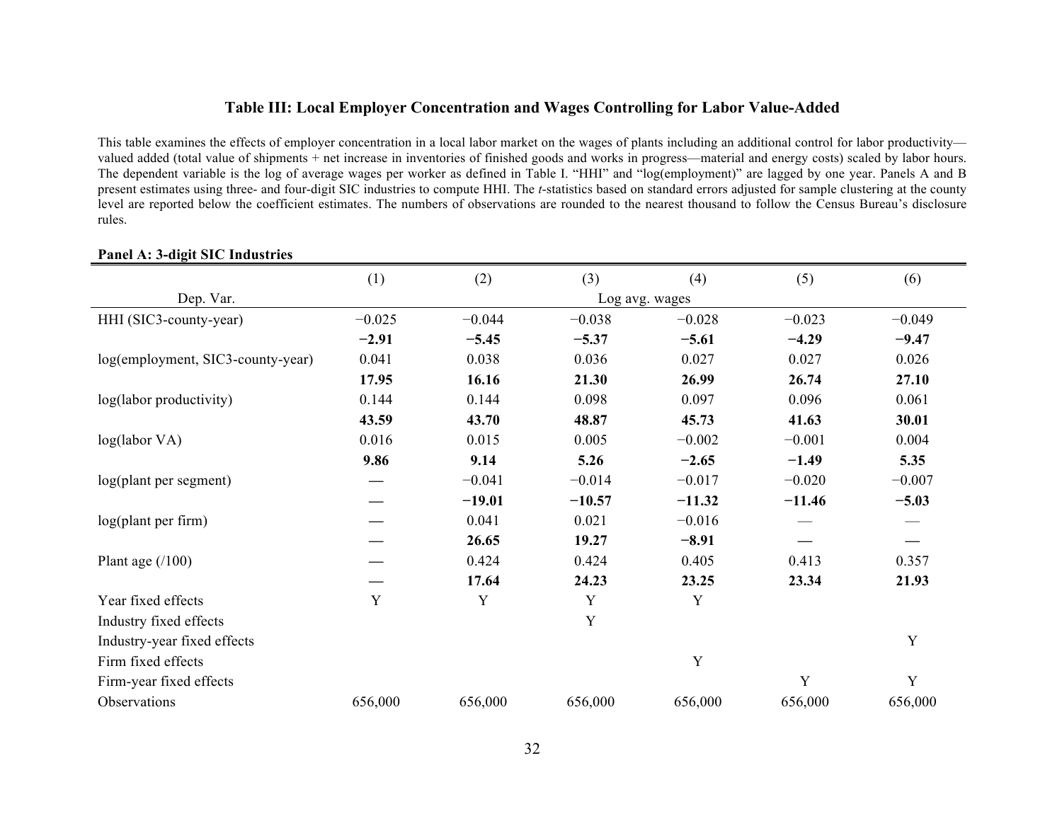### Table III: Local Employer Concentration and Wages Controlling for Labor Value-Added

This table examines the effects of employer concentration in a local labor market on the wages of plants including an additional control for labor productivity—valued added (total value of shipments + net increase in inventories of finished goods and works in progress—material and energy costs) scaled by labor hours. The dependent variable is the log of average wages per worker as defined in Table I. "HHI" and "log(employment)" are lagged by one year. Panels A and B present estimates using three- and four-digit SIC industries to compute HHI. The *t*-statistics based on standard errors adjusted for sample clustering at the county level are reported below the coefficient estimates. The numbers of observations are rounded to the nearest thousand to follow the Census Bureau's disclosure rules.

**Panel A: 3-digit SIC Industries**

| | (1) | (2) | (3) | (4) | (5) | (6) |
|---|---|---|---|---|---|---|
| Dep. Var. | Log avg. wages | | | | | |
| HHI (SIC3-county-year) | −0.025 | −0.044 | −0.038 | −0.028 | −0.023 | −0.049 |
| | **−2.91** | **−5.45** | **−5.37** | **−5.61** | **−4.29** | **−9.47** |
| log(employment, SIC3-county-year) | 0.041 | 0.038 | 0.036 | 0.027 | 0.027 | 0.026 |
| | **17.95** | **16.16** | **21.30** | **26.99** | **26.74** | **27.10** |
| log(labor productivity) | 0.144 | 0.144 | 0.098 | 0.097 | 0.096 | 0.061 |
| | **43.59** | **43.70** | **48.87** | **45.73** | **41.63** | **30.01** |
| log(labor VA) | 0.016 | 0.015 | 0.005 | −0.002 | −0.001 | 0.004 |
| | **9.86** | **9.14** | **5.26** | **−2.65** | **−1.49** | **5.35** |
| log(plant per segment) | — | −0.041 | −0.014 | −0.017 | −0.020 | −0.007 |
| | — | **−19.01** | **−10.57** | **−11.32** | **−11.46** | **−5.03** |
| log(plant per firm) | — | 0.041 | 0.021 | −0.016 | — | — |
| | — | **26.65** | **19.27** | **−8.91** | — | — |
| Plant age (/100) | — | 0.424 | 0.424 | 0.405 | 0.413 | 0.357 |
| | — | **17.64** | **24.23** | **23.25** | **23.34** | **21.93** |
| Year fixed effects | Y | Y | Y | Y | | |
| Industry fixed effects | | | Y | | | |
| Industry-year fixed effects | | | | | | Y |
| Firm fixed effects | | | | Y | | |
| Firm-year fixed effects | | | | | Y | Y |
| Observations | 656,000 | 656,000 | 656,000 | 656,000 | 656,000 | 656,000 |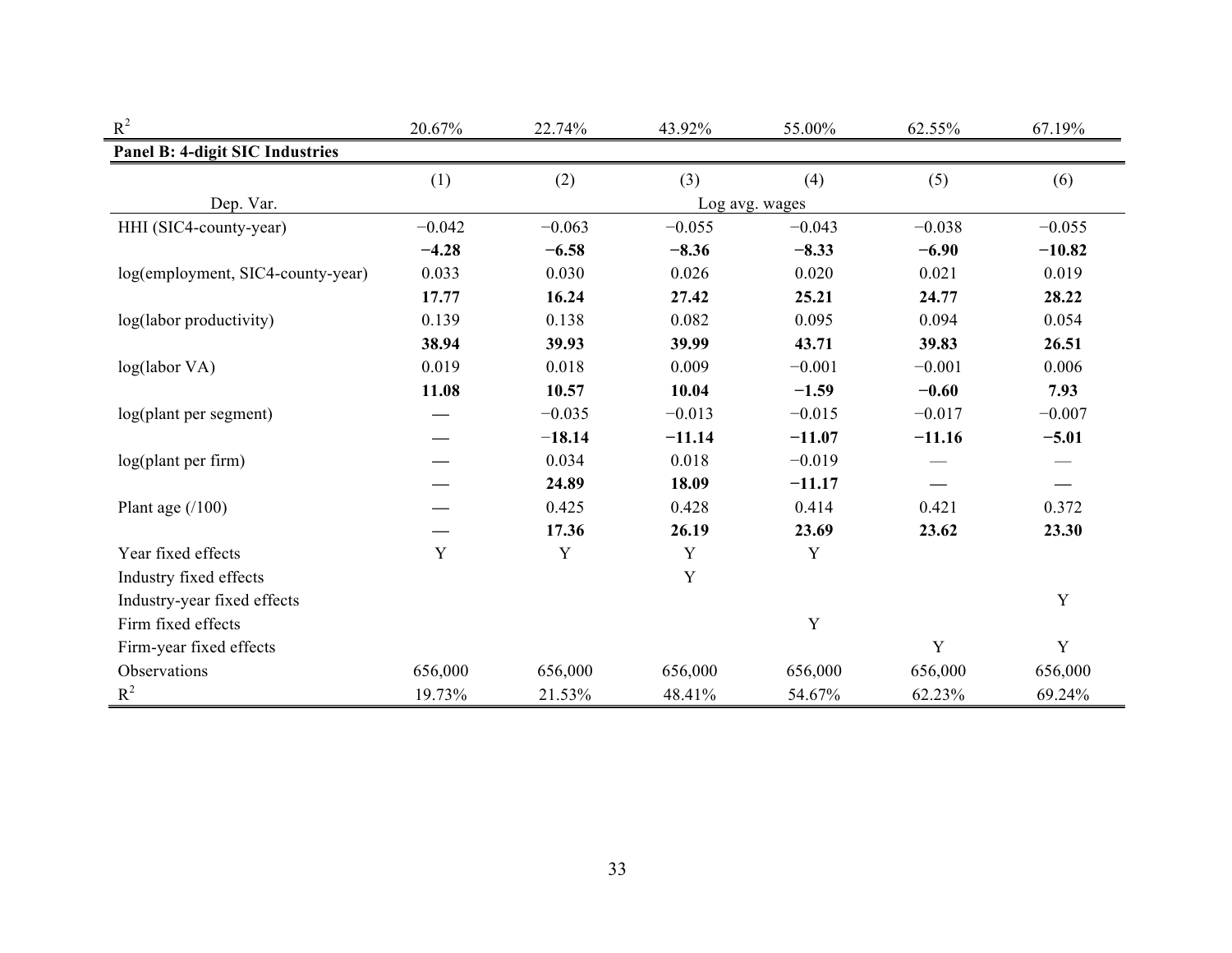| $R^2$ | 20.67% | 22.74% | 43.92% | 55.00% | 62.55% | 67.19% |
|---|---|---|---|---|---|---|

**Panel B: 4-digit SIC Industries**

| | (1) | (2) | (3) | (4) | (5) | (6) |
|---|---|---|---|---|---|---|
| Dep. Var. | | | Log avg. wages | | | |
| HHI (SIC4-county-year) | −0.042 | −0.063 | −0.055 | −0.043 | −0.038 | −0.055 |
| | **−4.28** | **−6.58** | **−8.36** | **−8.33** | **−6.90** | **−10.82** |
| log(employment, SIC4-county-year) | 0.033 | 0.030 | 0.026 | 0.020 | 0.021 | 0.019 |
| | **17.77** | **16.24** | **27.42** | **25.21** | **24.77** | **28.22** |
| log(labor productivity) | 0.139 | 0.138 | 0.082 | 0.095 | 0.094 | 0.054 |
| | **38.94** | **39.93** | **39.99** | **43.71** | **39.83** | **26.51** |
| log(labor VA) | 0.019 | 0.018 | 0.009 | −0.001 | −0.001 | 0.006 |
| | **11.08** | **10.57** | **10.04** | **−1.59** | **−0.60** | **7.93** |
| log(plant per segment) | — | −0.035 | −0.013 | −0.015 | −0.017 | −0.007 |
| | — | **−18.14** | **−11.14** | **−11.07** | **−11.16** | **−5.01** |
| log(plant per firm) | — | 0.034 | 0.018 | −0.019 | — | — |
| | — | **24.89** | **18.09** | **−11.17** | — | — |
| Plant age (/100) | — | 0.425 | 0.428 | 0.414 | 0.421 | 0.372 |
| | — | **17.36** | **26.19** | **23.69** | **23.62** | **23.30** |
| Year fixed effects | Y | Y | Y | Y | | |
| Industry fixed effects | | | Y | | | |
| Industry-year fixed effects | | | | | | Y |
| Firm fixed effects | | | | Y | | |
| Firm-year fixed effects | | | | | Y | Y |
| Observations | 656,000 | 656,000 | 656,000 | 656,000 | 656,000 | 656,000 |
| $R^2$ | 19.73% | 21.53% | 48.41% | 54.67% | 62.23% | 69.24% |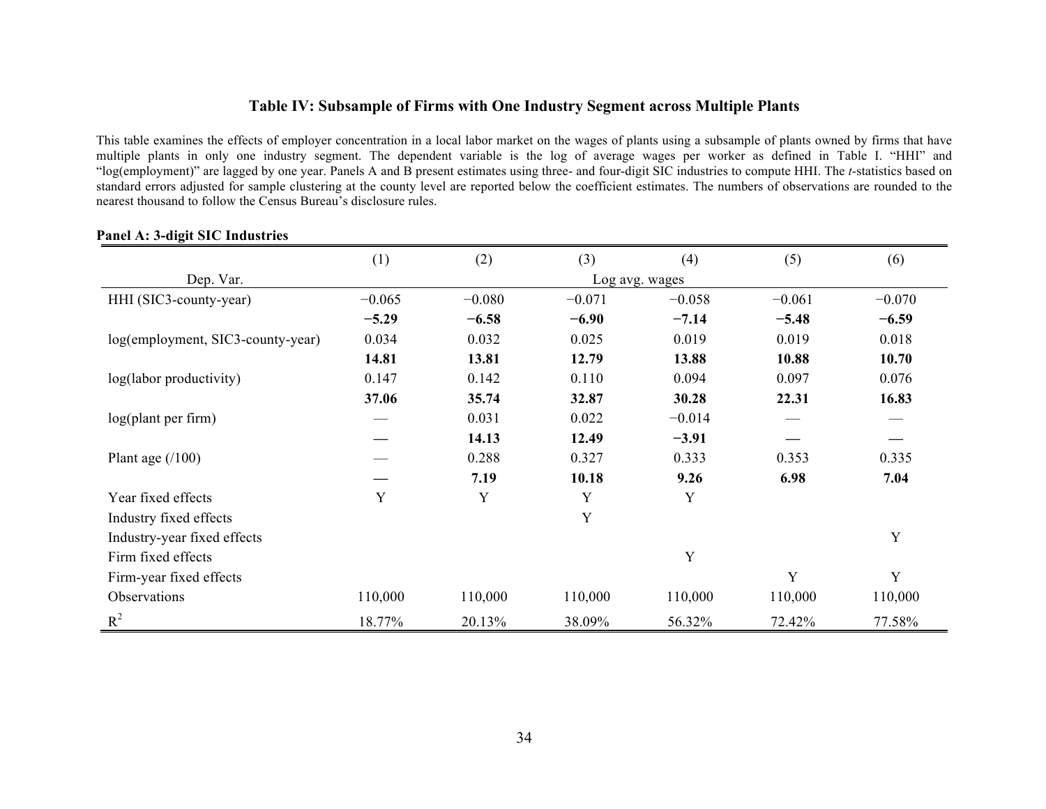### Table IV: Subsample of Firms with One Industry Segment across Multiple Plants

This table examines the effects of employer concentration in a local labor market on the wages of plants using a subsample of plants owned by firms that have multiple plants in only one industry segment. The dependent variable is the log of average wages per worker as defined in Table I. "HHI" and "log(employment)" are lagged by one year. Panels A and B present estimates using three- and four-digit SIC industries to compute HHI. The *t*-statistics based on standard errors adjusted for sample clustering at the county level are reported below the coefficient estimates. The numbers of observations are rounded to the nearest thousand to follow the Census Bureau's disclosure rules.

**Panel A: 3-digit SIC Industries**

| | (1) | (2) | (3) | (4) | (5) | (6) |
|---|---|---|---|---|---|---|
| Dep. Var. | Log avg. wages | | | | | |
| HHI (SIC3-county-year) | −0.065 | −0.080 | −0.071 | −0.058 | −0.061 | −0.070 |
| | **−5.29** | **−6.58** | **−6.90** | **−7.14** | **−5.48** | **−6.59** |
| log(employment, SIC3-county-year) | 0.034 | 0.032 | 0.025 | 0.019 | 0.019 | 0.018 |
| | **14.81** | **13.81** | **12.79** | **13.88** | **10.88** | **10.70** |
| log(labor productivity) | 0.147 | 0.142 | 0.110 | 0.094 | 0.097 | 0.076 |
| | **37.06** | **35.74** | **32.87** | **30.28** | **22.31** | **16.83** |
| log(plant per firm) | — | 0.031 | 0.022 | −0.014 | — | — |
| | **—** | **14.13** | **12.49** | **−3.91** | **—** | **—** |
| Plant age (/100) | — | 0.288 | 0.327 | 0.333 | 0.353 | 0.335 |
| | **—** | **7.19** | **10.18** | **9.26** | **6.98** | **7.04** |
| Year fixed effects | Y | Y | Y | Y | | |
| Industry fixed effects | | | Y | | | |
| Industry-year fixed effects | | | | | | Y |
| Firm fixed effects | | | | Y | | |
| Firm-year fixed effects | | | | | Y | Y |
| Observations | 110,000 | 110,000 | 110,000 | 110,000 | 110,000 | 110,000 |
| $R^2$ | 18.77% | 20.13% | 38.09% | 56.32% | 72.42% | 77.58% |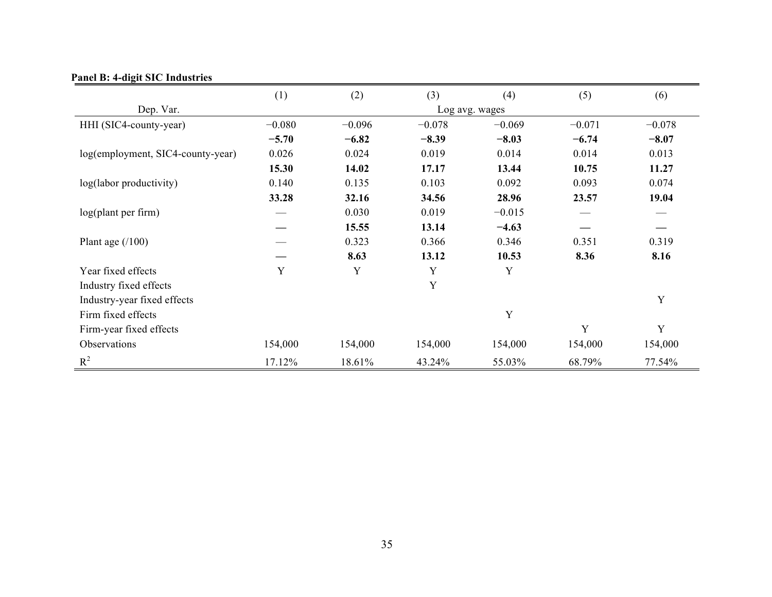**Panel B: 4-digit SIC Industries**

| | (1) | (2) | (3) | (4) | (5) | (6) |
|---|---|---|---|---|---|---|
| Dep. Var. | | | Log avg. wages | | | |
| HHI (SIC4-county-year) | −0.080 | −0.096 | −0.078 | −0.069 | −0.071 | −0.078 |
| | **−5.70** | **−6.82** | **−8.39** | **−8.03** | **−6.74** | **−8.07** |
| log(employment, SIC4-county-year) | 0.026 | 0.024 | 0.019 | 0.014 | 0.014 | 0.013 |
| | **15.30** | **14.02** | **17.17** | **13.44** | **10.75** | **11.27** |
| log(labor productivity) | 0.140 | 0.135 | 0.103 | 0.092 | 0.093 | 0.074 |
| | **33.28** | **32.16** | **34.56** | **28.96** | **23.57** | **19.04** |
| log(plant per firm) | — | 0.030 | 0.019 | −0.015 | — | — |
| | **—** | **15.55** | **13.14** | **−4.63** | **—** | **—** |
| Plant age (/100) | — | 0.323 | 0.366 | 0.346 | 0.351 | 0.319 |
| | **—** | **8.63** | **13.12** | **10.53** | **8.36** | **8.16** |
| Year fixed effects | Y | Y | Y | Y | | |
| Industry fixed effects | | | Y | | | |
| Industry-year fixed effects | | | | | | Y |
| Firm fixed effects | | | | Y | | |
| Firm-year fixed effects | | | | | Y | Y |
| Observations | 154,000 | 154,000 | 154,000 | 154,000 | 154,000 | 154,000 |
| $R^2$ | 17.12% | 18.61% | 43.24% | 55.03% | 68.79% | 77.54% |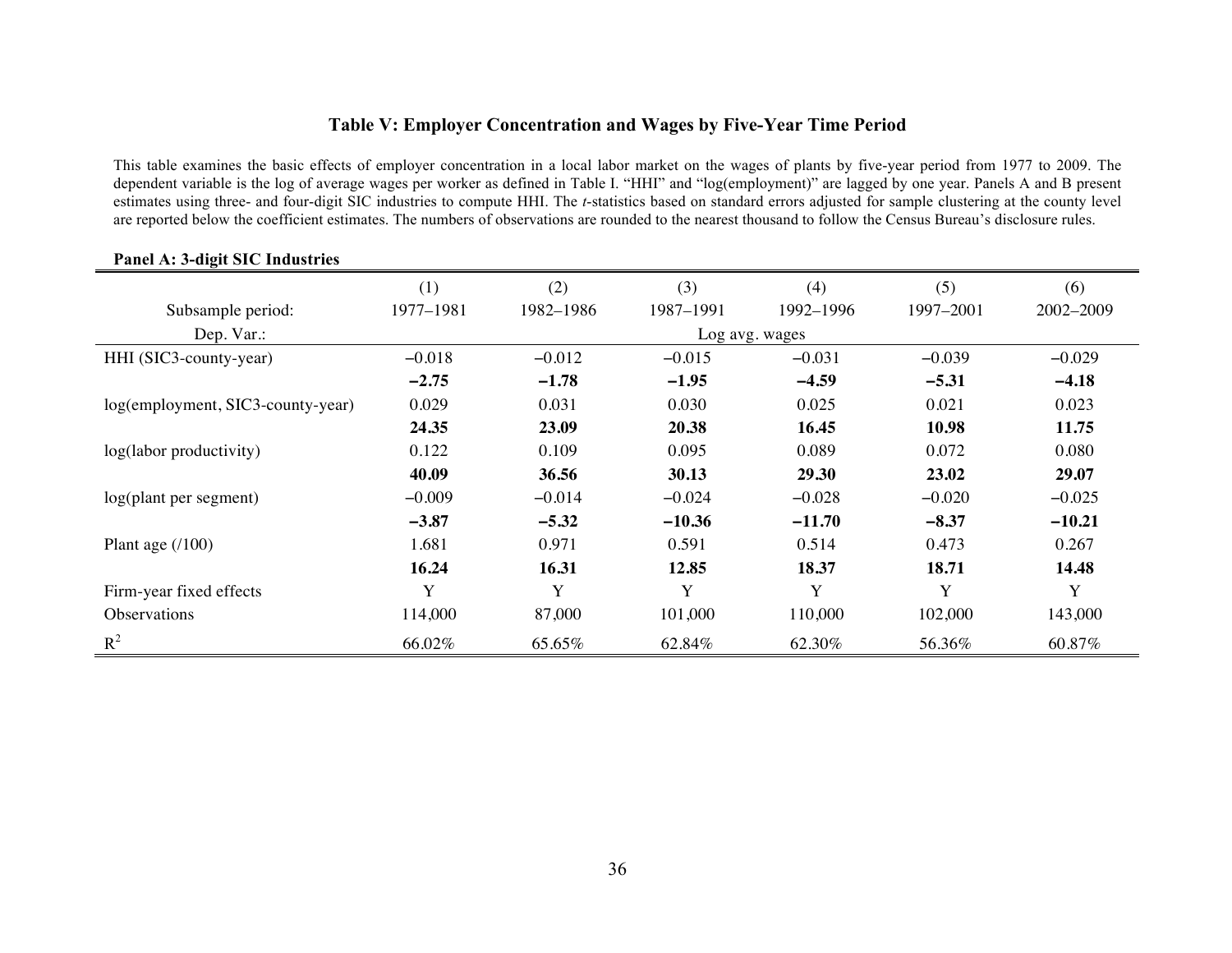## Table V: Employer Concentration and Wages by Five-Year Time Period

This table examines the basic effects of employer concentration in a local labor market on the wages of plants by five-year period from 1977 to 2009. The dependent variable is the log of average wages per worker as defined in Table I. "HHI" and "log(employment)" are lagged by one year. Panels A and B present estimates using three- and four-digit SIC industries to compute HHI. The *t*-statistics based on standard errors adjusted for sample clustering at the county level are reported below the coefficient estimates. The numbers of observations are rounded to the nearest thousand to follow the Census Bureau's disclosure rules.

**Panel A: 3-digit SIC Industries**

| | (1) | (2) | (3) | (4) | (5) | (6) |
|---|---|---|---|---|---|---|
| Subsample period: | 1977–1981 | 1982–1986 | 1987–1991 | 1992–1996 | 1997–2001 | 2002–2009 |
| Dep. Var.: | Log avg. wages | | | | | |
| HHI (SIC3-county-year) | −0.018 | −0.012 | −0.015 | −0.031 | −0.039 | −0.029 |
| | **−2.75** | **−1.78** | **−1.95** | **−4.59** | **−5.31** | **−4.18** |
| log(employment, SIC3-county-year) | 0.029 | 0.031 | 0.030 | 0.025 | 0.021 | 0.023 |
| | **24.35** | **23.09** | **20.38** | **16.45** | **10.98** | **11.75** |
| log(labor productivity) | 0.122 | 0.109 | 0.095 | 0.089 | 0.072 | 0.080 |
| | **40.09** | **36.56** | **30.13** | **29.30** | **23.02** | **29.07** |
| log(plant per segment) | −0.009 | −0.014 | −0.024 | −0.028 | −0.020 | −0.025 |
| | **−3.87** | **−5.32** | **−10.36** | **−11.70** | **−8.37** | **−10.21** |
| Plant age (/100) | 1.681 | 0.971 | 0.591 | 0.514 | 0.473 | 0.267 |
| | **16.24** | **16.31** | **12.85** | **18.37** | **18.71** | **14.48** |
| Firm-year fixed effects | Y | Y | Y | Y | Y | Y |
| Observations | 114,000 | 87,000 | 101,000 | 110,000 | 102,000 | 143,000 |
| $R^2$ | 66.02% | 65.65% | 62.84% | 62.30% | 56.36% | 60.87% |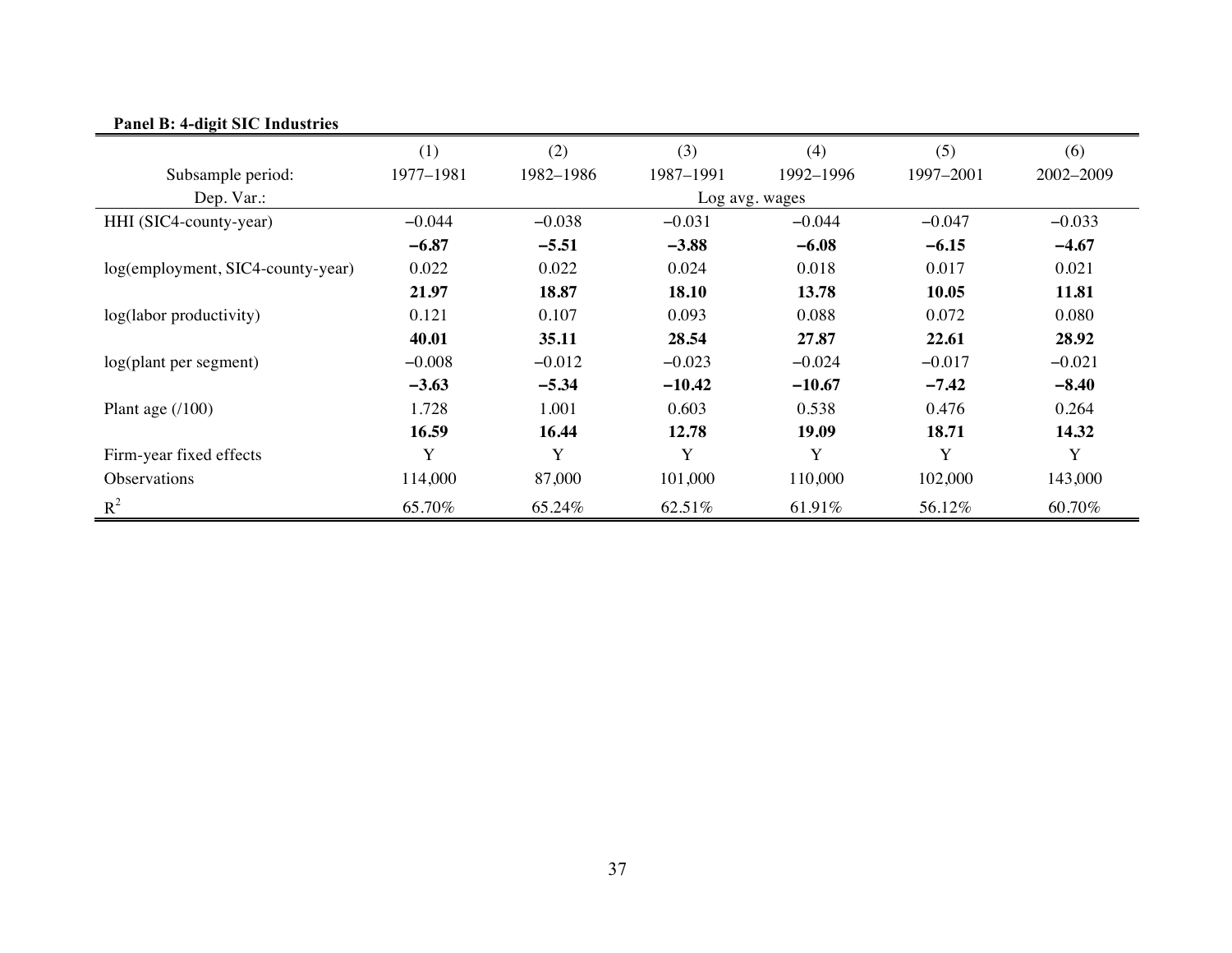**Panel B: 4-digit SIC Industries**

| | (1) | (2) | (3) | (4) | (5) | (6) |
|---|---|---|---|---|---|---|
| Subsample period: | 1977–1981 | 1982–1986 | 1987–1991 | 1992–1996 | 1997–2001 | 2002–2009 |
| Dep. Var.: | Log avg. wages | | | | | |
| HHI (SIC4-county-year) | −0.044 | −0.038 | −0.031 | −0.044 | −0.047 | −0.033 |
| | **−6.87** | **−5.51** | **−3.88** | **−6.08** | **−6.15** | **−4.67** |
| log(employment, SIC4-county-year) | 0.022 | 0.022 | 0.024 | 0.018 | 0.017 | 0.021 |
| | **21.97** | **18.87** | **18.10** | **13.78** | **10.05** | **11.81** |
| log(labor productivity) | 0.121 | 0.107 | 0.093 | 0.088 | 0.072 | 0.080 |
| | **40.01** | **35.11** | **28.54** | **27.87** | **22.61** | **28.92** |
| log(plant per segment) | −0.008 | −0.012 | −0.023 | −0.024 | −0.017 | −0.021 |
| | **−3.63** | **−5.34** | **−10.42** | **−10.67** | **−7.42** | **−8.40** |
| Plant age (/100) | 1.728 | 1.001 | 0.603 | 0.538 | 0.476 | 0.264 |
| | **16.59** | **16.44** | **12.78** | **19.09** | **18.71** | **14.32** |
| Firm-year fixed effects | Y | Y | Y | Y | Y | Y |
| Observations | 114,000 | 87,000 | 101,000 | 110,000 | 102,000 | 143,000 |
| $R^2$ | 65.70% | 65.24% | 62.51% | 61.91% | 56.12% | 60.70% |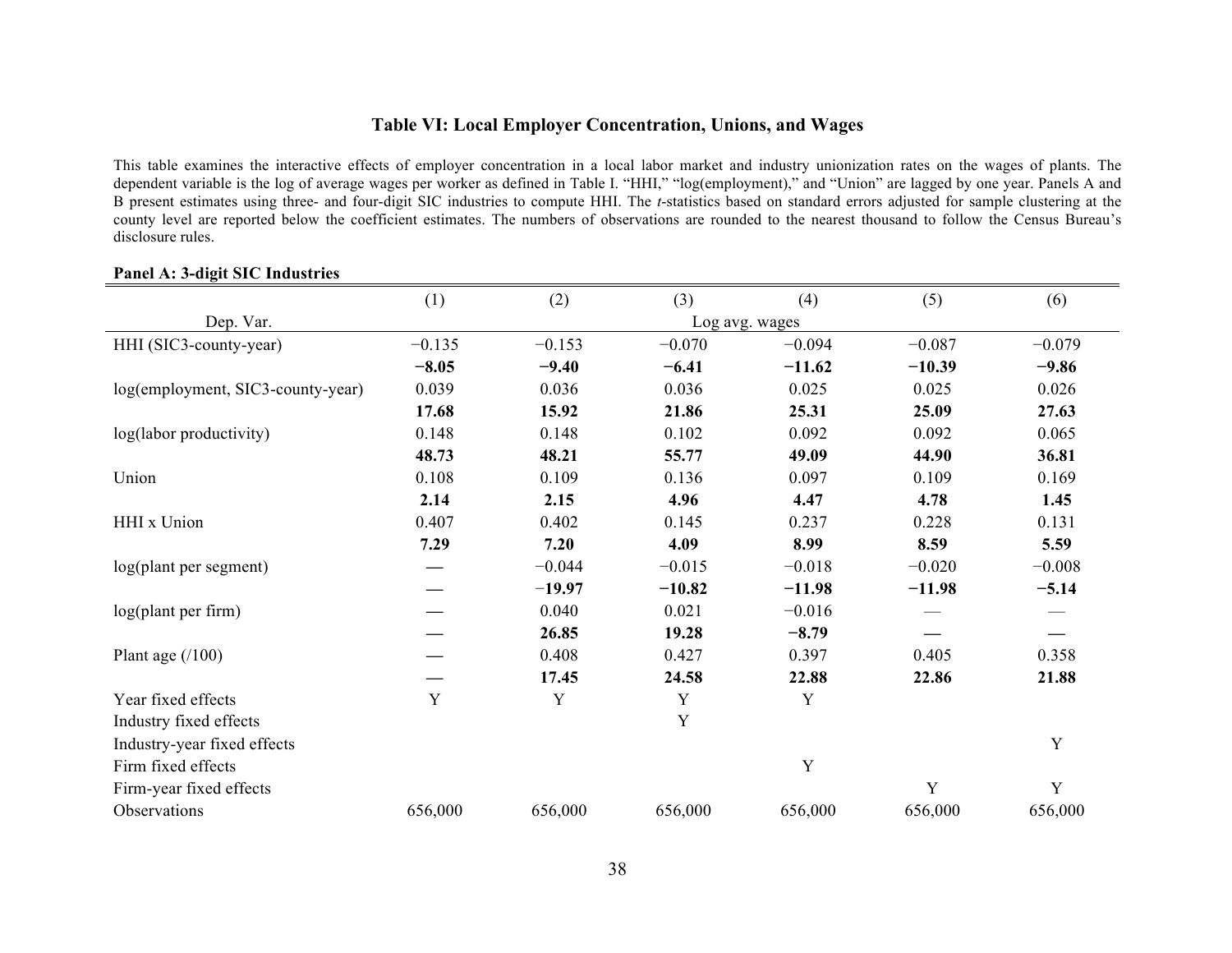## Table VI: Local Employer Concentration, Unions, and Wages

This table examines the interactive effects of employer concentration in a local labor market and industry unionization rates on the wages of plants. The dependent variable is the log of average wages per worker as defined in Table I. "HHI," "log(employment)," and "Union" are lagged by one year. Panels A and B present estimates using three- and four-digit SIC industries to compute HHI. The *t*-statistics based on standard errors adjusted for sample clustering at the county level are reported below the coefficient estimates. The numbers of observations are rounded to the nearest thousand to follow the Census Bureau's disclosure rules.

**Panel A: 3-digit SIC Industries**

| | (1) | (2) | (3) | (4) | (5) | (6) |
|---|---|---|---|---|---|---|
| Dep. Var. | Log avg. wages | | | | | |
| HHI (SIC3-county-year) | −0.135 | −0.153 | −0.070 | −0.094 | −0.087 | −0.079 |
| | **−8.05** | **−9.40** | **−6.41** | **−11.62** | **−10.39** | **−9.86** |
| log(employment, SIC3-county-year) | 0.039 | 0.036 | 0.036 | 0.025 | 0.025 | 0.026 |
| | **17.68** | **15.92** | **21.86** | **25.31** | **25.09** | **27.63** |
| log(labor productivity) | 0.148 | 0.148 | 0.102 | 0.092 | 0.092 | 0.065 |
| | **48.73** | **48.21** | **55.77** | **49.09** | **44.90** | **36.81** |
| Union | 0.108 | 0.109 | 0.136 | 0.097 | 0.109 | 0.169 |
| | **2.14** | **2.15** | **4.96** | **4.47** | **4.78** | **1.45** |
| HHI x Union | 0.407 | 0.402 | 0.145 | 0.237 | 0.228 | 0.131 |
| | **7.29** | **7.20** | **4.09** | **8.99** | **8.59** | **5.59** |
| log(plant per segment) | — | −0.044 | −0.015 | −0.018 | −0.020 | −0.008 |
| | — | **−19.97** | **−10.82** | **−11.98** | **−11.98** | **−5.14** |
| log(plant per firm) | — | 0.040 | 0.021 | −0.016 | — | — |
| | — | **26.85** | **19.28** | **−8.79** | — | — |
| Plant age (/100) | — | 0.408 | 0.427 | 0.397 | 0.405 | 0.358 |
| | — | **17.45** | **24.58** | **22.88** | **22.86** | **21.88** |
| Year fixed effects | Y | Y | Y | Y | | |
| Industry fixed effects | | | Y | | | |
| Industry-year fixed effects | | | | | | Y |
| Firm fixed effects | | | | Y | | |
| Firm-year fixed effects | | | | | Y | Y |
| Observations | 656,000 | 656,000 | 656,000 | 656,000 | 656,000 | 656,000 |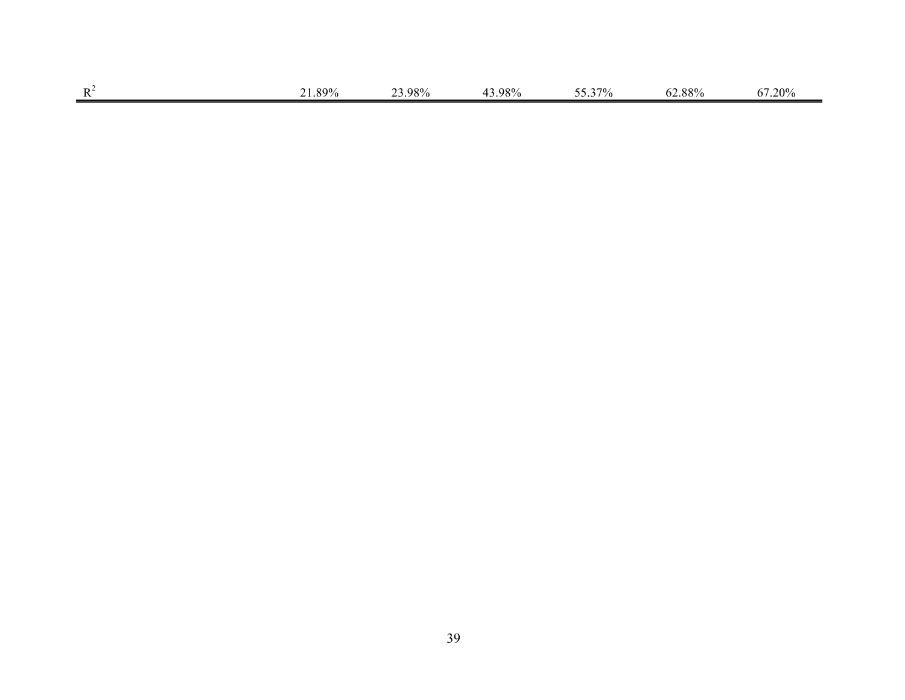|  |  |  |  |  |  |  |
|---|---|---|---|---|---|---|
| $R^2$ | 21.89% | 23.98% | 43.98% | 55.37% | 62.88% | 67.20% |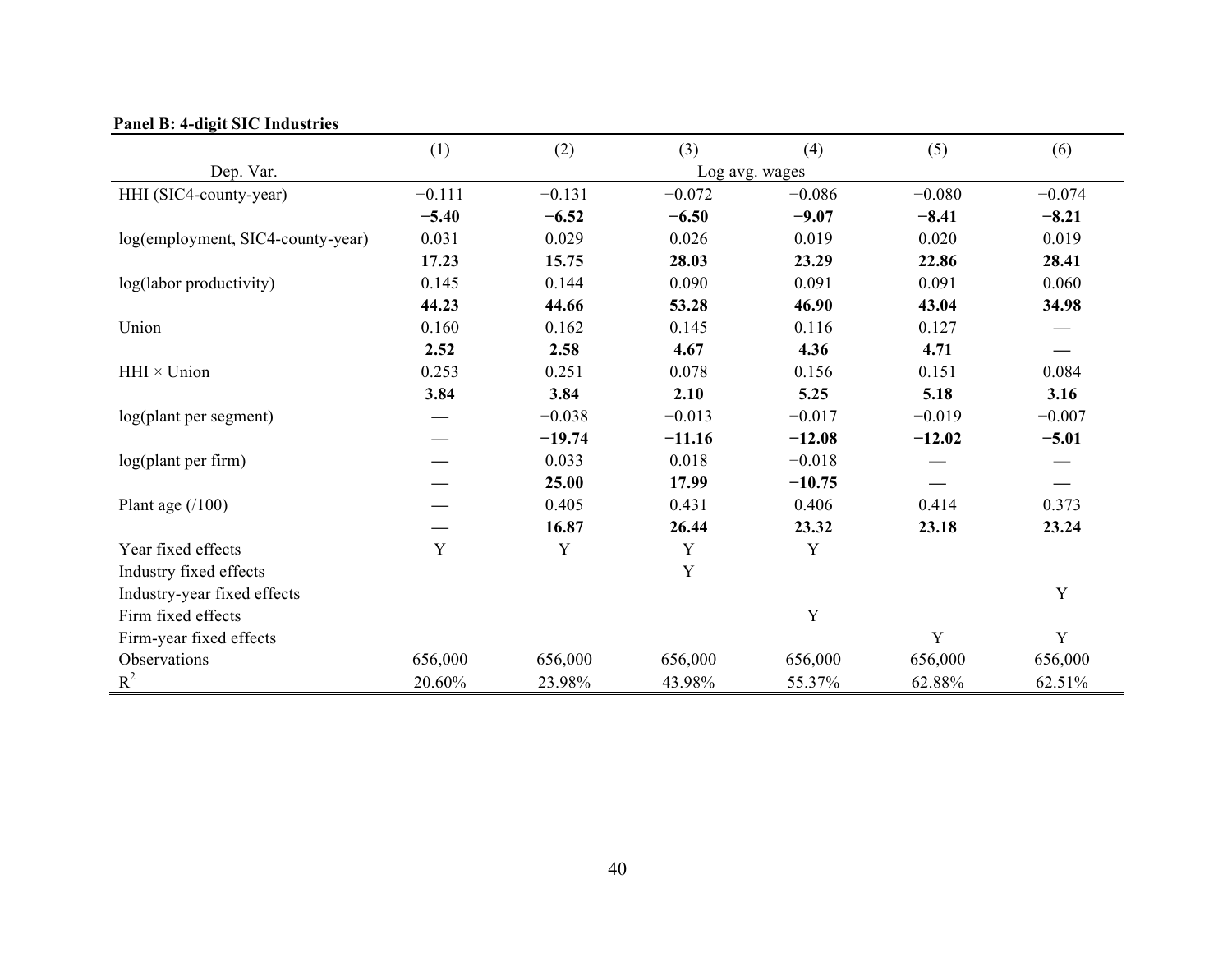**Panel B: 4-digit SIC Industries**

| | (1) | (2) | (3) | (4) | (5) | (6) |
|---|---|---|---|---|---|---|
| Dep. Var. | | | Log avg. wages | | | |
| HHI (SIC4-county-year) | −0.111 | −0.131 | −0.072 | −0.086 | −0.080 | −0.074 |
| | **−5.40** | **−6.52** | **−6.50** | **−9.07** | **−8.41** | **−8.21** |
| log(employment, SIC4-county-year) | 0.031 | 0.029 | 0.026 | 0.019 | 0.020 | 0.019 |
| | **17.23** | **15.75** | **28.03** | **23.29** | **22.86** | **28.41** |
| log(labor productivity) | 0.145 | 0.144 | 0.090 | 0.091 | 0.091 | 0.060 |
| | **44.23** | **44.66** | **53.28** | **46.90** | **43.04** | **34.98** |
| Union | 0.160 | 0.162 | 0.145 | 0.116 | 0.127 | — |
| | **2.52** | **2.58** | **4.67** | **4.36** | **4.71** | **—** |
| HHI × Union | 0.253 | 0.251 | 0.078 | 0.156 | 0.151 | 0.084 |
| | **3.84** | **3.84** | **2.10** | **5.25** | **5.18** | **3.16** |
| log(plant per segment) | — | −0.038 | −0.013 | −0.017 | −0.019 | −0.007 |
| | — | **−19.74** | **−11.16** | **−12.08** | **−12.02** | **−5.01** |
| log(plant per firm) | — | 0.033 | 0.018 | −0.018 | — | — |
| | — | **25.00** | **17.99** | **−10.75** | **—** | **—** |
| Plant age (/100) | — | 0.405 | 0.431 | 0.406 | 0.414 | 0.373 |
| | — | **16.87** | **26.44** | **23.32** | **23.18** | **23.24** |
| Year fixed effects | Y | Y | Y | Y | | |
| Industry fixed effects | | | Y | | | |
| Industry-year fixed effects | | | | | | Y |
| Firm fixed effects | | | | Y | | |
| Firm-year fixed effects | | | | | Y | Y |
| Observations | 656,000 | 656,000 | 656,000 | 656,000 | 656,000 | 656,000 |
| $R^2$ | 20.60% | 23.98% | 43.98% | 55.37% | 62.88% | 62.51% |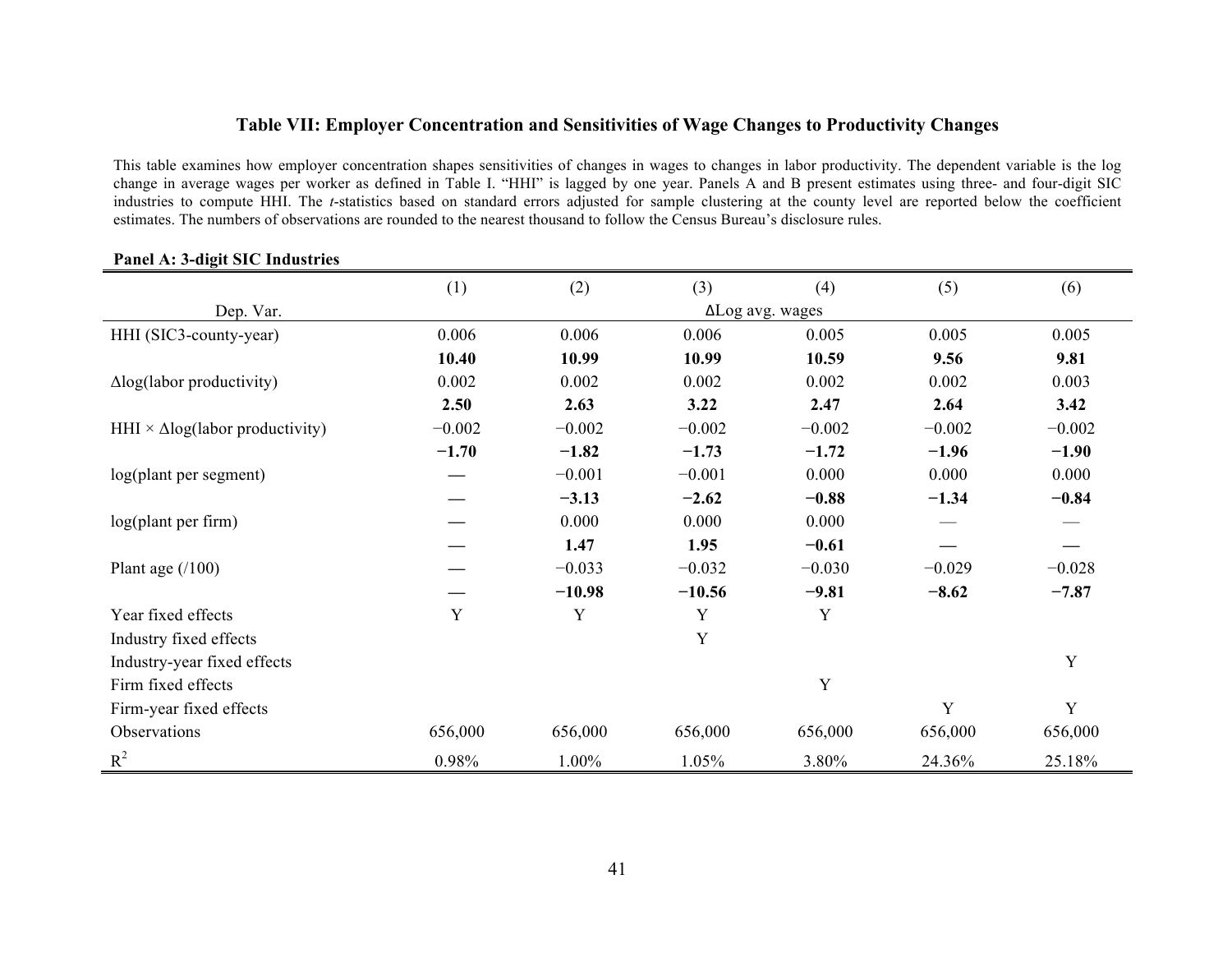### Table VII: Employer Concentration and Sensitivities of Wage Changes to Productivity Changes

This table examines how employer concentration shapes sensitivities of changes in wages to changes in labor productivity. The dependent variable is the log change in average wages per worker as defined in Table I. "HHI" is lagged by one year. Panels A and B present estimates using three- and four-digit SIC industries to compute HHI. The *t*-statistics based on standard errors adjusted for sample clustering at the county level are reported below the coefficient estimates. The numbers of observations are rounded to the nearest thousand to follow the Census Bureau's disclosure rules.

**Panel A: 3-digit SIC Industries**

| | (1) | (2) | (3) | (4) | (5) | (6) |
|---|---|---|---|---|---|---|
| Dep. Var. | ΔLog avg. wages | | | | | |
| HHI (SIC3-county-year) | 0.006 | 0.006 | 0.006 | 0.005 | 0.005 | 0.005 |
| | **10.40** | **10.99** | **10.99** | **10.59** | **9.56** | **9.81** |
| Δlog(labor productivity) | 0.002 | 0.002 | 0.002 | 0.002 | 0.002 | 0.003 |
| | **2.50** | **2.63** | **3.22** | **2.47** | **2.64** | **3.42** |
| HHI × Δlog(labor productivity) | −0.002 | −0.002 | −0.002 | −0.002 | −0.002 | −0.002 |
| | **−1.70** | **−1.82** | **−1.73** | **−1.72** | **−1.96** | **−1.90** |
| log(plant per segment) | — | −0.001 | −0.001 | 0.000 | 0.000 | 0.000 |
| | — | **−3.13** | **−2.62** | **−0.88** | **−1.34** | **−0.84** |
| log(plant per firm) | — | 0.000 | 0.000 | 0.000 | — | — |
| | — | **1.47** | **1.95** | **−0.61** | — | — |
| Plant age (/100) | — | −0.033 | −0.032 | −0.030 | −0.029 | −0.028 |
| | — | **−10.98** | **−10.56** | **−9.81** | **−8.62** | **−7.87** |
| Year fixed effects | Y | Y | Y | Y | | |
| Industry fixed effects | | | Y | | | |
| Industry-year fixed effects | | | | | | Y |
| Firm fixed effects | | | | Y | | |
| Firm-year fixed effects | | | | | Y | Y |
| Observations | 656,000 | 656,000 | 656,000 | 656,000 | 656,000 | 656,000 |
| $R^2$ | 0.98% | 1.00% | 1.05% | 3.80% | 24.36% | 25.18% |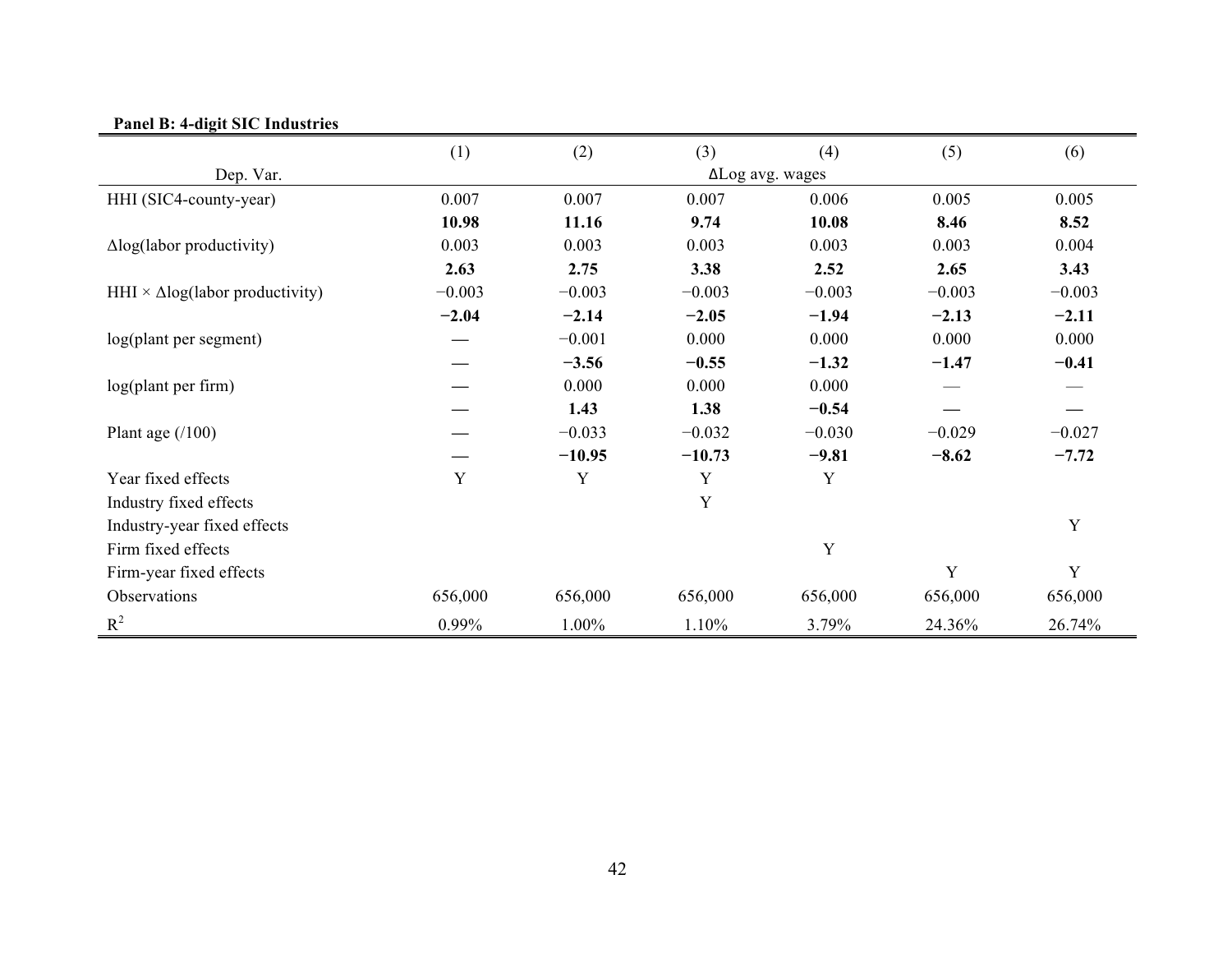**Panel B: 4-digit SIC Industries**

| | (1) | (2) | (3) | (4) | (5) | (6) |
|---|---|---|---|---|---|---|
| Dep. Var. | | | ΔLog avg. wages | | | |
| HHI (SIC4-county-year) | 0.007 | 0.007 | 0.007 | 0.006 | 0.005 | 0.005 |
| | **10.98** | **11.16** | **9.74** | **10.08** | **8.46** | **8.52** |
| Δlog(labor productivity) | 0.003 | 0.003 | 0.003 | 0.003 | 0.003 | 0.004 |
| | **2.63** | **2.75** | **3.38** | **2.52** | **2.65** | **3.43** |
| HHI × Δlog(labor productivity) | −0.003 | −0.003 | −0.003 | −0.003 | −0.003 | −0.003 |
| | **−2.04** | **−2.14** | **−2.05** | **−1.94** | **−2.13** | **−2.11** |
| log(plant per segment) | — | −0.001 | 0.000 | 0.000 | 0.000 | 0.000 |
| | — | **−3.56** | **−0.55** | **−1.32** | **−1.47** | **−0.41** |
| log(plant per firm) | — | 0.000 | 0.000 | 0.000 | — | — |
| | — | **1.43** | **1.38** | **−0.54** | — | — |
| Plant age (/100) | — | −0.033 | −0.032 | −0.030 | −0.029 | −0.027 |
| | — | **−10.95** | **−10.73** | **−9.81** | **−8.62** | **−7.72** |
| Year fixed effects | Y | Y | Y | Y | | |
| Industry fixed effects | | | Y | | | |
| Industry-year fixed effects | | | | | | Y |
| Firm fixed effects | | | | Y | | |
| Firm-year fixed effects | | | | | Y | Y |
| Observations | 656,000 | 656,000 | 656,000 | 656,000 | 656,000 | 656,000 |
| $R^2$ | 0.99% | 1.00% | 1.10% | 3.79% | 24.36% | 26.74% |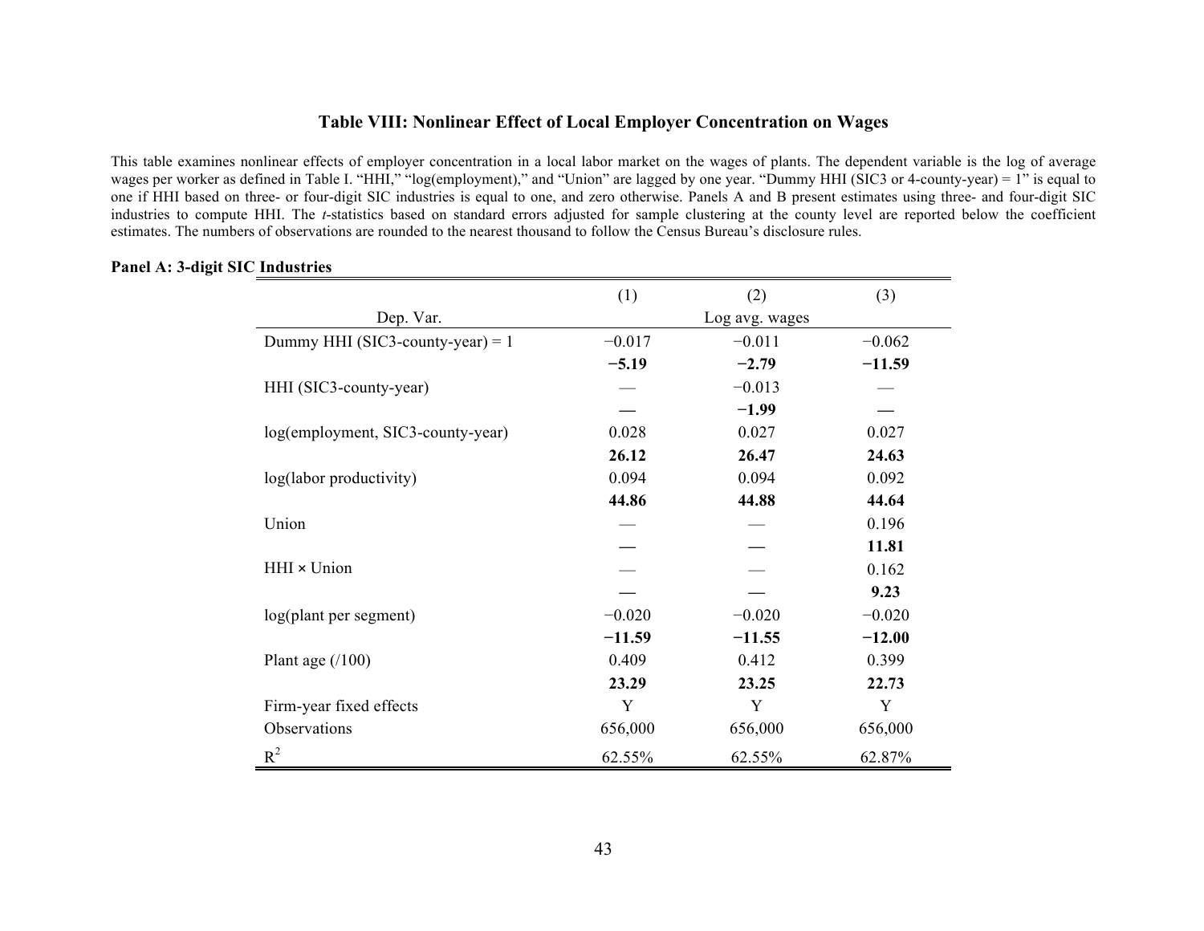### Table VIII: Nonlinear Effect of Local Employer Concentration on Wages

This table examines nonlinear effects of employer concentration in a local labor market on the wages of plants. The dependent variable is the log of average wages per worker as defined in Table I. "HHI," "log(employment)," and "Union" are lagged by one year. "Dummy HHI (SIC3 or 4-county-year) = 1" is equal to one if HHI based on three- or four-digit SIC industries is equal to one, and zero otherwise. Panels A and B present estimates using three- and four-digit SIC industries to compute HHI. The *t*-statistics based on standard errors adjusted for sample clustering at the county level are reported below the coefficient estimates. The numbers of observations are rounded to the nearest thousand to follow the Census Bureau's disclosure rules.

**Panel A: 3-digit SIC Industries**

| | (1) | (2) | (3) |
|---|---|---|---|
| Dep. Var. | | Log avg. wages | |
| Dummy HHI (SIC3-county-year) = 1 | −0.017 | −0.011 | −0.062 |
| | **−5.19** | **−2.79** | **−11.59** |
| HHI (SIC3-county-year) | — | −0.013 | — |
| | **—** | **−1.99** | **—** |
| log(employment, SIC3-county-year) | 0.028 | 0.027 | 0.027 |
| | **26.12** | **26.47** | **24.63** |
| log(labor productivity) | 0.094 | 0.094 | 0.092 |
| | **44.86** | **44.88** | **44.64** |
| Union | — | — | 0.196 |
| | **—** | **—** | **11.81** |
| HHI × Union | — | — | 0.162 |
| | **—** | **—** | **9.23** |
| log(plant per segment) | −0.020 | −0.020 | −0.020 |
| | **−11.59** | **−11.55** | **−12.00** |
| Plant age (/100) | 0.409 | 0.412 | 0.399 |
| | **23.29** | **23.25** | **22.73** |
| Firm-year fixed effects | Y | Y | Y |
| Observations | 656,000 | 656,000 | 656,000 |
| $R^2$ | 62.55% | 62.55% | 62.87% |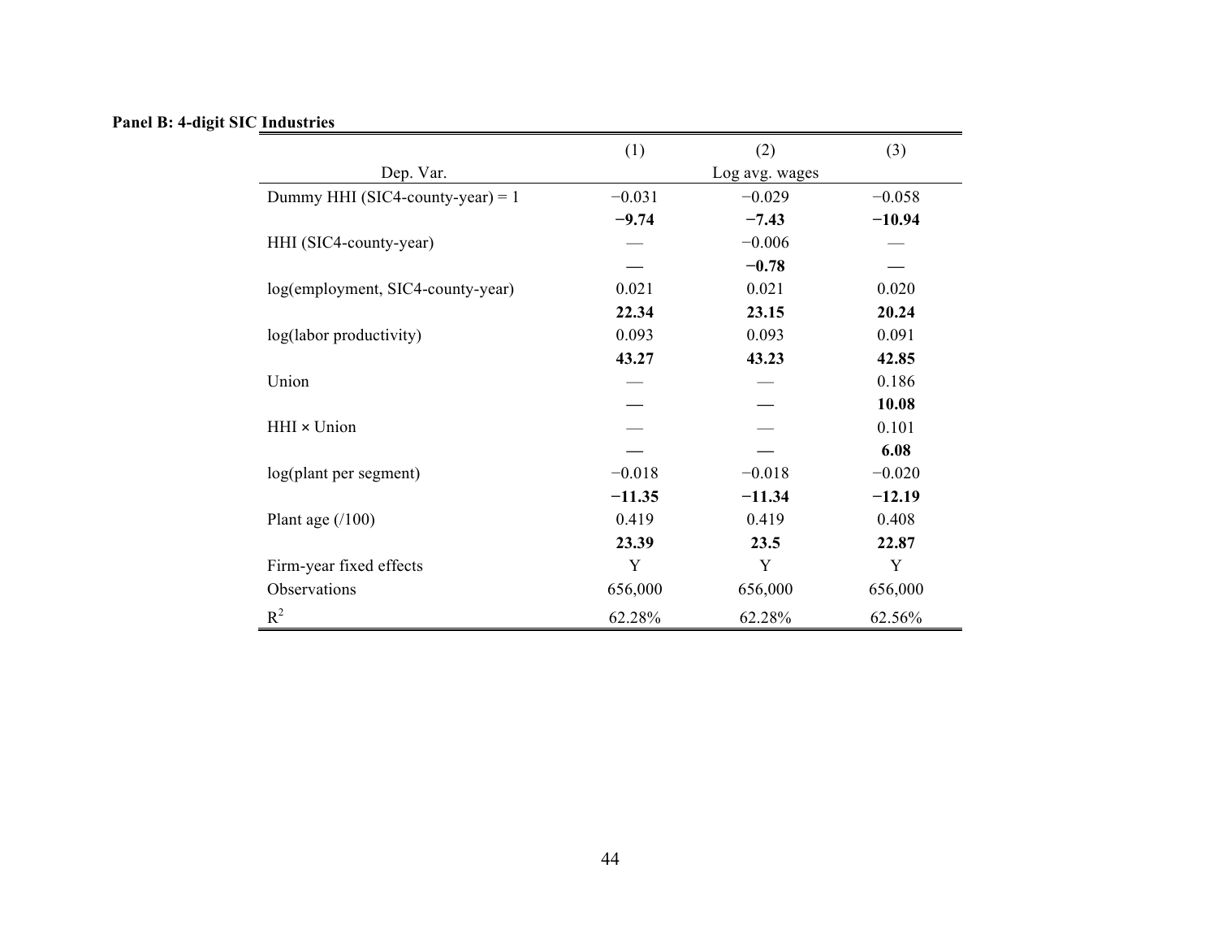**Panel B: 4-digit SIC Industries**

| | (1) | (2) | (3) |
|---|---|---|---|
| Dep. Var. | | Log avg. wages | |
| Dummy HHI (SIC4-county-year) = 1 | −0.031 | −0.029 | −0.058 |
| | **−9.74** | **−7.43** | **−10.94** |
| HHI (SIC4-county-year) | — | −0.006 | — |
| | **—** | **−0.78** | **—** |
| log(employment, SIC4-county-year) | 0.021 | 0.021 | 0.020 |
| | **22.34** | **23.15** | **20.24** |
| log(labor productivity) | 0.093 | 0.093 | 0.091 |
| | **43.27** | **43.23** | **42.85** |
| Union | — | — | 0.186 |
| | **—** | **—** | **10.08** |
| HHI × Union | — | — | 0.101 |
| | **—** | **—** | **6.08** |
| log(plant per segment) | −0.018 | −0.018 | −0.020 |
| | **−11.35** | **−11.34** | **−12.19** |
| Plant age (/100) | 0.419 | 0.419 | 0.408 |
| | **23.39** | **23.5** | **22.87** |
| Firm-year fixed effects | Y | Y | Y |
| Observations | 656,000 | 656,000 | 656,000 |
| $R^2$ | 62.28% | 62.28% | 62.56% |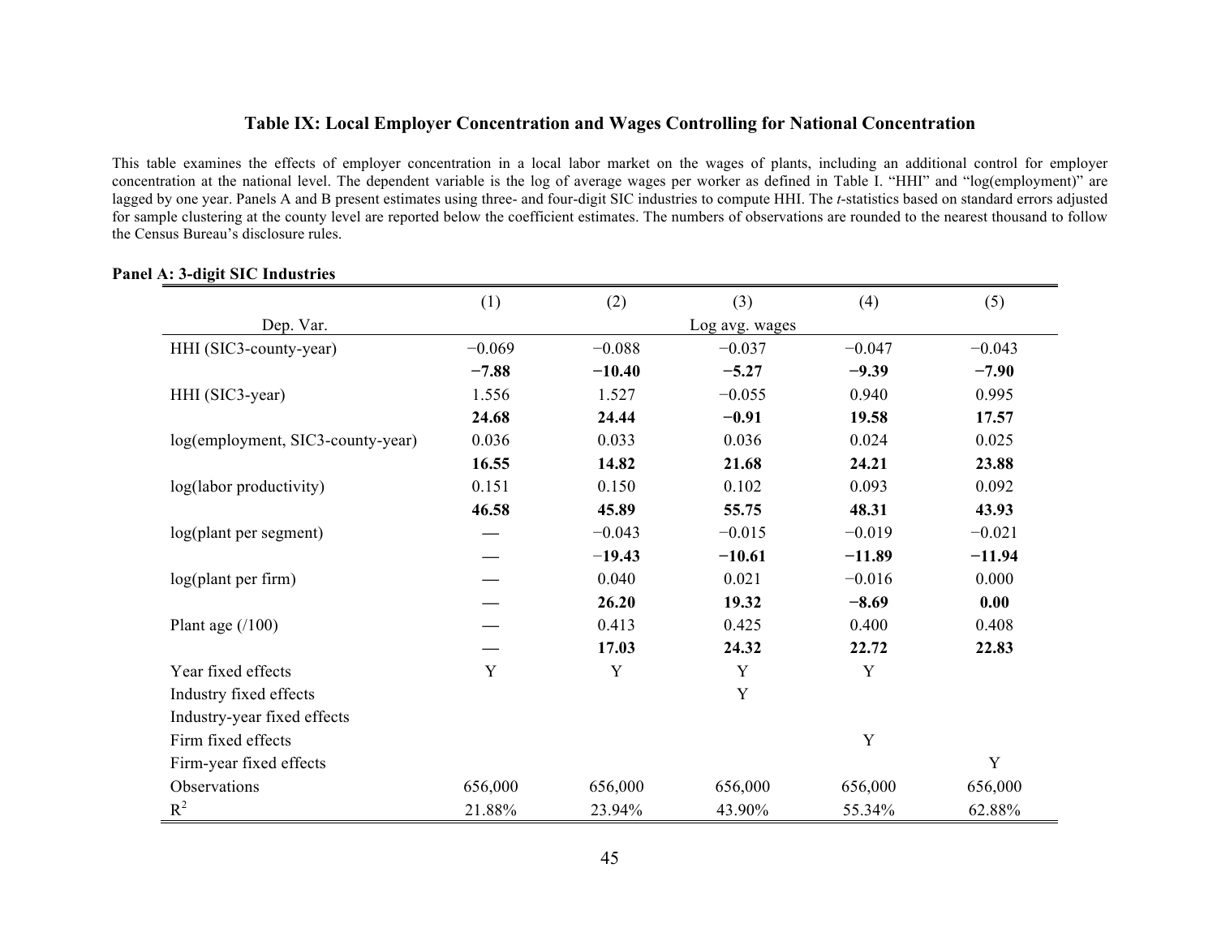## Table IX: Local Employer Concentration and Wages Controlling for National Concentration

This table examines the effects of employer concentration in a local labor market on the wages of plants, including an additional control for employer concentration at the national level. The dependent variable is the log of average wages per worker as defined in Table I. "HHI" and "log(employment)" are lagged by one year. Panels A and B present estimates using three- and four-digit SIC industries to compute HHI. The *t*-statistics based on standard errors adjusted for sample clustering at the county level are reported below the coefficient estimates. The numbers of observations are rounded to the nearest thousand to follow the Census Bureau's disclosure rules.

**Panel A: 3-digit SIC Industries**

| | (1) | (2) | (3) | (4) | (5) |
|---|---|---|---|---|---|
| Dep. Var. | | | Log avg. wages | | |
| HHI (SIC3-county-year) | −0.069 | −0.088 | −0.037 | −0.047 | −0.043 |
| | **−7.88** | **−10.40** | **−5.27** | **−9.39** | **−7.90** |
| HHI (SIC3-year) | 1.556 | 1.527 | −0.055 | 0.940 | 0.995 |
| | **24.68** | **24.44** | **−0.91** | **19.58** | **17.57** |
| log(employment, SIC3-county-year) | 0.036 | 0.033 | 0.036 | 0.024 | 0.025 |
| | **16.55** | **14.82** | **21.68** | **24.21** | **23.88** |
| log(labor productivity) | 0.151 | 0.150 | 0.102 | 0.093 | 0.092 |
| | **46.58** | **45.89** | **55.75** | **48.31** | **43.93** |
| log(plant per segment) | — | −0.043 | −0.015 | −0.019 | −0.021 |
| | — | **−19.43** | **−10.61** | **−11.89** | **−11.94** |
| log(plant per firm) | — | 0.040 | 0.021 | −0.016 | 0.000 |
| | — | **26.20** | **19.32** | **−8.69** | **0.00** |
| Plant age (/100) | — | 0.413 | 0.425 | 0.400 | 0.408 |
| | — | **17.03** | **24.32** | **22.72** | **22.83** |
| Year fixed effects | Y | Y | Y | Y | |
| Industry fixed effects | | | Y | | |
| Industry-year fixed effects | | | | | |
| Firm fixed effects | | | | Y | |
| Firm-year fixed effects | | | | | Y |
| Observations | 656,000 | 656,000 | 656,000 | 656,000 | 656,000 |
| $R^2$ | 21.88% | 23.94% | 43.90% | 55.34% | 62.88% |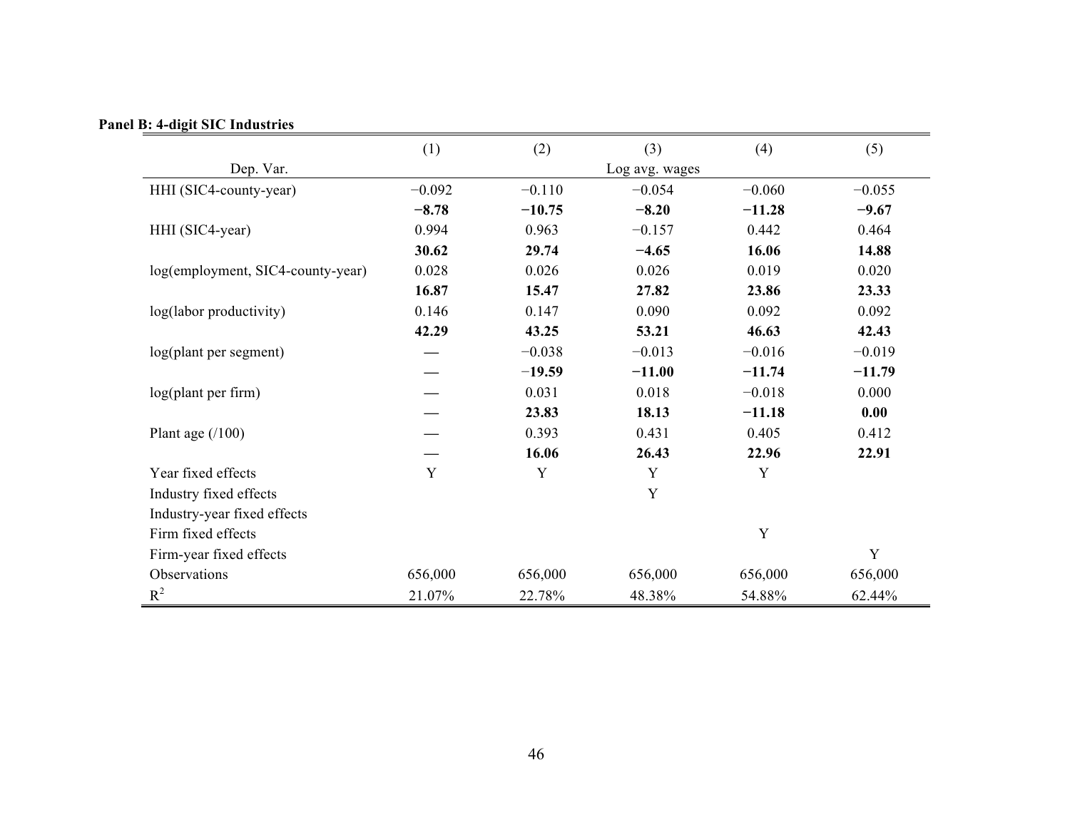**Panel B: 4-digit SIC Industries**

| | (1) | (2) | (3) | (4) | (5) |
|---|---|---|---|---|---|
| Dep. Var. | | | Log avg. wages | | |
| HHI (SIC4-county-year) | −0.092 | −0.110 | −0.054 | −0.060 | −0.055 |
| | **−8.78** | **−10.75** | **−8.20** | **−11.28** | **−9.67** |
| HHI (SIC4-year) | 0.994 | 0.963 | −0.157 | 0.442 | 0.464 |
| | **30.62** | **29.74** | **−4.65** | **16.06** | **14.88** |
| log(employment, SIC4-county-year) | 0.028 | 0.026 | 0.026 | 0.019 | 0.020 |
| | **16.87** | **15.47** | **27.82** | **23.86** | **23.33** |
| log(labor productivity) | 0.146 | 0.147 | 0.090 | 0.092 | 0.092 |
| | **42.29** | **43.25** | **53.21** | **46.63** | **42.43** |
| log(plant per segment) | — | −0.038 | −0.013 | −0.016 | −0.019 |
| | — | **−19.59** | **−11.00** | **−11.74** | **−11.79** |
| log(plant per firm) | — | 0.031 | 0.018 | −0.018 | 0.000 |
| | — | **23.83** | **18.13** | **−11.18** | **0.00** |
| Plant age (/100) | — | 0.393 | 0.431 | 0.405 | 0.412 |
| | — | **16.06** | **26.43** | **22.96** | **22.91** |
| Year fixed effects | Y | Y | Y | Y | |
| Industry fixed effects | | | Y | | |
| Industry-year fixed effects | | | | | |
| Firm fixed effects | | | | Y | |
| Firm-year fixed effects | | | | | Y |
| Observations | 656,000 | 656,000 | 656,000 | 656,000 | 656,000 |
| $R^2$ | 21.07% | 22.78% | 48.38% | 54.88% | 62.44% |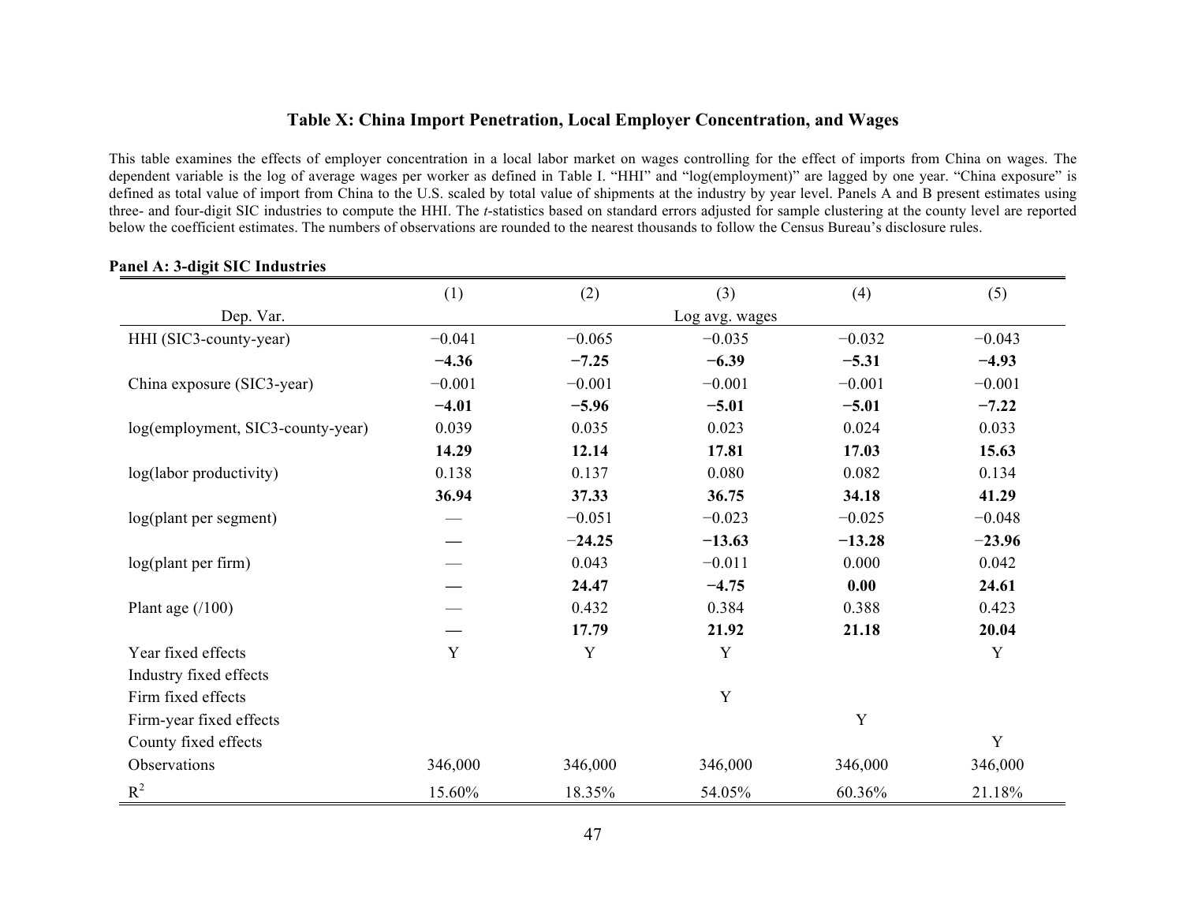### Table X: China Import Penetration, Local Employer Concentration, and Wages

This table examines the effects of employer concentration in a local labor market on wages controlling for the effect of imports from China on wages. The dependent variable is the log of average wages per worker as defined in Table I. "HHI" and "log(employment)" are lagged by one year. "China exposure" is defined as total value of import from China to the U.S. scaled by total value of shipments at the industry by year level. Panels A and B present estimates using three- and four-digit SIC industries to compute the HHI. The *t*-statistics based on standard errors adjusted for sample clustering at the county level are reported below the coefficient estimates. The numbers of observations are rounded to the nearest thousands to follow the Census Bureau's disclosure rules.

**Panel A: 3-digit SIC Industries**

| | (1) | (2) | (3) | (4) | (5) |
|---|---|---|---|---|---|
| Dep. Var. | | | Log avg. wages | | |
| HHI (SIC3-county-year) | −0.041 | −0.065 | −0.035 | −0.032 | −0.043 |
| | **−4.36** | **−7.25** | **−6.39** | **−5.31** | **−4.93** |
| China exposure (SIC3-year) | −0.001 | −0.001 | −0.001 | −0.001 | −0.001 |
| | **−4.01** | **−5.96** | **−5.01** | **−5.01** | **−7.22** |
| log(employment, SIC3-county-year) | 0.039 | 0.035 | 0.023 | 0.024 | 0.033 |
| | **14.29** | **12.14** | **17.81** | **17.03** | **15.63** |
| log(labor productivity) | 0.138 | 0.137 | 0.080 | 0.082 | 0.134 |
| | **36.94** | **37.33** | **36.75** | **34.18** | **41.29** |
| log(plant per segment) | — | −0.051 | −0.023 | −0.025 | −0.048 |
| | **—** | **−24.25** | **−13.63** | **−13.28** | **−23.96** |
| log(plant per firm) | — | 0.043 | −0.011 | 0.000 | 0.042 |
| | **—** | **24.47** | **−4.75** | **0.00** | **24.61** |
| Plant age (/100) | — | 0.432 | 0.384 | 0.388 | 0.423 |
| | **—** | **17.79** | **21.92** | **21.18** | **20.04** |
| Year fixed effects | Y | Y | Y | | Y |
| Industry fixed effects | | | | | |
| Firm fixed effects | | | Y | | |
| Firm-year fixed effects | | | | Y | |
| County fixed effects | | | | | Y |
| Observations | 346,000 | 346,000 | 346,000 | 346,000 | 346,000 |
| $R^2$ | 15.60% | 18.35% | 54.05% | 60.36% | 21.18% |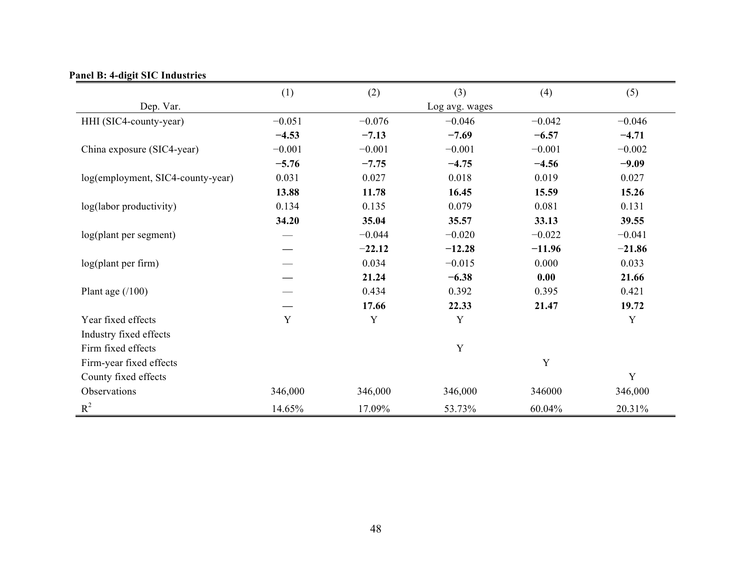**Panel B: 4-digit SIC Industries**

| | (1) | (2) | (3) | (4) | (5) |
|---|---|---|---|---|---|
| Dep. Var. | | | Log avg. wages | | |
| HHI (SIC4-county-year) | −0.051 | −0.076 | −0.046 | −0.042 | −0.046 |
| | **−4.53** | **−7.13** | **−7.69** | **−6.57** | **−4.71** |
| China exposure (SIC4-year) | −0.001 | −0.001 | −0.001 | −0.001 | −0.002 |
| | **−5.76** | **−7.75** | **−4.75** | **−4.56** | **−9.09** |
| log(employment, SIC4-county-year) | 0.031 | 0.027 | 0.018 | 0.019 | 0.027 |
| | **13.88** | **11.78** | **16.45** | **15.59** | **15.26** |
| log(labor productivity) | 0.134 | 0.135 | 0.079 | 0.081 | 0.131 |
| | **34.20** | **35.04** | **35.57** | **33.13** | **39.55** |
| log(plant per segment) | — | −0.044 | −0.020 | −0.022 | −0.041 |
| | **—** | **−22.12** | **−12.28** | **−11.96** | **−21.86** |
| log(plant per firm) | — | 0.034 | −0.015 | 0.000 | 0.033 |
| | **—** | **21.24** | **−6.38** | **0.00** | **21.66** |
| Plant age (/100) | — | 0.434 | 0.392 | 0.395 | 0.421 |
| | **—** | **17.66** | **22.33** | **21.47** | **19.72** |
| Year fixed effects | Y | Y | Y | | Y |
| Industry fixed effects | | | | | |
| Firm fixed effects | | | Y | | |
| Firm-year fixed effects | | | | Y | |
| County fixed effects | | | | | Y |
| Observations | 346,000 | 346,000 | 346,000 | 346000 | 346,000 |
| $R^2$ | 14.65% | 17.09% | 53.73% | 60.04% | 20.31% |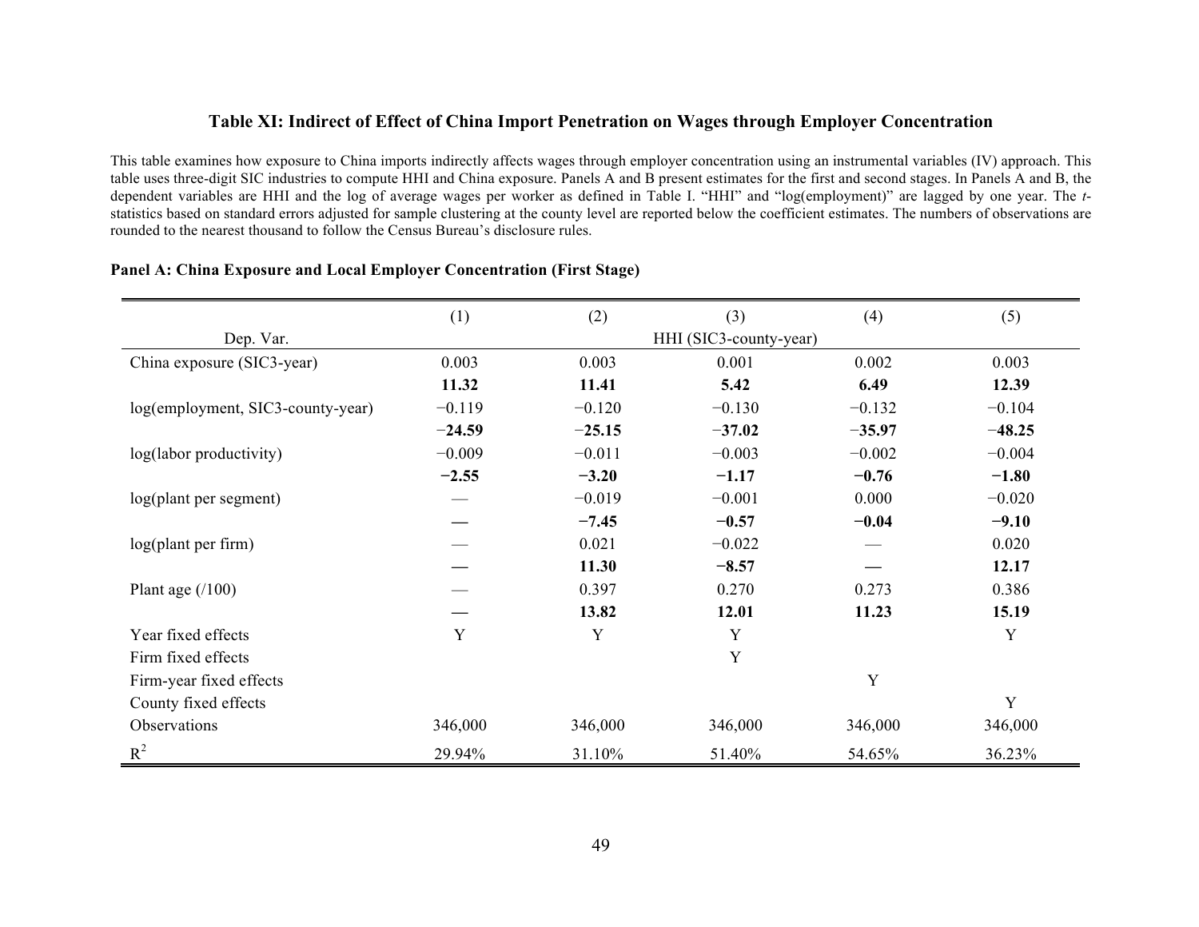## Table XI: Indirect of Effect of China Import Penetration on Wages through Employer Concentration

This table examines how exposure to China imports indirectly affects wages through employer concentration using an instrumental variables (IV) approach. This table uses three-digit SIC industries to compute HHI and China exposure. Panels A and B present estimates for the first and second stages. In Panels A and B, the dependent variables are HHI and the log of average wages per worker as defined in Table I. "HHI" and "log(employment)" are lagged by one year. The *t*-statistics based on standard errors adjusted for sample clustering at the county level are reported below the coefficient estimates. The numbers of observations are rounded to the nearest thousand to follow the Census Bureau's disclosure rules.

**Panel A: China Exposure and Local Employer Concentration (First Stage)**

| | (1) | (2) | (3) | (4) | (5) |
|---|---|---|---|---|---|
| Dep. Var. | HHI (SIC3-county-year) | | | | |
| China exposure (SIC3-year) | 0.003 | 0.003 | 0.001 | 0.002 | 0.003 |
| | **11.32** | **11.41** | **5.42** | **6.49** | **12.39** |
| log(employment, SIC3-county-year) | −0.119 | −0.120 | −0.130 | −0.132 | −0.104 |
| | **−24.59** | **−25.15** | **−37.02** | **−35.97** | **−48.25** |
| log(labor productivity) | −0.009 | −0.011 | −0.003 | −0.002 | −0.004 |
| | **−2.55** | **−3.20** | **−1.17** | **−0.76** | **−1.80** |
| log(plant per segment) | — | −0.019 | −0.001 | 0.000 | −0.020 |
| | **—** | **−7.45** | **−0.57** | **−0.04** | **−9.10** |
| log(plant per firm) | — | 0.021 | −0.022 | — | 0.020 |
| | **—** | **11.30** | **−8.57** | **—** | **12.17** |
| Plant age (/100) | — | 0.397 | 0.270 | 0.273 | 0.386 |
| | **—** | **13.82** | **12.01** | **11.23** | **15.19** |
| Year fixed effects | Y | Y | Y | | Y |
| Firm fixed effects | | | Y | | |
| Firm-year fixed effects | | | | Y | |
| County fixed effects | | | | | Y |
| Observations | 346,000 | 346,000 | 346,000 | 346,000 | 346,000 |
| $R^2$ | 29.94% | 31.10% | 51.40% | 54.65% | 36.23% |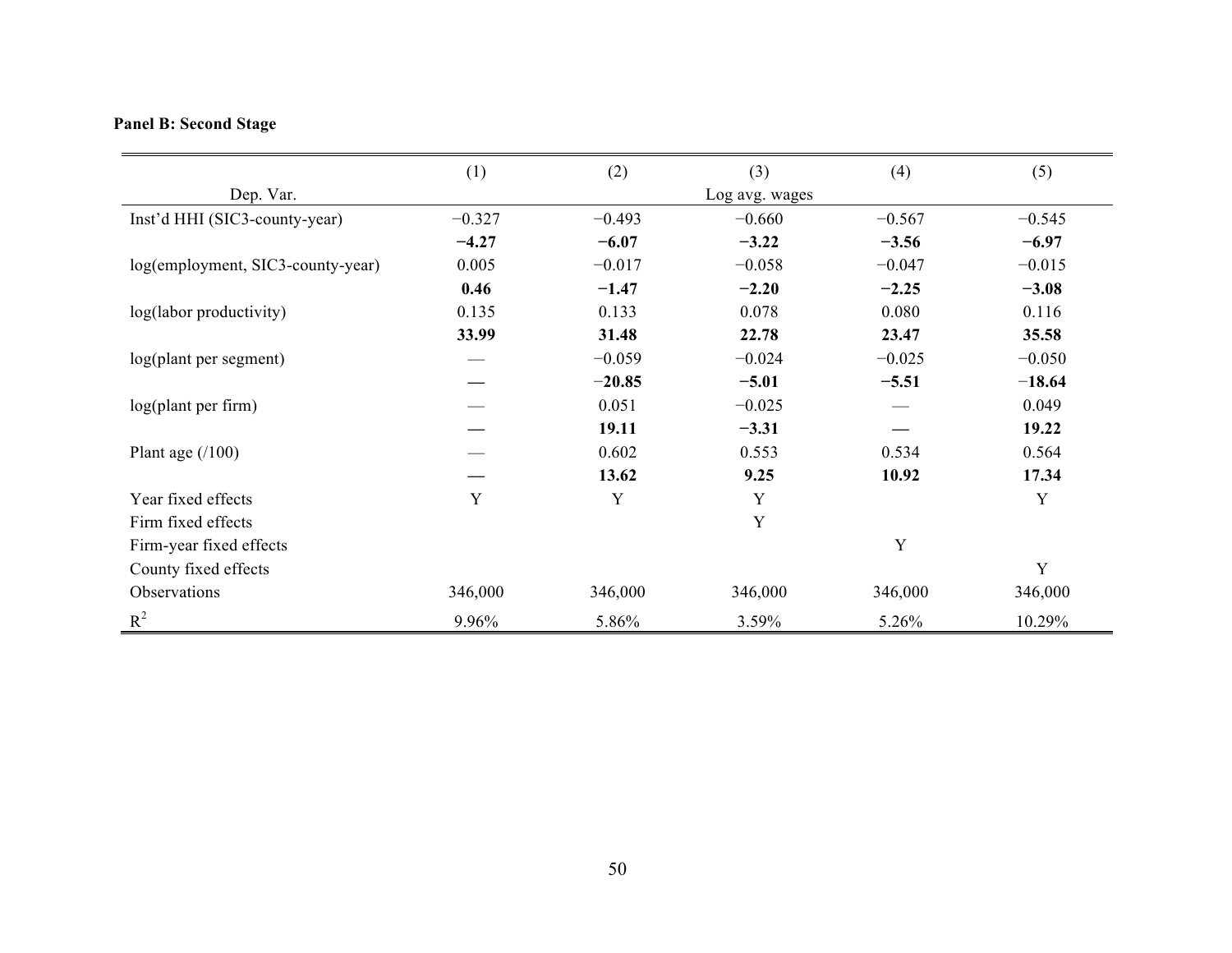**Panel B: Second Stage**

| | (1) | (2) | (3) | (4) | (5) |
|---|---|---|---|---|---|
| Dep. Var. | | | Log avg. wages | | |
| Inst'd HHI (SIC3-county-year) | −0.327 | −0.493 | −0.660 | −0.567 | −0.545 |
| | **−4.27** | **−6.07** | **−3.22** | **−3.56** | **−6.97** |
| log(employment, SIC3-county-year) | 0.005 | −0.017 | −0.058 | −0.047 | −0.015 |
| | **0.46** | **−1.47** | **−2.20** | **−2.25** | **−3.08** |
| log(labor productivity) | 0.135 | 0.133 | 0.078 | 0.080 | 0.116 |
| | **33.99** | **31.48** | **22.78** | **23.47** | **35.58** |
| log(plant per segment) | — | −0.059 | −0.024 | −0.025 | −0.050 |
| | **—** | **−20.85** | **−5.01** | **−5.51** | **−18.64** |
| log(plant per firm) | — | 0.051 | −0.025 | — | 0.049 |
| | **—** | **19.11** | **−3.31** | **—** | **19.22** |
| Plant age (/100) | — | 0.602 | 0.553 | 0.534 | 0.564 |
| | **—** | **13.62** | **9.25** | **10.92** | **17.34** |
| Year fixed effects | Y | Y | Y | | Y |
| Firm fixed effects | | | Y | | |
| Firm-year fixed effects | | | | Y | |
| County fixed effects | | | | | Y |
| Observations | 346,000 | 346,000 | 346,000 | 346,000 | 346,000 |
| $R^2$ | 9.96% | 5.86% | 3.59% | 5.26% | 10.29% |